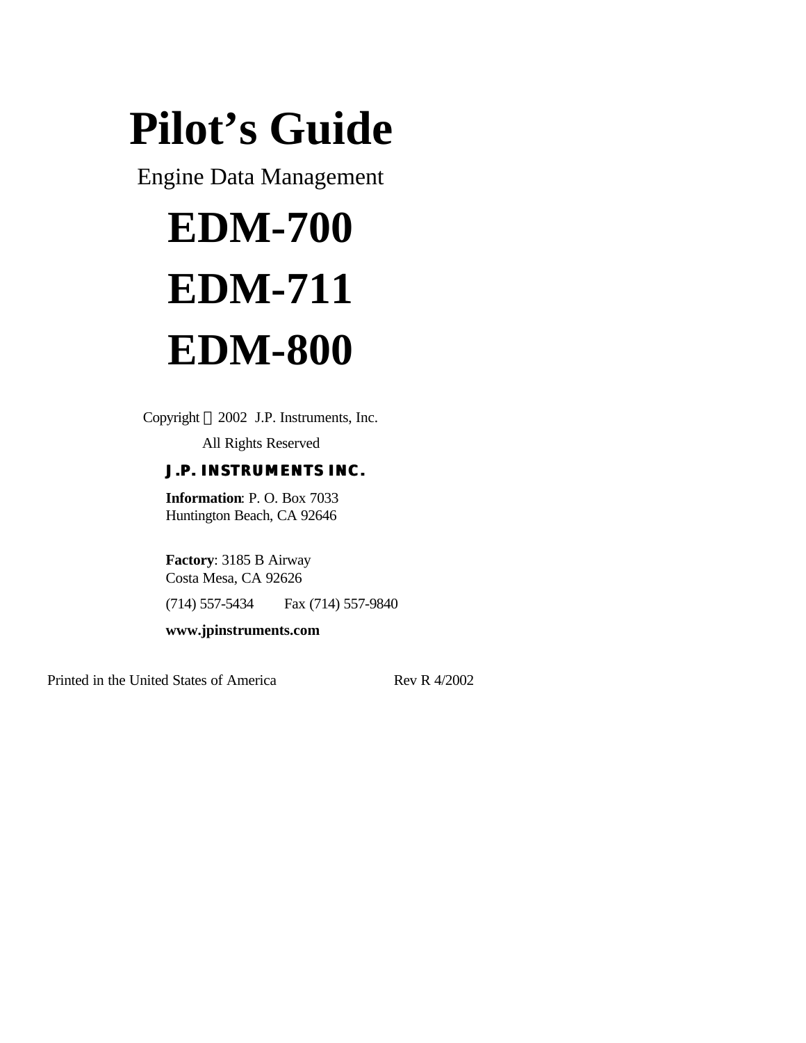# Pilot's Guide

Engine Data Management

# EDM-700

# EDM-711

# EDM-800

Copyright © 2002 J.P. Instruments, Inc.

All Rights Reserved

**J.P. INSTRUMENTS INC.**

**Information**: P. O. Box 7033
Huntington Beach, CA 92646

**Factory**: 3185 B Airway
Costa Mesa, CA 92626

(714) 557-5434 Fax (714) 557-9840

**www.jpinstruments.com**

Printed in the United States of America Rev R 4/2002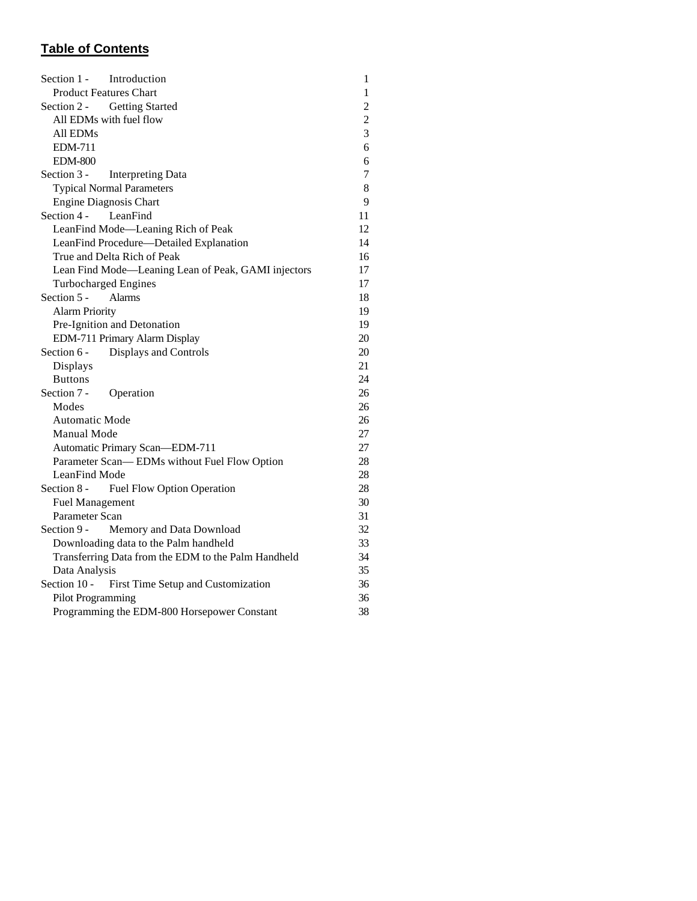# Table of Contents

| | |
|---|---|
| Section 1 - Introduction | 1 |
| Product Features Chart | 1 |
| Section 2 - Getting Started | 2 |
| All EDMs with fuel flow | 2 |
| All EDMs | 3 |
| EDM-711 | 6 |
| EDM-800 | 6 |
| Section 3 - Interpreting Data | 7 |
| Typical Normal Parameters | 8 |
| Engine Diagnosis Chart | 9 |
| Section 4 - LeanFind | 11 |
| LeanFind Mode—Leaning Rich of Peak | 12 |
| LeanFind Procedure—Detailed Explanation | 14 |
| True and Delta Rich of Peak | 16 |
| Lean Find Mode—Leaning Lean of Peak, GAMI injectors | 17 |
| Turbocharged Engines | 17 |
| Section 5 - Alarms | 18 |
| Alarm Priority | 19 |
| Pre-Ignition and Detonation | 19 |
| EDM-711 Primary Alarm Display | 20 |
| Section 6 - Displays and Controls | 20 |
| Displays | 21 |
| Buttons | 24 |
| Section 7 - Operation | 26 |
| Modes | 26 |
| Automatic Mode | 26 |
| Manual Mode | 27 |
| Automatic Primary Scan—EDM-711 | 27 |
| Parameter Scan— EDMs without Fuel Flow Option | 28 |
| LeanFind Mode | 28 |
| Section 8 - Fuel Flow Option Operation | 28 |
| Fuel Management | 30 |
| Parameter Scan | 31 |
| Section 9 - Memory and Data Download | 32 |
| Downloading data to the Palm handheld | 33 |
| Transferring Data from the EDM to the Palm Handheld | 34 |
| Data Analysis | 35 |
| Section 10 - First Time Setup and Customization | 36 |
| Pilot Programming | 36 |
| Programming the EDM-800 Horsepower Constant | 38 |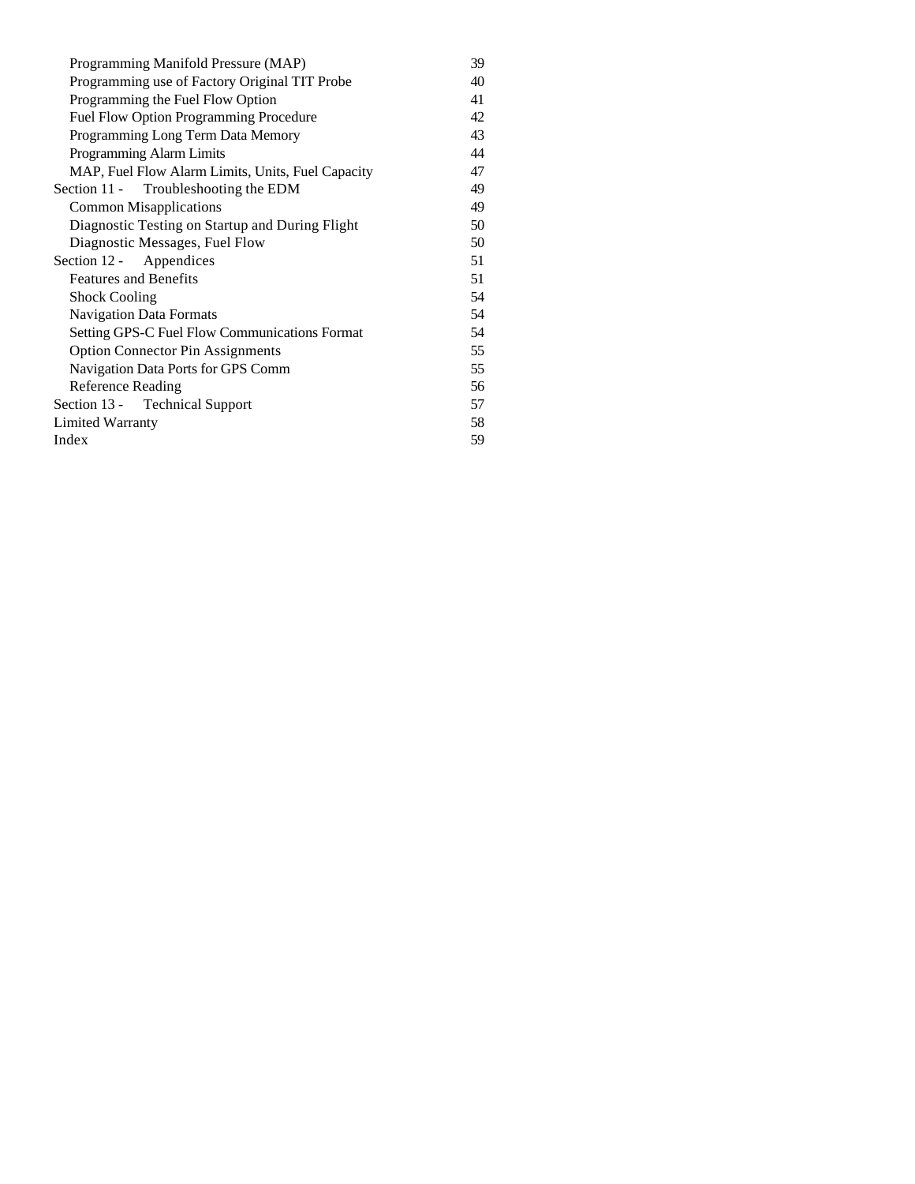| | |
|---|---|
| Programming Manifold Pressure (MAP) | 39 |
| Programming use of Factory Original TIT Probe | 40 |
| Programming the Fuel Flow Option | 41 |
| Fuel Flow Option Programming Procedure | 42 |
| Programming Long Term Data Memory | 43 |
| Programming Alarm Limits | 44 |
| MAP, Fuel Flow Alarm Limits, Units, Fuel Capacity | 47 |
| Section 11 - Troubleshooting the EDM | 49 |
| Common Misapplications | 49 |
| Diagnostic Testing on Startup and During Flight | 50 |
| Diagnostic Messages, Fuel Flow | 50 |
| Section 12 - Appendices | 51 |
| Features and Benefits | 51 |
| Shock Cooling | 54 |
| Navigation Data Formats | 54 |
| Setting GPS-C Fuel Flow Communications Format | 54 |
| Option Connector Pin Assignments | 55 |
| Navigation Data Ports for GPS Comm | 55 |
| Reference Reading | 56 |
| Section 13 - Technical Support | 57 |
| Limited Warranty | 58 |
| Index | 59 |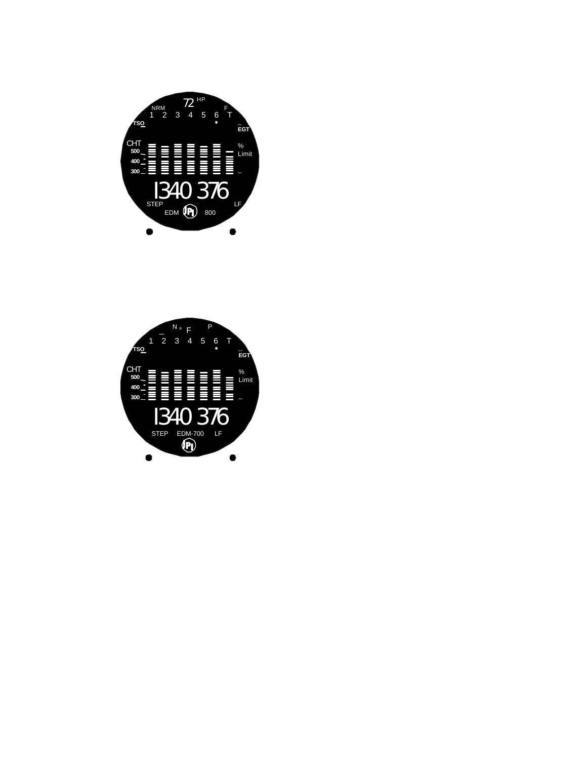72 HP

NRM F

1 2 3 4 5 6 T

TSO

EGT

CHT

500

400

300

%

Limit

1340 376

STEP LF

EDM 800

N ° F P

1 2 3 4 5 6 T

TSO

EGT

CHT

500

400

300

%

Limit

1340 376

STEP EDM-700 LF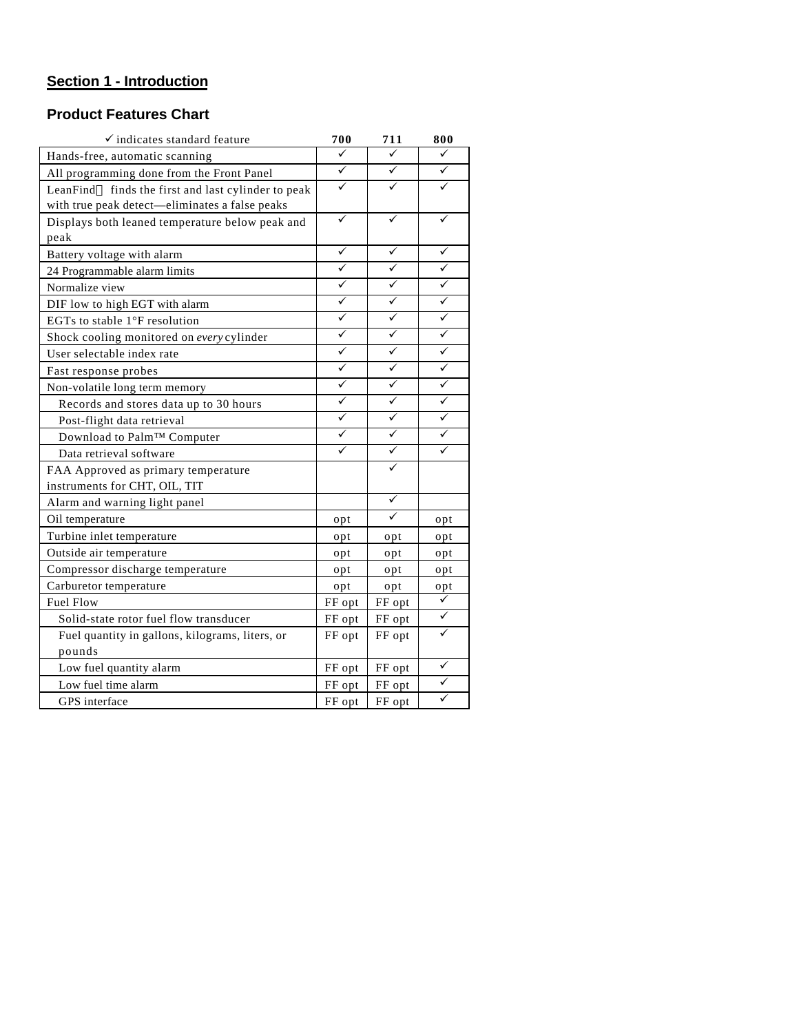## Section 1 - Introduction

### Product Features Chart

| ✓ indicates standard feature | 700 | 711 | 800 |
|---|---|---|---|
| Hands-free, automatic scanning | ✓ | ✓ | ✓ |
| All programming done from the Front Panel | ✓ | ✓ | ✓ |
| LeanFind finds the first and last cylinder to peak with true peak detect—eliminates a false peaks | ✓ | ✓ | ✓ |
| Displays both leaned temperature below peak and peak | ✓ | ✓ | ✓ |
| Battery voltage with alarm | ✓ | ✓ | ✓ |
| 24 Programmable alarm limits | ✓ | ✓ | ✓ |
| Normalize view | ✓ | ✓ | ✓ |
| DIF low to high EGT with alarm | ✓ | ✓ | ✓ |
| EGTs to stable 1°F resolution | ✓ | ✓ | ✓ |
| Shock cooling monitored on *every* cylinder | ✓ | ✓ | ✓ |
| User selectable index rate | ✓ | ✓ | ✓ |
| Fast response probes | ✓ | ✓ | ✓ |
| Non-volatile long term memory | ✓ | ✓ | ✓ |
| Records and stores data up to 30 hours | ✓ | ✓ | ✓ |
| Post-flight data retrieval | ✓ | ✓ | ✓ |
| Download to Palm™ Computer | ✓ | ✓ | ✓ |
| Data retrieval software | ✓ | ✓ | ✓ |
| FAA Approved as primary temperature instruments for CHT, OIL, TIT | | ✓ | |
| Alarm and warning light panel | | ✓ | |
| Oil temperature | opt | ✓ | opt |
| Turbine inlet temperature | opt | opt | opt |
| Outside air temperature | opt | opt | opt |
| Compressor discharge temperature | opt | opt | opt |
| Carburetor temperature | opt | opt | opt |
| Fuel Flow | FF opt | FF opt | ✓ |
| Solid-state rotor fuel flow transducer | FF opt | FF opt | ✓ |
| Fuel quantity in gallons, kilograms, liters, or pounds | FF opt | FF opt | ✓ |
| Low fuel quantity alarm | FF opt | FF opt | ✓ |
| Low fuel time alarm | FF opt | FF opt | ✓ |
| GPS interface | FF opt | FF opt | ✓ |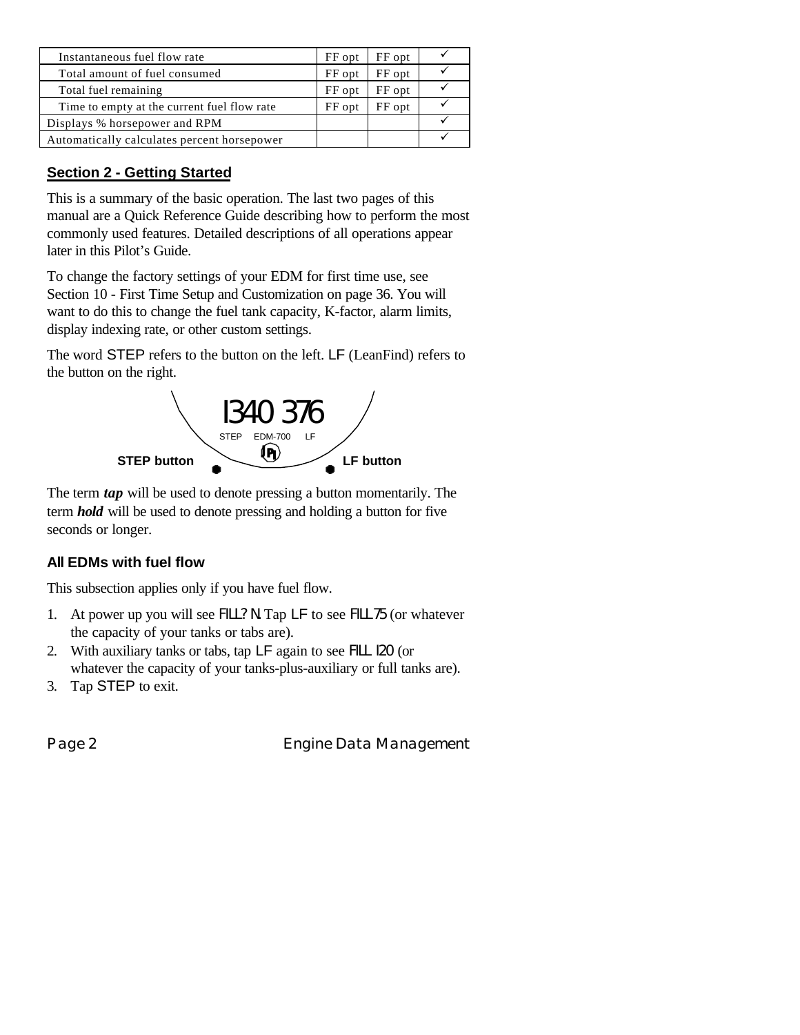| Instantaneous fuel flow rate | FF opt | FF opt | ✓ |
|---|---|---|---|
| Total amount of fuel consumed | FF opt | FF opt | ✓ |
| Total fuel remaining | FF opt | FF opt | ✓ |
| Time to empty at the current fuel flow rate | FF opt | FF opt | ✓ |
| Displays % horsepower and RPM | | | ✓ |
| Automatically calculates percent horsepower | | | ✓ |

## Section 2 - Getting Started

This is a summary of the basic operation. The last two pages of this manual are a Quick Reference Guide describing how to perform the most commonly used features. Detailed descriptions of all operations appear later in this Pilot's Guide.

To change the factory settings of your EDM for first time use, see Section 10 - First Time Setup and Customization on page 36. You will want to do this to change the fuel tank capacity, K-factor, alarm limits, display indexing rate, or other custom settings.

The word STEP refers to the button on the left. LF (LeanFind) refers to the button on the right.

1340 376

STEP EDM-700 LF

**STEP button** **LF button**

The term ***tap*** will be used to denote pressing a button momentarily. The term ***hold*** will be used to denote pressing and holding a button for five seconds or longer.

### All EDMs with fuel flow

This subsection applies only if you have fuel flow.

1. At power up you will see FILL? N. Tap LF to see FILL 75 (or whatever the capacity of your tanks or tabs are).
2. With auxiliary tanks or tabs, tap LF again to see FILL 120 (or whatever the capacity of your tanks-plus-auxiliary or full tanks are).
3. Tap STEP to exit.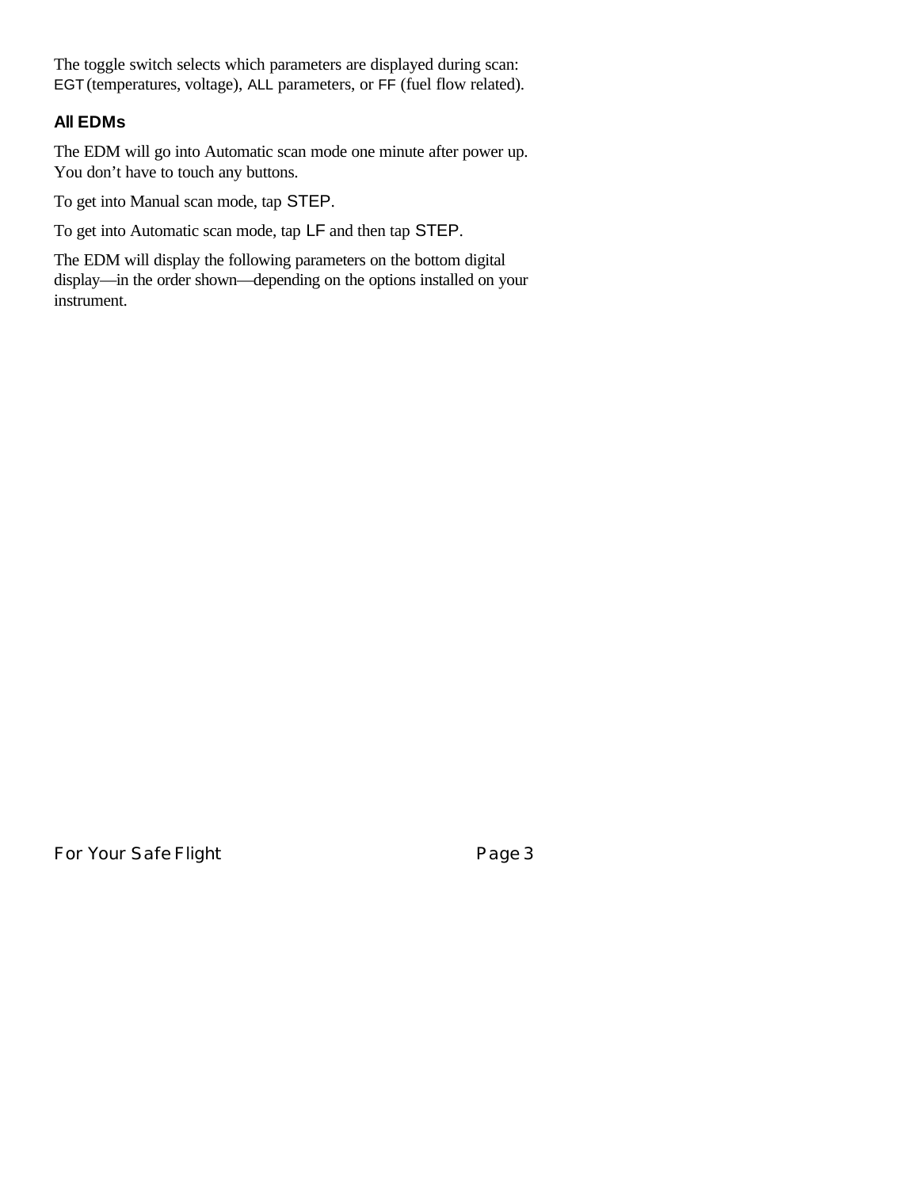The toggle switch selects which parameters are displayed during scan: EGT (temperatures, voltage), ALL parameters, or FF (fuel flow related).

### All EDMs

The EDM will go into Automatic scan mode one minute after power up. You don't have to touch any buttons.

To get into Manual scan mode, tap STEP.

To get into Automatic scan mode, tap LF and then tap STEP.

The EDM will display the following parameters on the bottom digital display—in the order shown—depending on the options installed on your instrument.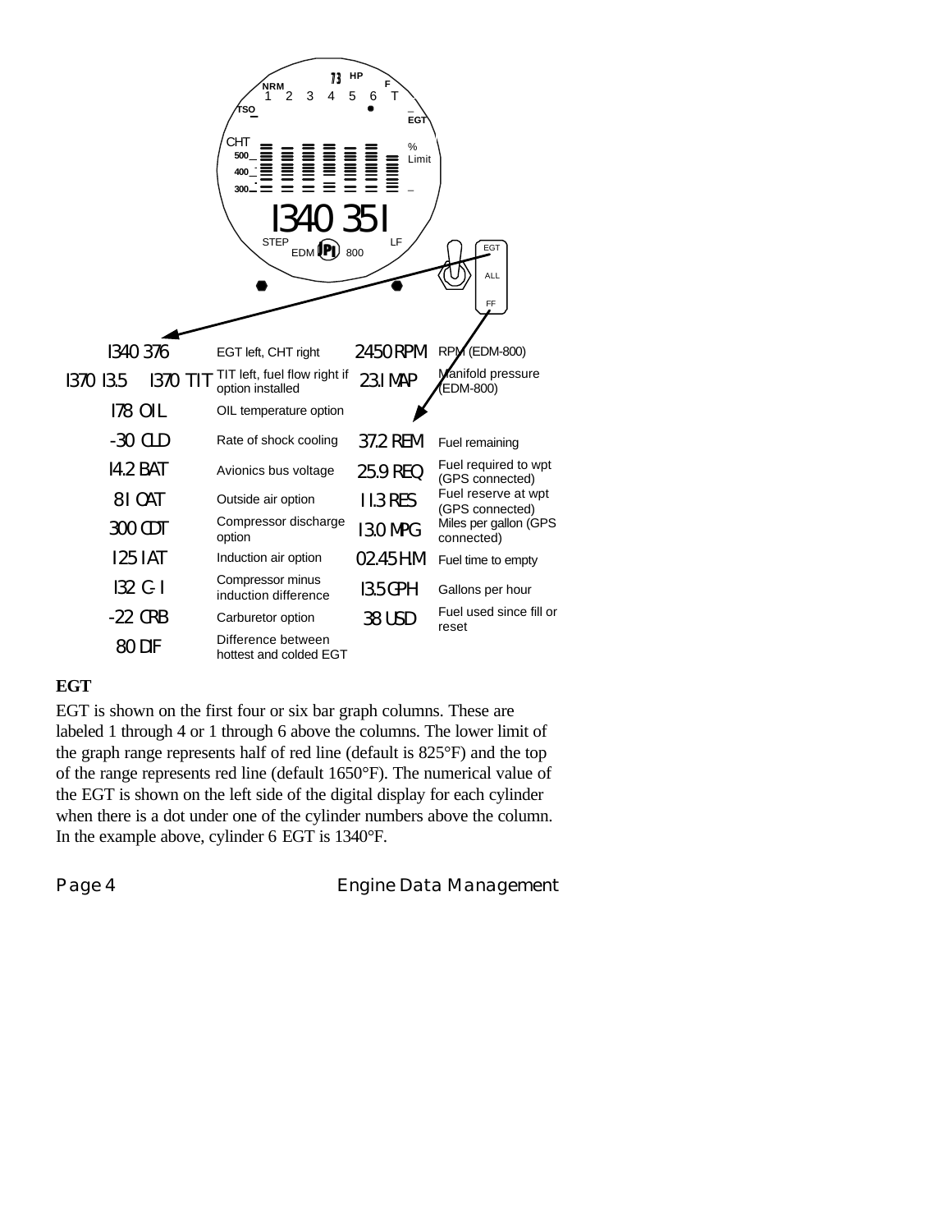| Display | Description | Display | Description |
|---|---|---|---|
| 1340 376 | EGT left, CHT right | 2450 RPM | RPM (EDM-800) |
| 1370 13.5 1370 TIT | TIT left, fuel flow right if option installed | 23.1 MAP | Manifold pressure (EDM-800) |
| 178 OIL | OIL temperature option | | |
| -30 CLD | Rate of shock cooling | 37.2 REM | Fuel remaining |
| 14.2 BAT | Avionics bus voltage | 25.9 REQ | Fuel required to wpt (GPS connected) |
| 81 OAT | Outside air option | 11.3 RES | Fuel reserve at wpt (GPS connected) |
| 300 CDT | Compressor discharge option | 13.0 MPG | Miles per gallon (GPS connected) |
| 125 IAT | Induction air option | 02.45 H.M | Fuel time to empty |
| 132 C-I | Compressor minus induction difference | 13.5 GPH | Gallons per hour |
| -22 CRB | Carburetor option | 38 USD | Fuel used since fill or reset |
| 80 DIF | Difference between hottest and colded EGT | | |

**EGT**

EGT is shown on the first four or six bar graph columns. These are labeled 1 through 4 or 1 through 6 above the columns. The lower limit of the graph range represents half of red line (default is 825°F) and the top of the range represents red line (default 1650°F). The numerical value of the EGT is shown on the left side of the digital display for each cylinder when there is a dot under one of the cylinder numbers above the column. In the example above, cylinder 6 EGT is 1340°F.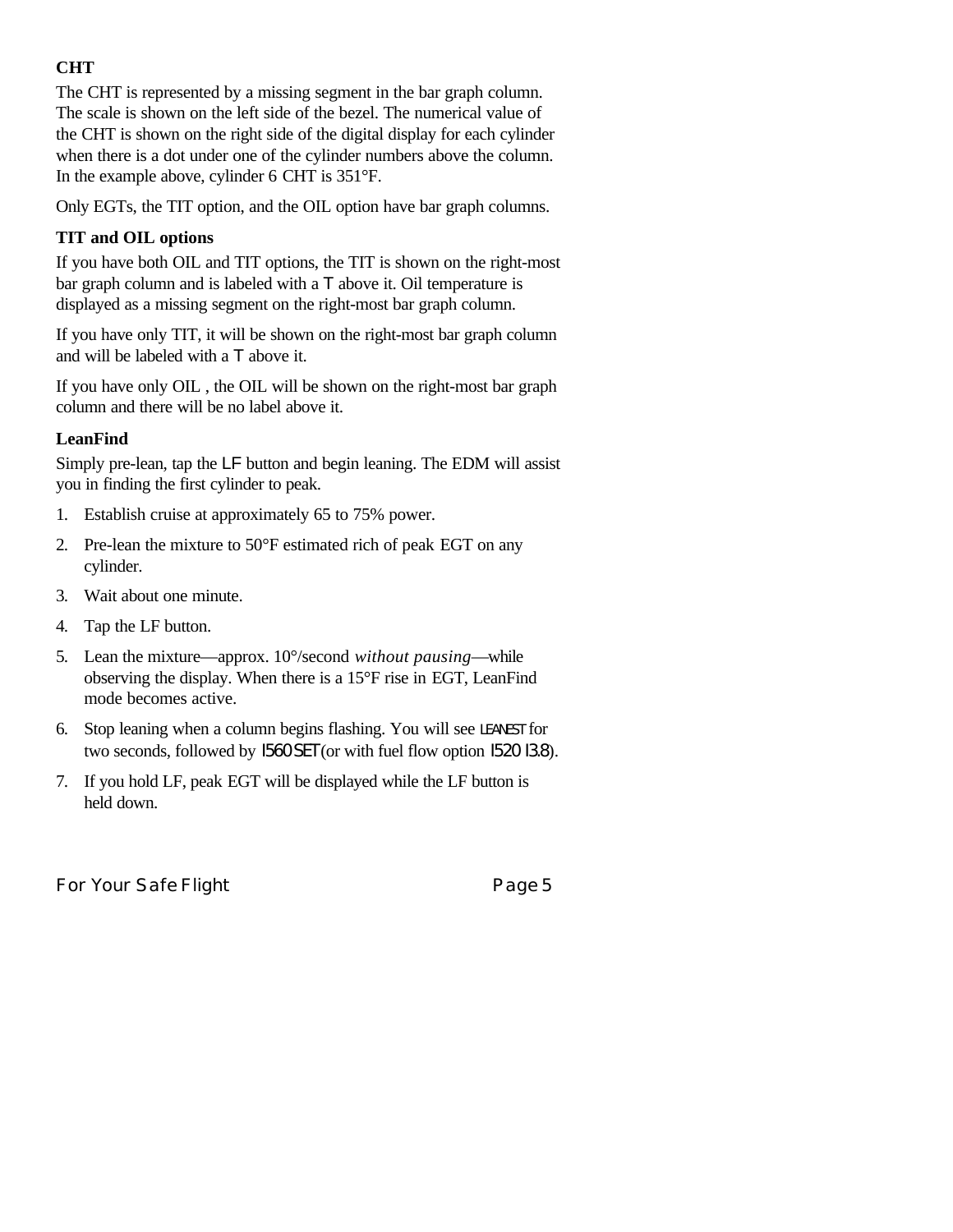### CHT

The CHT is represented by a missing segment in the bar graph column. The scale is shown on the left side of the bezel. The numerical value of the CHT is shown on the right side of the digital display for each cylinder when there is a dot under one of the cylinder numbers above the column. In the example above, cylinder 6 CHT is 351°F.

Only EGTs, the TIT option, and the OIL option have bar graph columns.

### TIT and OIL options

If you have both OIL and TIT options, the TIT is shown on the right-most bar graph column and is labeled with a T above it. Oil temperature is displayed as a missing segment on the right-most bar graph column.

If you have only TIT, it will be shown on the right-most bar graph column and will be labeled with a T above it.

If you have only OIL , the OIL will be shown on the right-most bar graph column and there will be no label above it.

### LeanFind

Simply pre-lean, tap the LF button and begin leaning. The EDM will assist you in finding the first cylinder to peak.

1. Establish cruise at approximately 65 to 75% power.
2. Pre-lean the mixture to 50°F estimated rich of peak EGT on any cylinder.
3. Wait about one minute.
4. Tap the LF button.
5. Lean the mixture—approx. 10°/second *without pausing*—while observing the display. When there is a 15°F rise in EGT, LeanFind mode becomes active.
6. Stop leaning when a column begins flashing. You will see LEANEST for two seconds, followed by 1560 SET (or with fuel flow option 1520 13.8).
7. If you hold LF, peak EGT will be displayed while the LF button is held down.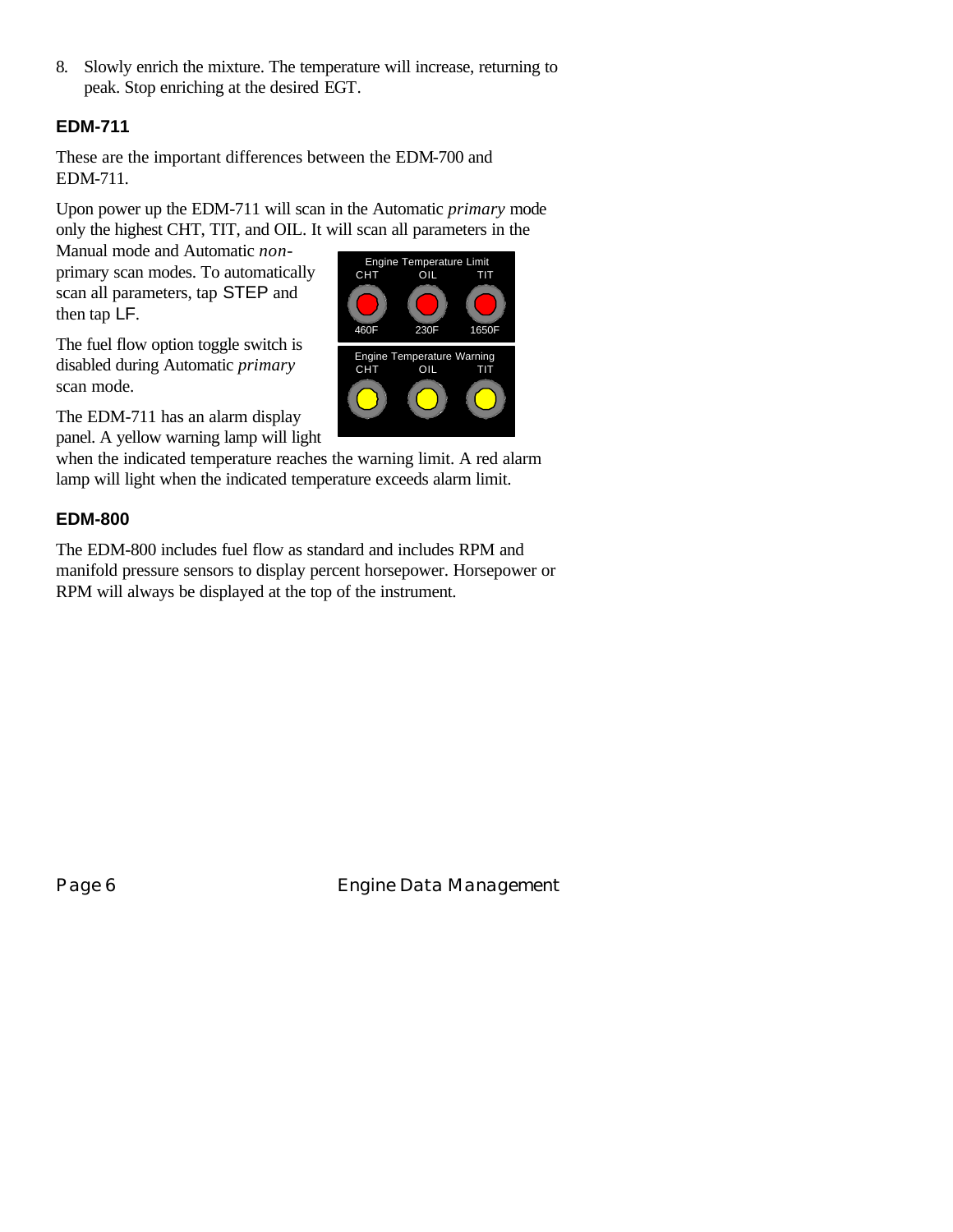8. Slowly enrich the mixture. The temperature will increase, returning to peak. Stop enriching at the desired EGT.

## EDM-711

These are the important differences between the EDM-700 and EDM-711.

Upon power up the EDM-711 will scan in the Automatic *primary* mode only the highest CHT, TIT, and OIL. It will scan all parameters in the Manual mode and Automatic *non-primary* scan modes. To automatically scan all parameters, tap STEP and then tap LF.

The fuel flow option toggle switch is disabled during Automatic *primary* scan mode.

The EDM-711 has an alarm display panel. A yellow warning lamp will light when the indicated temperature reaches the warning limit. A red alarm lamp will light when the indicated temperature exceeds alarm limit.

## EDM-800

The EDM-800 includes fuel flow as standard and includes RPM and manifold pressure sensors to display percent horsepower. Horsepower or RPM will always be displayed at the top of the instrument.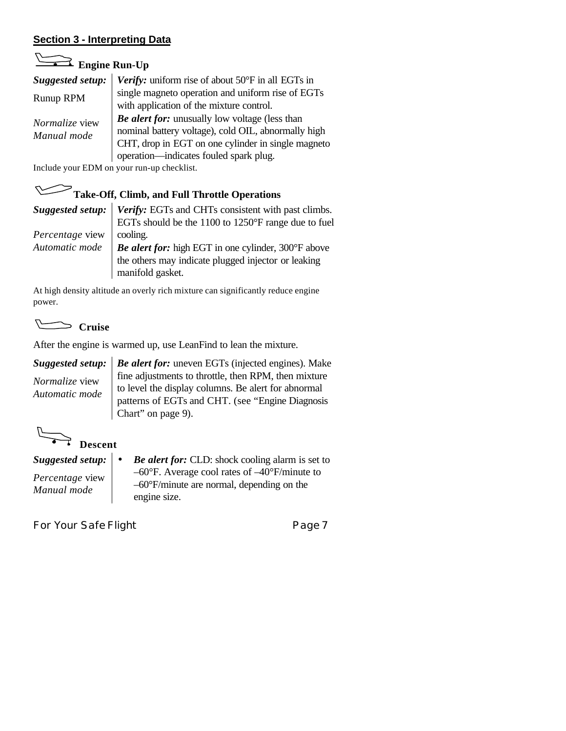## Section 3 - Interpreting Data

### Engine Run-Up

| ***Suggested setup:*** | ***Verify:*** uniform rise of about 50°F in all EGTs in single magneto operation and uniform rise of EGTs with application of the mixture control. |
|---|---|
| Runup RPM | |
| *Normalize* view<br>*Manual mode* | ***Be alert for:*** unusually low voltage (less than nominal battery voltage), cold OIL, abnormally high CHT, drop in EGT on one cylinder in single magneto operation—indicates fouled spark plug. |

Include your EDM on your run-up checklist.

### Take-Off, Climb, and Full Throttle Operations

| ***Suggested setup:*** | ***Verify:*** EGTs and CHTs consistent with past climbs. EGTs should be the 1100 to 1250°F range due to fuel cooling. |
|---|---|
| *Percentage* view<br>*Automatic mode* | ***Be alert for:*** high EGT in one cylinder, 300°F above the others may indicate plugged injector or leaking manifold gasket. |

At high density altitude an overly rich mixture can significantly reduce engine power.

### Cruise

After the engine is warmed up, use LeanFind to lean the mixture.

| ***Suggested setup:*** | ***Be alert for:*** uneven EGTs (injected engines). Make fine adjustments to throttle, then RPM, then mixture to level the display columns. Be alert for abnormal patterns of EGTs and CHT. (see "Engine Diagnosis Chart" on page 9). |
|---|---|
| *Normalize* view<br>*Automatic mode* | |

### Descent

| ***Suggested setup:*** | • ***Be alert for:*** CLD: shock cooling alarm is set to –60°F. Average cool rates of –40°F/minute to –60°F/minute are normal, depending on the engine size. |
|---|---|
| *Percentage* view<br>*Manual mode* | |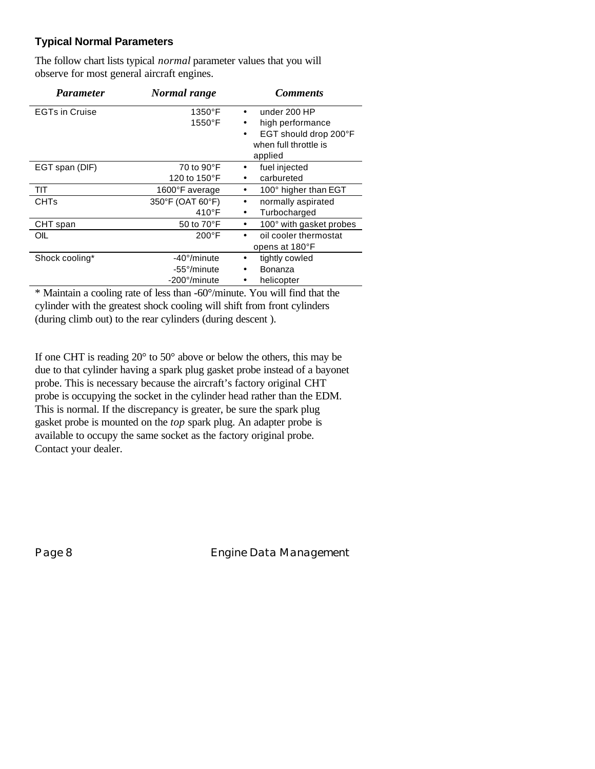### Typical Normal Parameters

The follow chart lists typical *normal* parameter values that you will observe for most general aircraft engines.

| *Parameter* | *Normal range* | *Comments* |
|---|---|---|
| EGTs in Cruise | 1350°F<br>1550°F | • under 200 HP<br>• high performance<br>• EGT should drop 200°F when full throttle is applied |
| EGT span (DIF) | 70 to 90°F<br>120 to 150°F | • fuel injected<br>• carbureted |
| TIT | 1600°F average | • 100° higher than EGT |
| CHTs | 350°F (OAT 60°F)<br>410°F | • normally aspirated<br>• Turbocharged |
| CHT span | 50 to 70°F | • 100° with gasket probes |
| OIL | 200°F | • oil cooler thermostat opens at 180°F |
| Shock cooling* | -40°/minute<br>-55°/minute<br>-200°/minute | • tightly cowled<br>• Bonanza<br>• helicopter |

* Maintain a cooling rate of less than -60°/minute. You will find that the cylinder with the greatest shock cooling will shift from front cylinders (during climb out) to the rear cylinders (during descent ).

If one CHT is reading 20° to 50° above or below the others, this may be due to that cylinder having a spark plug gasket probe instead of a bayonet probe. This is necessary because the aircraft's factory original CHT probe is occupying the socket in the cylinder head rather than the EDM. This is normal. If the discrepancy is greater, be sure the spark plug gasket probe is mounted on the *top* spark plug. An adapter probe is available to occupy the same socket as the factory original probe. Contact your dealer.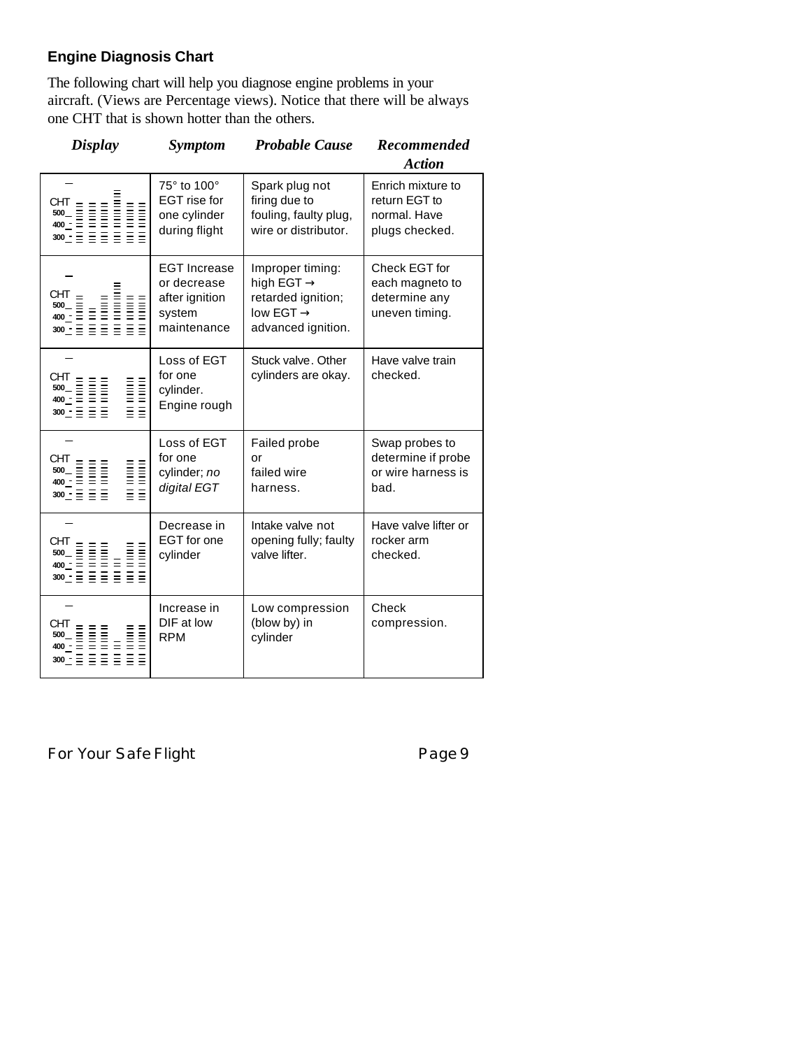## Engine Diagnosis Chart

The following chart will help you diagnose engine problems in your aircraft. (Views are Percentage views). Notice that there will be always one CHT that is shown hotter than the others.

| *Display* | *Symptom* | *Probable Cause* | *Recommended Action* |
|---|---|---|---|
| CHT 500 400 300 | 75° to 100° EGT rise for one cylinder during flight | Spark plug not firing due to fouling, faulty plug, wire or distributor. | Enrich mixture to return EGT to normal. Have plugs checked. |
| CHT 500 400 300 | EGT Increase or decrease after ignition system maintenance | Improper timing: high EGT → retarded ignition; low EGT → advanced ignition. | Check EGT for each magneto to determine any uneven timing. |
| CHT 500 400 300 | Loss of EGT for one cylinder. Engine rough | Stuck valve. Other cylinders are okay. | Have valve train checked. |
| CHT 500 400 300 | Loss of EGT for one cylinder; *no digital EGT* | Failed probe or failed wire harness. | Swap probes to determine if probe or wire harness is bad. |
| CHT 500 400 300 | Decrease in EGT for one cylinder | Intake valve not opening fully; faulty valve lifter. | Have valve lifter or rocker arm checked. |
| CHT 500 400 300 | Increase in DIF at low RPM | Low compression (blow by) in cylinder | Check compression. |

For Your Safe Flight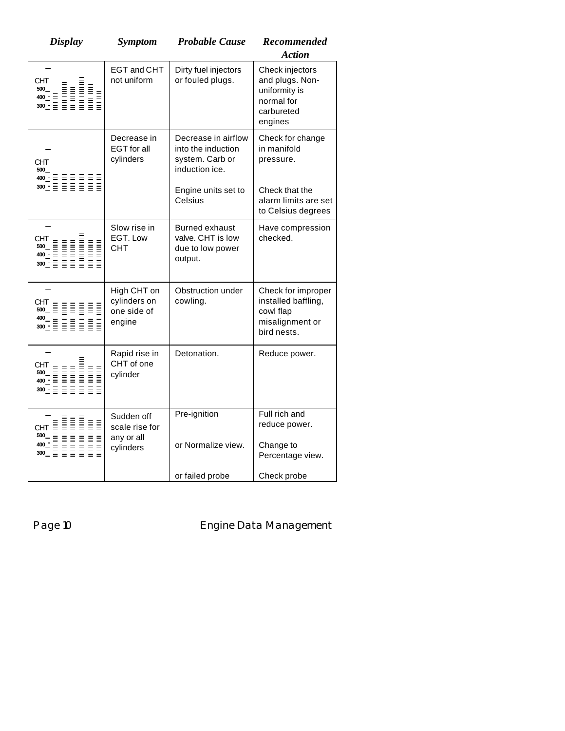| Display | Symptom | Probable Cause | Recommended Action |
|---|---|---|---|
| CHT 500 400 300 | EGT and CHT not uniform | Dirty fuel injectors or fouled plugs. | Check injectors and plugs. Non-uniformity is normal for carbureted engines |
| CHT 500 400 300 | Decrease in EGT for all cylinders | Decrease in airflow into the induction system. Carb or induction ice.<br><br>Engine units set to Celsius | Check for change in manifold pressure.<br><br>Check that the alarm limits are set to Celsius degrees |
| CHT 500 400 300 | Slow rise in EGT. Low CHT | Burned exhaust valve. CHT is low due to low power output. | Have compression checked. |
| CHT 500 400 300 | High CHT on cylinders on one side of engine | Obstruction under cowling. | Check for improper installed baffling, cowl flap misalignment or bird nests. |
| CHT 500 400 300 | Rapid rise in CHT of one cylinder | Detonation. | Reduce power. |
| CHT 500 400 300 | Sudden off scale rise for any or all cylinders | Pre-ignition<br><br>or Normalize view.<br><br>or failed probe | Full rich and reduce power.<br><br>Change to Percentage view.<br><br>Check probe |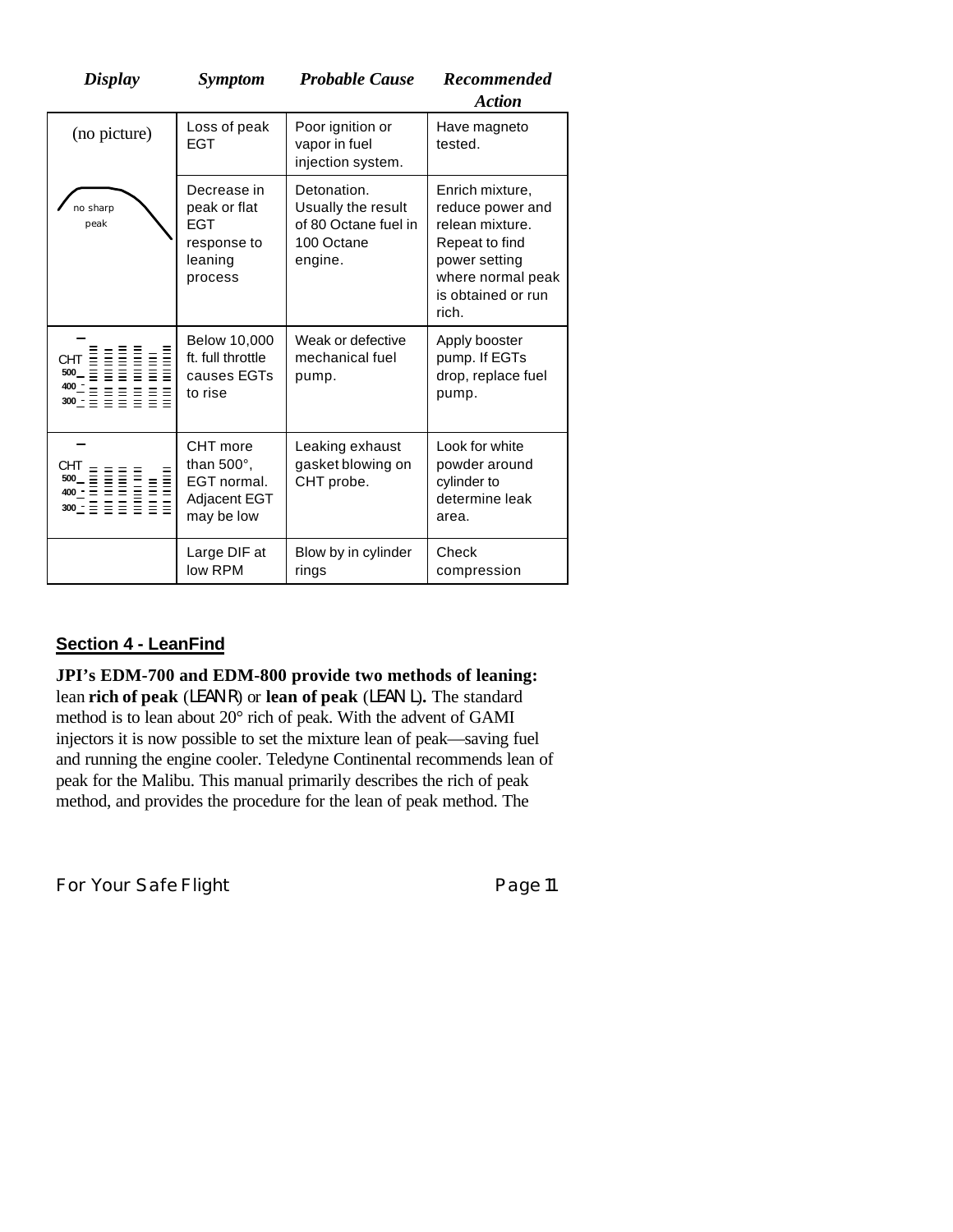| *Display* | *Symptom* | *Probable Cause* | *Recommended Action* |
|---|---|---|---|
| (no picture) | Loss of peak EGT | Poor ignition or vapor in fuel injection system. | Have magneto tested. |
| no sharp peak | Decrease in peak or flat EGT response to leaning process | Detonation. Usually the result of 80 Octane fuel in 100 Octane engine. | Enrich mixture, reduce power and relean mixture. Repeat to find power setting where normal peak is obtained or run rich. |
| CHT 500 400 300 | Below 10,000 ft. full throttle causes EGTs to rise | Weak or defective mechanical fuel pump. | Apply booster pump. If EGTs drop, replace fuel pump. |
| CHT 500 400 300 | CHT more than 500°, EGT normal. Adjacent EGT may be low | Leaking exhaust gasket blowing on CHT probe. | Look for white powder around cylinder to determine leak area. |
| | Large DIF at low RPM | Blow by in cylinder rings | Check compression |

## Section 4 - LeanFind

**JPI's EDM-700 and EDM-800 provide two methods of leaning:** lean **rich of peak** (LEAN R) or **lean of peak** (LEAN L)**.** The standard method is to lean about 20° rich of peak. With the advent of GAMI injectors it is now possible to set the mixture lean of peak—saving fuel and running the engine cooler. Teledyne Continental recommends lean of peak for the Malibu. This manual primarily describes the rich of peak method, and provides the procedure for the lean of peak method. The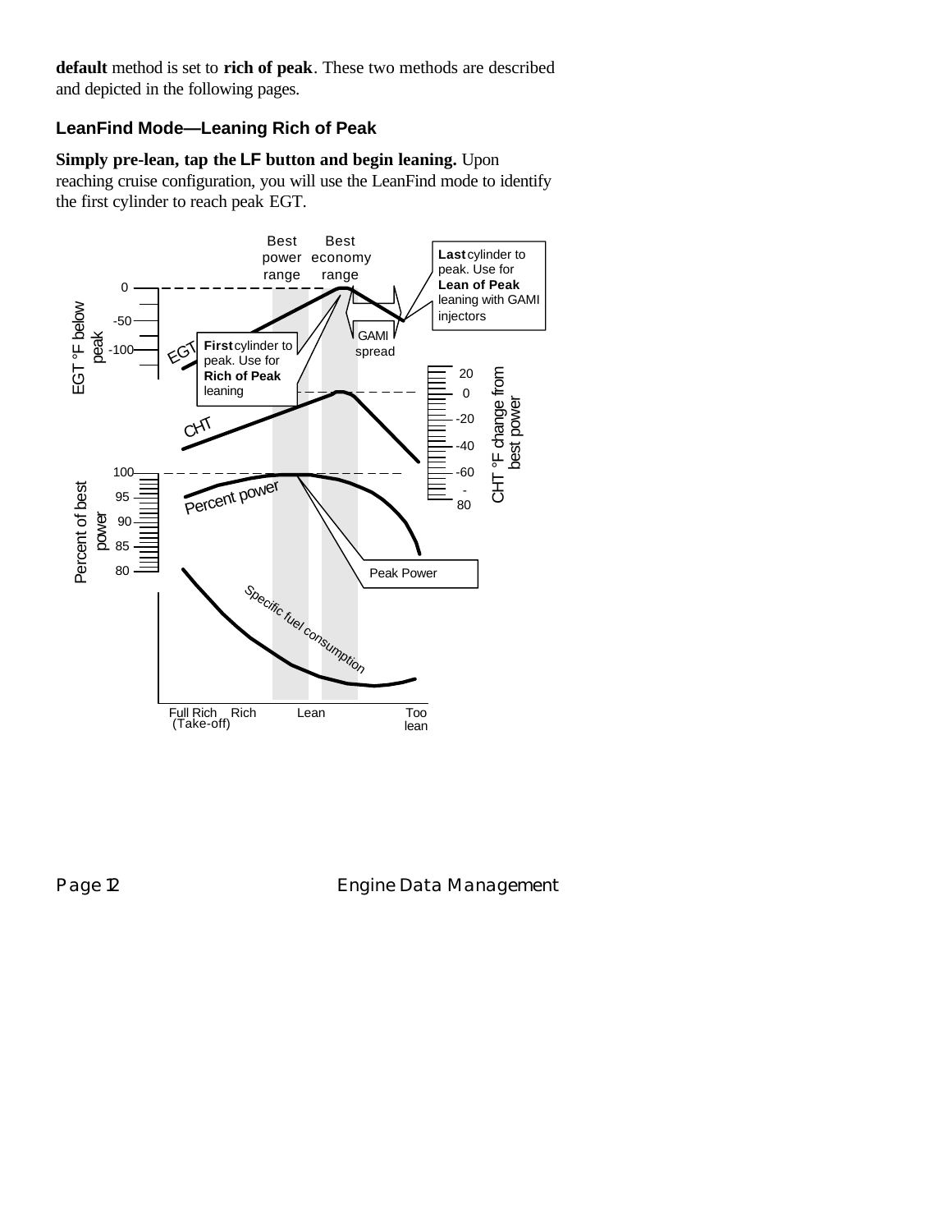**default** method is set to **rich of peak**. These two methods are described and depicted in the following pages.

### LeanFind Mode—Leaning Rich of Peak

**Simply pre-lean, tap the LF button and begin leaning.** Upon reaching cruise configuration, you will use the LeanFind mode to identify the first cylinder to reach peak EGT.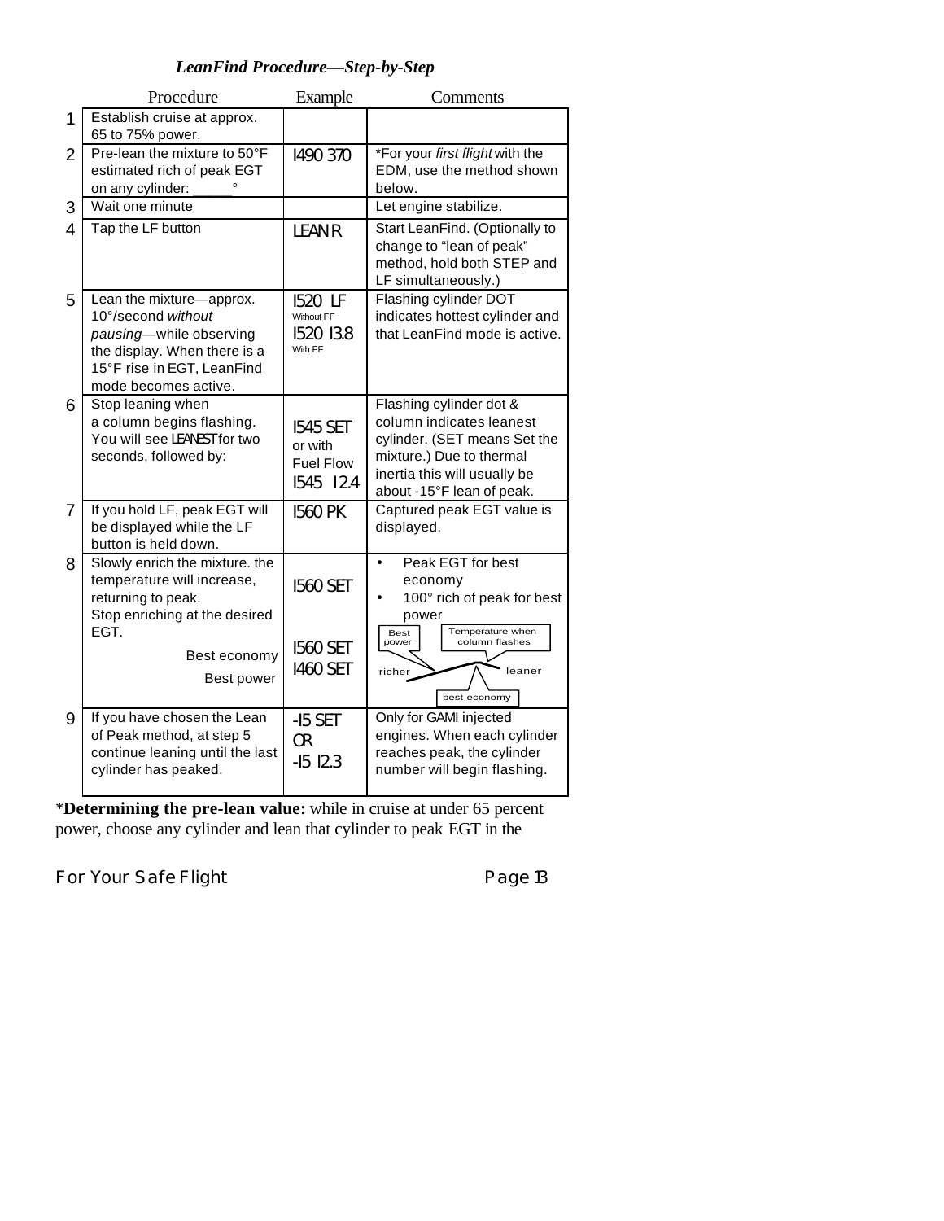### *LeanFind Procedure—Step-by-Step*

| | Procedure | Example | Comments |
|---|---|---|---|
| 1 | Establish cruise at approx. 65 to 75% power. | | |
| 2 | Pre-lean the mixture to 50°F estimated rich of peak EGT on any cylinder: _____° | 1490 370 | *For your *first flight* with the EDM, use the method shown below. |
| 3 | Wait one minute | | Let engine stabilize. |
| 4 | Tap the LF button | LEAN R | Start LeanFind. (Optionally to change to "lean of peak" method, hold both STEP and LF simultaneously.) |
| 5 | Lean the mixture—approx. 10°/second *without pausing*—while observing the display. When there is a 15°F rise in EGT, LeanFind mode becomes active. | 1520 LF Without FF 1520 13.8 With FF | Flashing cylinder DOT indicates hottest cylinder and that LeanFind mode is active. |
| 6 | Stop leaning when a column begins flashing. You will see LEANEST for two seconds, followed by: | 1545 SET or with Fuel Flow 1545 12.4 | Flashing cylinder dot & column indicates leanest cylinder. (SET means Set the mixture.) Due to thermal inertia this will usually be about -15°F lean of peak. |
| 7 | If you hold LF, peak EGT will be displayed while the LF button is held down. | 1560 PK | Captured peak EGT value is displayed. |
| 8 | Slowly enrich the mixture. the temperature will increase, returning to peak. Stop enriching at the desired EGT. Best economy Best power | 1560 SET 1560 SET 1460 SET | • Peak EGT for best economy • 100° rich of peak for best power (Diagram: richer — leaner; Best power; Temperature when column flashes; best economy) |
| 9 | If you have chosen the Lean of Peak method, at step 5 continue leaning until the last cylinder has peaked. | -15 SET OR -15 12.3 | Only for GAMI injected engines. When each cylinder reaches peak, the cylinder number will begin flashing. |

\***Determining the pre-lean value:** while in cruise at under 65 percent power, choose any cylinder and lean that cylinder to peak EGT in the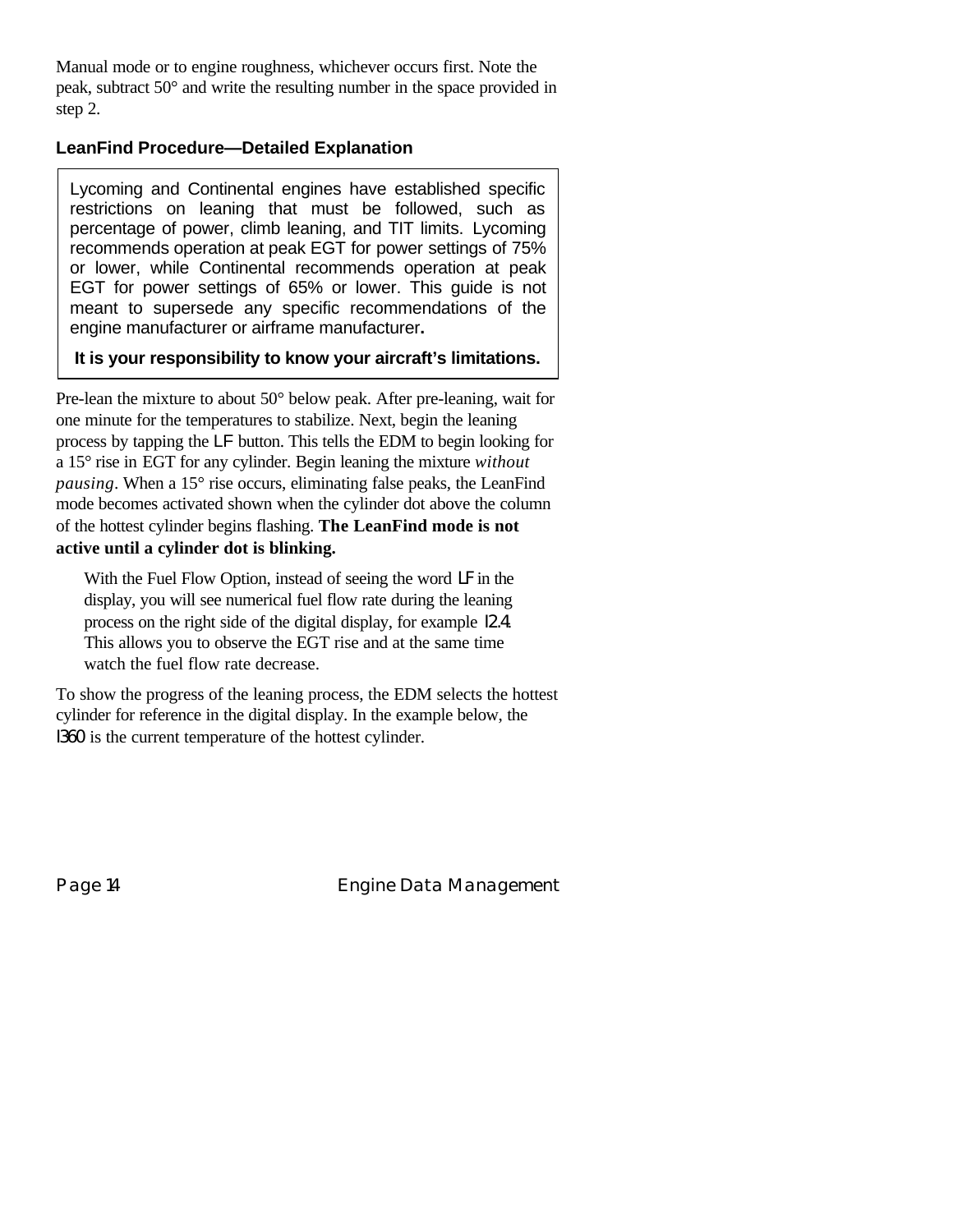Manual mode or to engine roughness, whichever occurs first. Note the peak, subtract 50° and write the resulting number in the space provided in step 2.

### LeanFind Procedure—Detailed Explanation

> Lycoming and Continental engines have established specific restrictions on leaning that must be followed, such as percentage of power, climb leaning, and TIT limits. Lycoming recommends operation at peak EGT for power settings of 75% or lower, while Continental recommends operation at peak EGT for power settings of 65% or lower. This guide is not meant to supersede any specific recommendations of the engine manufacturer or airframe manufacturer**.**
>
> **It is your responsibility to know your aircraft's limitations.**

Pre-lean the mixture to about 50° below peak. After pre-leaning, wait for one minute for the temperatures to stabilize. Next, begin the leaning process by tapping the LF button. This tells the EDM to begin looking for a 15° rise in EGT for any cylinder. Begin leaning the mixture *without pausing*. When a 15° rise occurs, eliminating false peaks, the LeanFind mode becomes activated shown when the cylinder dot above the column of the hottest cylinder begins flashing. **The LeanFind mode is not active until a cylinder dot is blinking.**

With the Fuel Flow Option, instead of seeing the word LF in the display, you will see numerical fuel flow rate during the leaning process on the right side of the digital display, for example 12.4. This allows you to observe the EGT rise and at the same time watch the fuel flow rate decrease.

To show the progress of the leaning process, the EDM selects the hottest cylinder for reference in the digital display. In the example below, the 1360 is the current temperature of the hottest cylinder.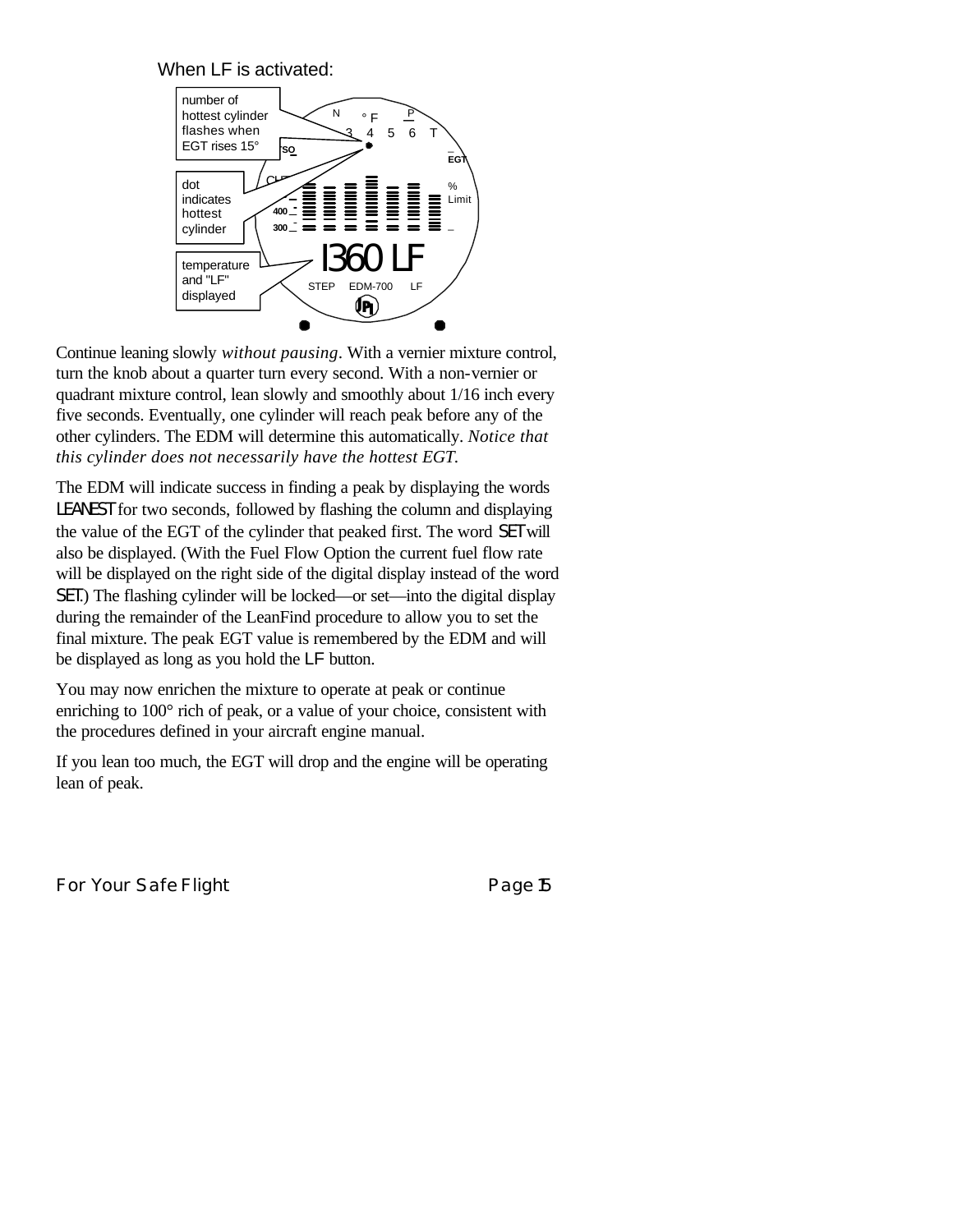When LF is activated:

number of hottest cylinder flashes when EGT rises 15°

dot indicates hottest cylinder

temperature and "LF" displayed

1360 LF

Continue leaning slowly *without pausing*. With a vernier mixture control, turn the knob about a quarter turn every second. With a non-vernier or quadrant mixture control, lean slowly and smoothly about 1/16 inch every five seconds. Eventually, one cylinder will reach peak before any of the other cylinders. The EDM will determine this automatically. *Notice that this cylinder does not necessarily have the hottest EGT.*

The EDM will indicate success in finding a peak by displaying the words LEANEST for two seconds, followed by flashing the column and displaying the value of the EGT of the cylinder that peaked first. The word SET will also be displayed. (With the Fuel Flow Option the current fuel flow rate will be displayed on the right side of the digital display instead of the word SET.) The flashing cylinder will be locked—or set—into the digital display during the remainder of the LeanFind procedure to allow you to set the final mixture. The peak EGT value is remembered by the EDM and will be displayed as long as you hold the LF button.

You may now enrichen the mixture to operate at peak or continue enriching to 100° rich of peak, or a value of your choice, consistent with the procedures defined in your aircraft engine manual.

If you lean too much, the EGT will drop and the engine will be operating lean of peak.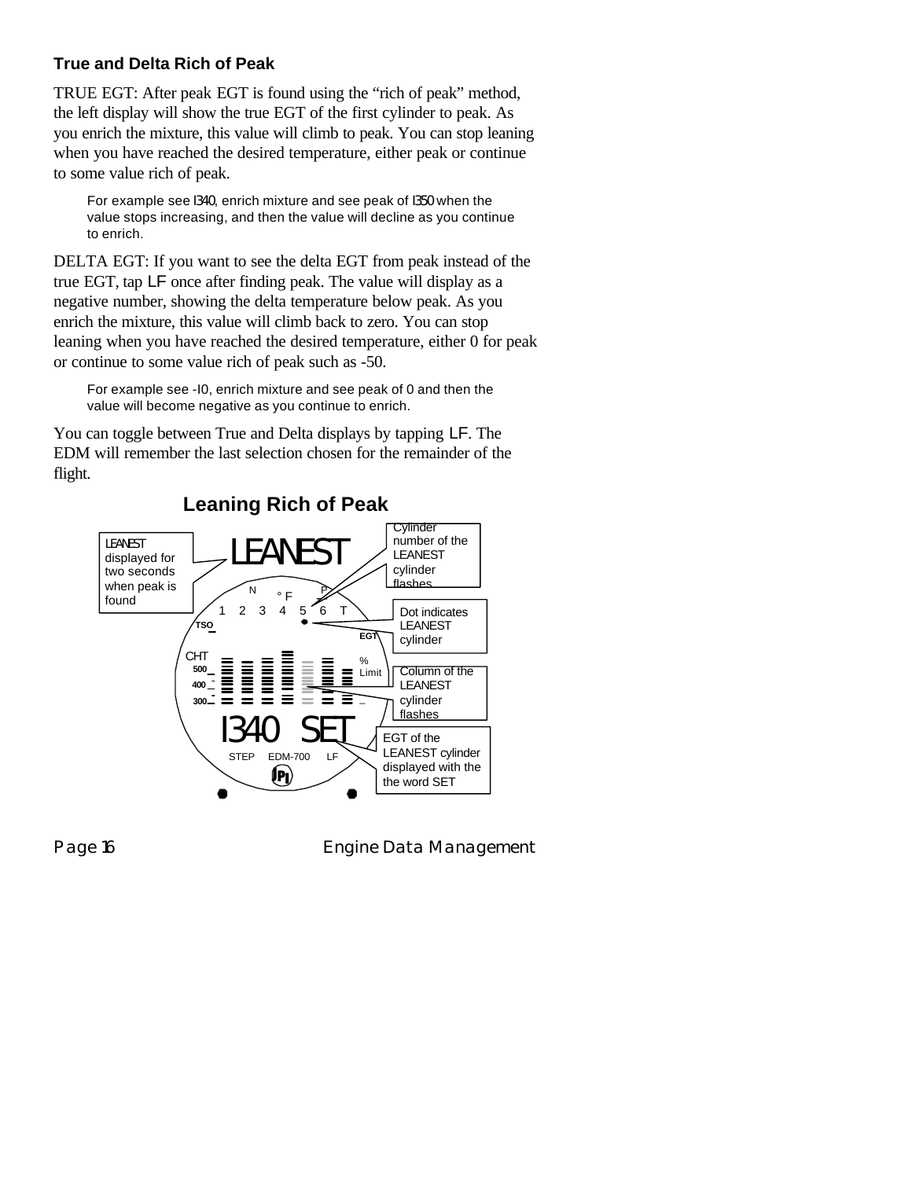### True and Delta Rich of Peak

TRUE EGT: After peak EGT is found using the “rich of peak” method, the left display will show the true EGT of the first cylinder to peak. As you enrich the mixture, this value will climb to peak. You can stop leaning when you have reached the desired temperature, either peak or continue to some value rich of peak.

> For example see 1340, enrich mixture and see peak of 1350 when the value stops increasing, and then the value will decline as you continue to enrich.

DELTA EGT: If you want to see the delta EGT from peak instead of the true EGT, tap LF once after finding peak. The value will display as a negative number, showing the delta temperature below peak. As you enrich the mixture, this value will climb back to zero. You can stop leaning when you have reached the desired temperature, either 0 for peak or continue to some value rich of peak such as -50.

> For example see -10, enrich mixture and see peak of 0 and then the value will become negative as you continue to enrich.

You can toggle between True and Delta displays by tapping LF. The EDM will remember the last selection chosen for the remainder of the flight.

**Leaning Rich of Peak**

LEANEST displayed for two seconds when peak is found

Cylinder number of the LEANEST cylinder flashes

Dot indicates LEANEST cylinder

Column of the LEANEST cylinder flashes

EGT of the LEANEST cylinder displayed with the the word SET

LEANEST

N °F P

1 2 3 4 5 6 T

TSO EGT

CHT 500 400 300 % Limit

1340 SET

STEP EDM-700 LF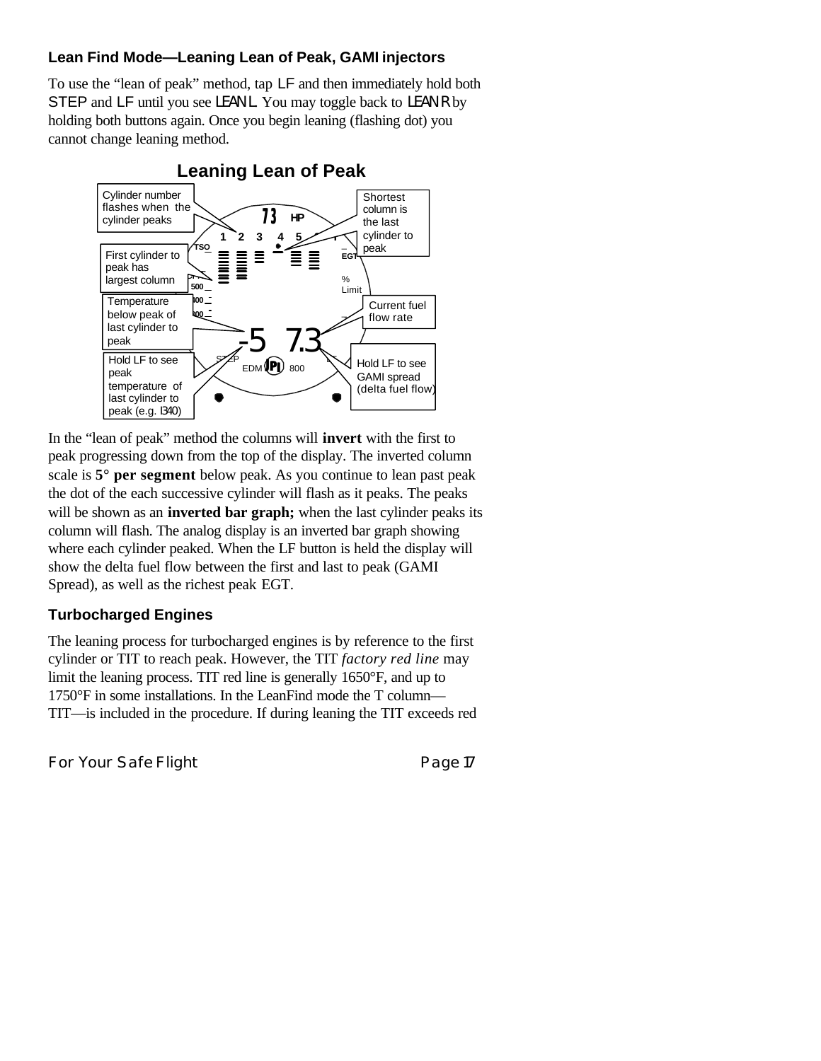### Lean Find Mode—Leaning Lean of Peak, GAMI injectors

To use the "lean of peak" method, tap LF and then immediately hold both STEP and LF until you see LEAN L. You may toggle back to LEAN R by holding both buttons again. Once you begin leaning (flashing dot) you cannot change leaning method.

**Leaning Lean of Peak**

Cylinder number flashes when the cylinder peaks

Shortest column is the last cylinder to peak

First cylinder to peak has largest column

Temperature below peak of last cylinder to peak

Current fuel flow rate

Hold LF to see peak temperature of last cylinder to peak (e.g. I340)

Hold LF to see GAMI spread (delta fuel flow)

In the "lean of peak" method the columns will **invert** with the first to peak progressing down from the top of the display. The inverted column scale is **5° per segment** below peak. As you continue to lean past peak the dot of the each successive cylinder will flash as it peaks. The peaks will be shown as an **inverted bar graph;** when the last cylinder peaks its column will flash. The analog display is an inverted bar graph showing where each cylinder peaked. When the LF button is held the display will show the delta fuel flow between the first and last to peak (GAMI Spread), as well as the richest peak EGT.

### Turbocharged Engines

The leaning process for turbocharged engines is by reference to the first cylinder or TIT to reach peak. However, the TIT *factory red line* may limit the leaning process. TIT red line is generally 1650°F, and up to 1750°F in some installations. In the LeanFind mode the T column—TIT—is included in the procedure. If during leaning the TIT exceeds red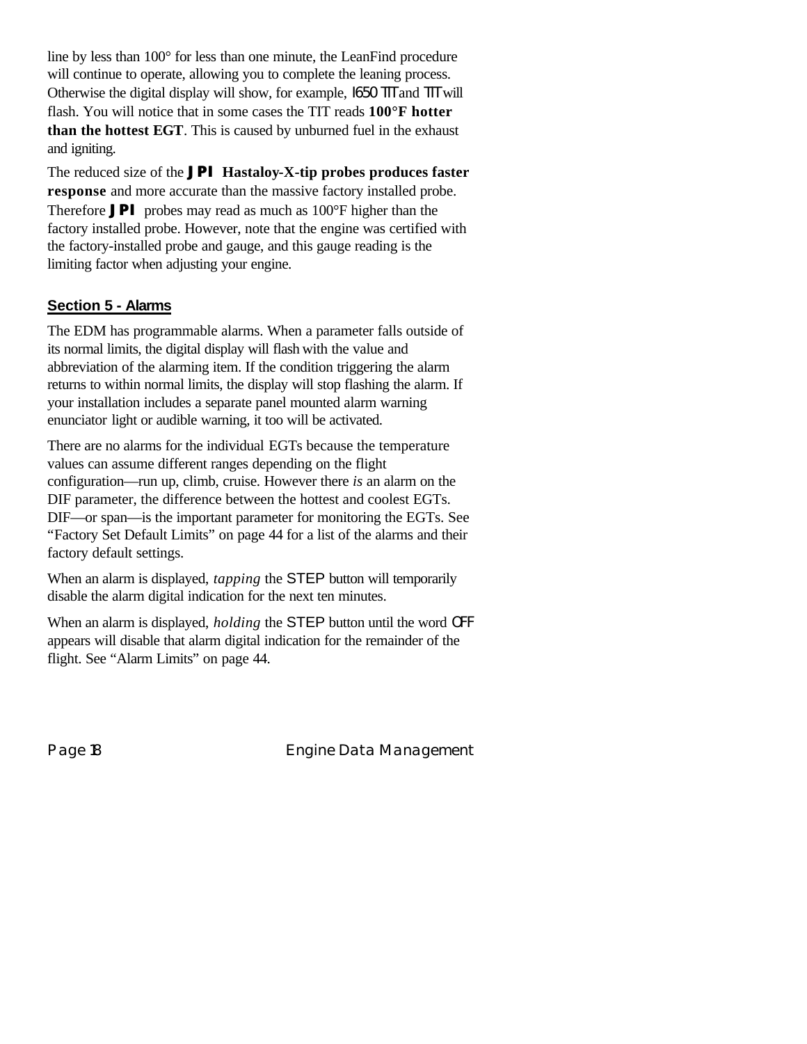line by less than 100° for less than one minute, the LeanFind procedure will continue to operate, allowing you to complete the leaning process. Otherwise the digital display will show, for example, 1650 TIT and TIT will flash. You will notice that in some cases the TIT reads **100°F hotter than the hottest EGT**. This is caused by unburned fuel in the exhaust and igniting.

The reduced size of the **JPI Hastaloy-X-tip probes produces faster response** and more accurate than the massive factory installed probe. Therefore **JPI** probes may read as much as 100°F higher than the factory installed probe. However, note that the engine was certified with the factory-installed probe and gauge, and this gauge reading is the limiting factor when adjusting your engine.

## Section 5 - Alarms

The EDM has programmable alarms. When a parameter falls outside of its normal limits, the digital display will flash with the value and abbreviation of the alarming item. If the condition triggering the alarm returns to within normal limits, the display will stop flashing the alarm. If your installation includes a separate panel mounted alarm warning enunciator light or audible warning, it too will be activated.

There are no alarms for the individual EGTs because the temperature values can assume different ranges depending on the flight configuration—run up, climb, cruise. However there *is* an alarm on the DIF parameter, the difference between the hottest and coolest EGTs. DIF—or span—is the important parameter for monitoring the EGTs. See "Factory Set Default Limits" on page 44 for a list of the alarms and their factory default settings.

When an alarm is displayed, *tapping* the STEP button will temporarily disable the alarm digital indication for the next ten minutes.

When an alarm is displayed, *holding* the STEP button until the word OFF appears will disable that alarm digital indication for the remainder of the flight. See "Alarm Limits" on page 44.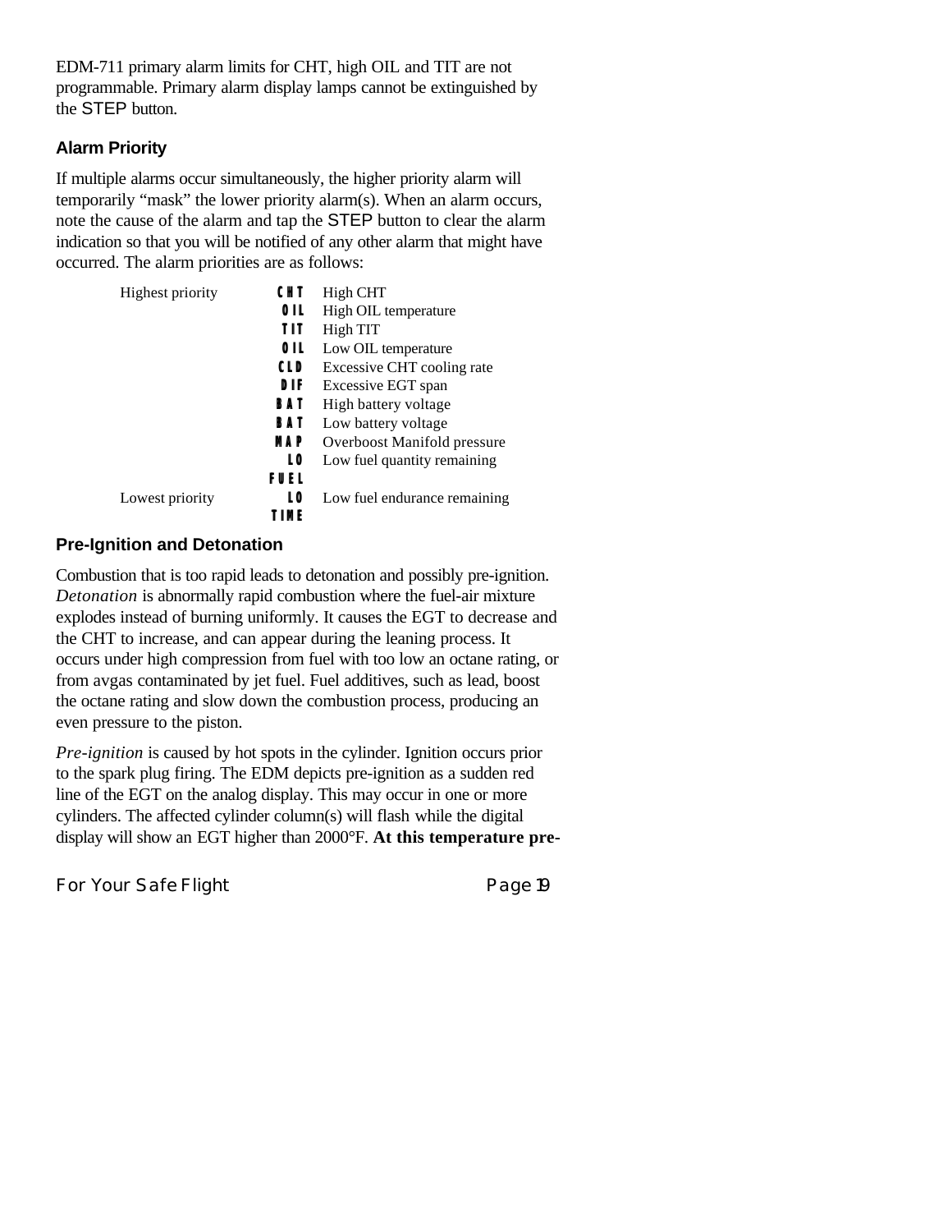EDM-711 primary alarm limits for CHT, high OIL and TIT are not programmable. Primary alarm display lamps cannot be extinguished by the STEP button.

### Alarm Priority

If multiple alarms occur simultaneously, the higher priority alarm will temporarily "mask" the lower priority alarm(s). When an alarm occurs, note the cause of the alarm and tap the STEP button to clear the alarm indication so that you will be notified of any other alarm that might have occurred. The alarm priorities are as follows:

| | | |
|---|---|---|
| Highest priority | CHT | High CHT |
| | OIL | High OIL temperature |
| | TIT | High TIT |
| | OIL | Low OIL temperature |
| | CLD | Excessive CHT cooling rate |
| | DIF | Excessive EGT span |
| | BAT | High battery voltage |
| | BAT | Low battery voltage |
| | MAP | Overboost Manifold pressure |
| | LO FUEL | Low fuel quantity remaining |
| Lowest priority | LO TIME | Low fuel endurance remaining |

### Pre-Ignition and Detonation

Combustion that is too rapid leads to detonation and possibly pre-ignition. *Detonation* is abnormally rapid combustion where the fuel-air mixture explodes instead of burning uniformly. It causes the EGT to decrease and the CHT to increase, and can appear during the leaning process. It occurs under high compression from fuel with too low an octane rating, or from avgas contaminated by jet fuel. Fuel additives, such as lead, boost the octane rating and slow down the combustion process, producing an even pressure to the piston.

*Pre-ignition* is caused by hot spots in the cylinder. Ignition occurs prior to the spark plug firing. The EDM depicts pre-ignition as a sudden red line of the EGT on the analog display. This may occur in one or more cylinders. The affected cylinder column(s) will flash while the digital display will show an EGT higher than 2000°F. **At this temperature pre-**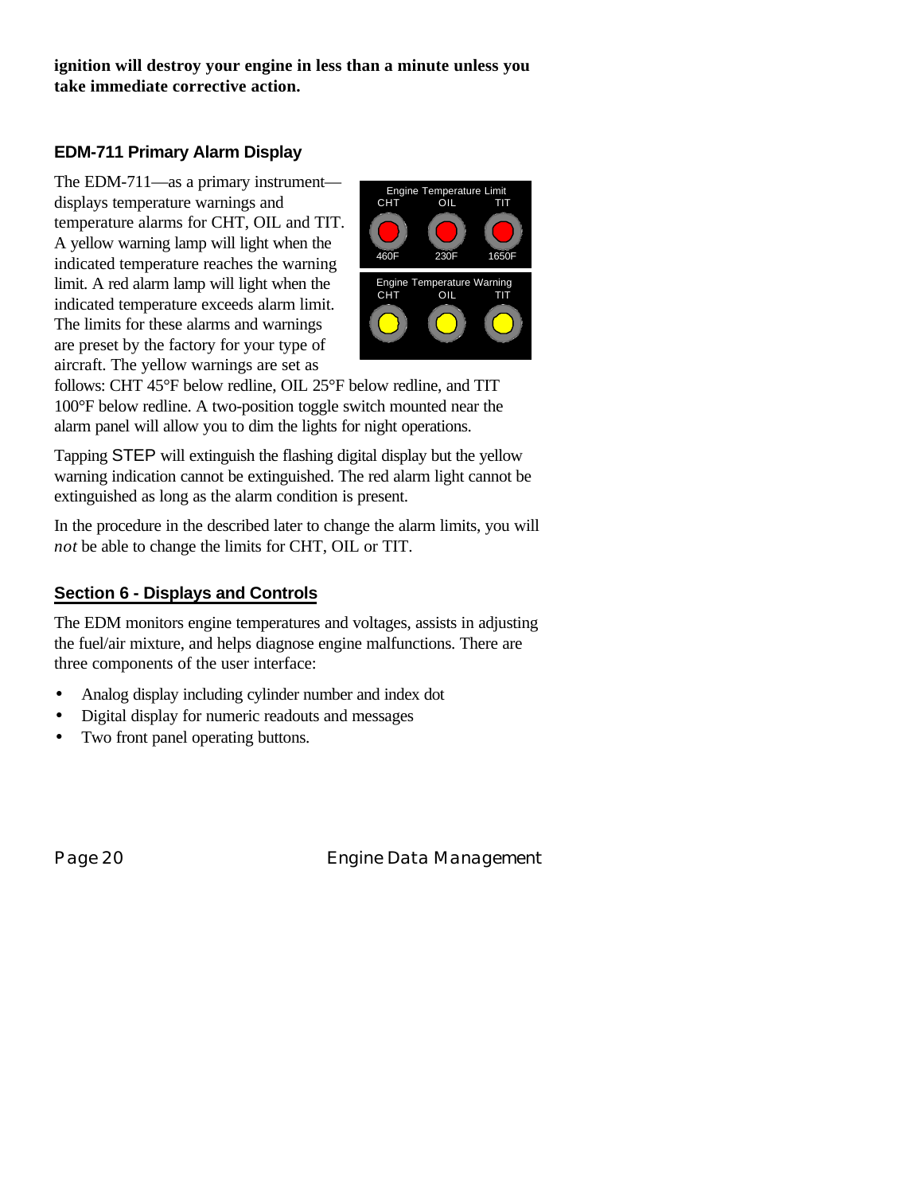**ignition will destroy your engine in less than a minute unless you take immediate corrective action.**

### EDM-711 Primary Alarm Display

The EDM-711—as a primary instrument—displays temperature warnings and temperature alarms for CHT, OIL and TIT. A yellow warning lamp will light when the indicated temperature reaches the warning limit. A red alarm lamp will light when the indicated temperature exceeds alarm limit. The limits for these alarms and warnings are preset by the factory for your type of aircraft. The yellow warnings are set as follows: CHT 45°F below redline, OIL 25°F below redline, and TIT 100°F below redline. A two-position toggle switch mounted near the alarm panel will allow you to dim the lights for night operations.

Engine Temperature Limit

| CHT | OIL | TIT |
|---|---|---|
| 460F | 230F | 1650F |

Engine Temperature Warning

| CHT | OIL | TIT |
|---|---|---|

Tapping STEP will extinguish the flashing digital display but the yellow warning indication cannot be extinguished. The red alarm light cannot be extinguished as long as the alarm condition is present.

In the procedure in the described later to change the alarm limits, you will *not* be able to change the limits for CHT, OIL or TIT.

## Section 6 - Displays and Controls

The EDM monitors engine temperatures and voltages, assists in adjusting the fuel/air mixture, and helps diagnose engine malfunctions. There are three components of the user interface:

- Analog display including cylinder number and index dot
- Digital display for numeric readouts and messages
- Two front panel operating buttons.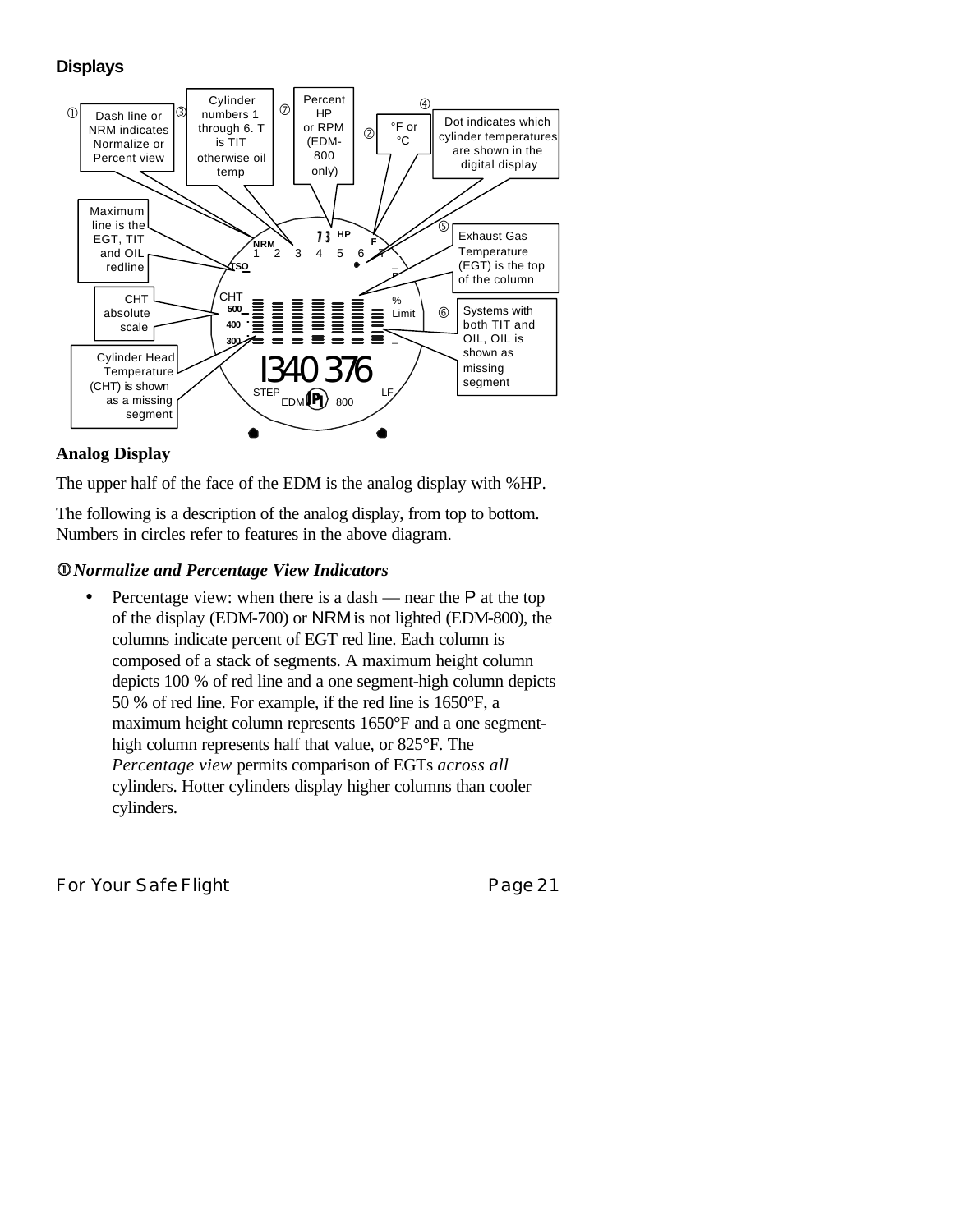## Displays

① Dash line or NRM indicates Normalize or Percent view

③ Cylinder numbers 1 through 6. T is TIT otherwise oil temp

⑦ Percent HP or RPM (EDM-800 only)

② °F or °C

④ Dot indicates which cylinder temperatures are shown in the digital display

⑤ Exhaust Gas Temperature (EGT) is the top of the column

⑥ Systems with both TIT and OIL, OIL is shown as missing segment

Maximum line is the EGT, TIT and OIL redline

CHT absolute scale

Cylinder Head Temperature (CHT) is shown as a missing segment

### Analog Display

The upper half of the face of the EDM is the analog display with %HP.

The following is a description of the analog display, from top to bottom. Numbers in circles refer to features in the above diagram.

#### ① *Normalize and Percentage View Indicators*

- Percentage view: when there is a dash — near the P at the top of the display (EDM-700) or NRM is not lighted (EDM-800), the columns indicate percent of EGT red line. Each column is composed of a stack of segments. A maximum height column depicts 100 % of red line and a one segment-high column depicts 50 % of red line. For example, if the red line is 1650°F, a maximum height column represents 1650°F and a one segment-high column represents half that value, or 825°F. The *Percentage view* permits comparison of EGTs *across all* cylinders. Hotter cylinders display higher columns than cooler cylinders.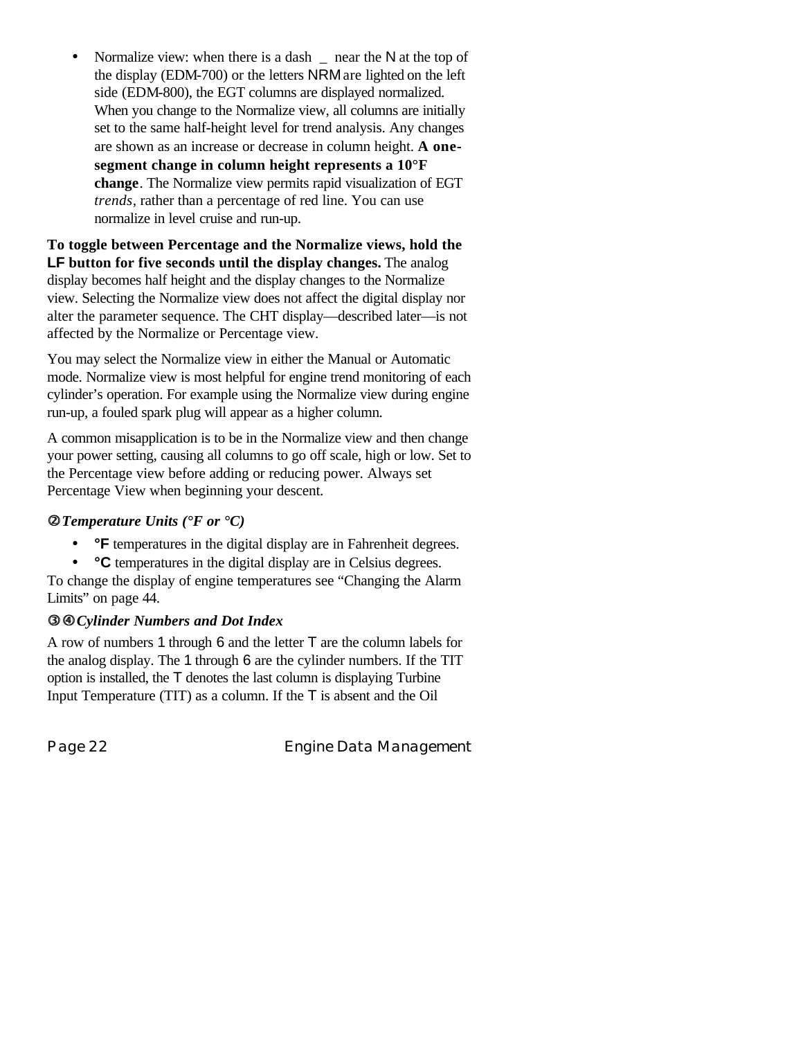- Normalize view: when there is a dash _ near the N at the top of the display (EDM-700) or the letters NRM are lighted on the left side (EDM-800), the EGT columns are displayed normalized. When you change to the Normalize view, all columns are initially set to the same half-height level for trend analysis. Any changes are shown as an increase or decrease in column height. **A one-segment change in column height represents a 10°F change**. The Normalize view permits rapid visualization of EGT *trends*, rather than a percentage of red line. You can use normalize in level cruise and run-up.

**To toggle between Percentage and the Normalize views, hold the LF button for five seconds until the display changes.** The analog display becomes half height and the display changes to the Normalize view. Selecting the Normalize view does not affect the digital display nor alter the parameter sequence. The CHT display—described later—is not affected by the Normalize or Percentage view.

You may select the Normalize view in either the Manual or Automatic mode. Normalize view is most helpful for engine trend monitoring of each cylinder's operation. For example using the Normalize view during engine run-up, a fouled spark plug will appear as a higher column.

A common misapplication is to be in the Normalize view and then change your power setting, causing all columns to go off scale, high or low. Set to the Percentage view before adding or reducing power. Always set Percentage View when beginning your descent.

### ② *Temperature Units (°F or °C)*

- **°F** temperatures in the digital display are in Fahrenheit degrees.
- **°C** temperatures in the digital display are in Celsius degrees.

To change the display of engine temperatures see "Changing the Alarm Limits" on page 44.

### ③④ *Cylinder Numbers and Dot Index*

A row of numbers 1 through 6 and the letter T are the column labels for the analog display. The 1 through 6 are the cylinder numbers. If the TIT option is installed, the T denotes the last column is displaying Turbine Input Temperature (TIT) as a column. If the T is absent and the Oil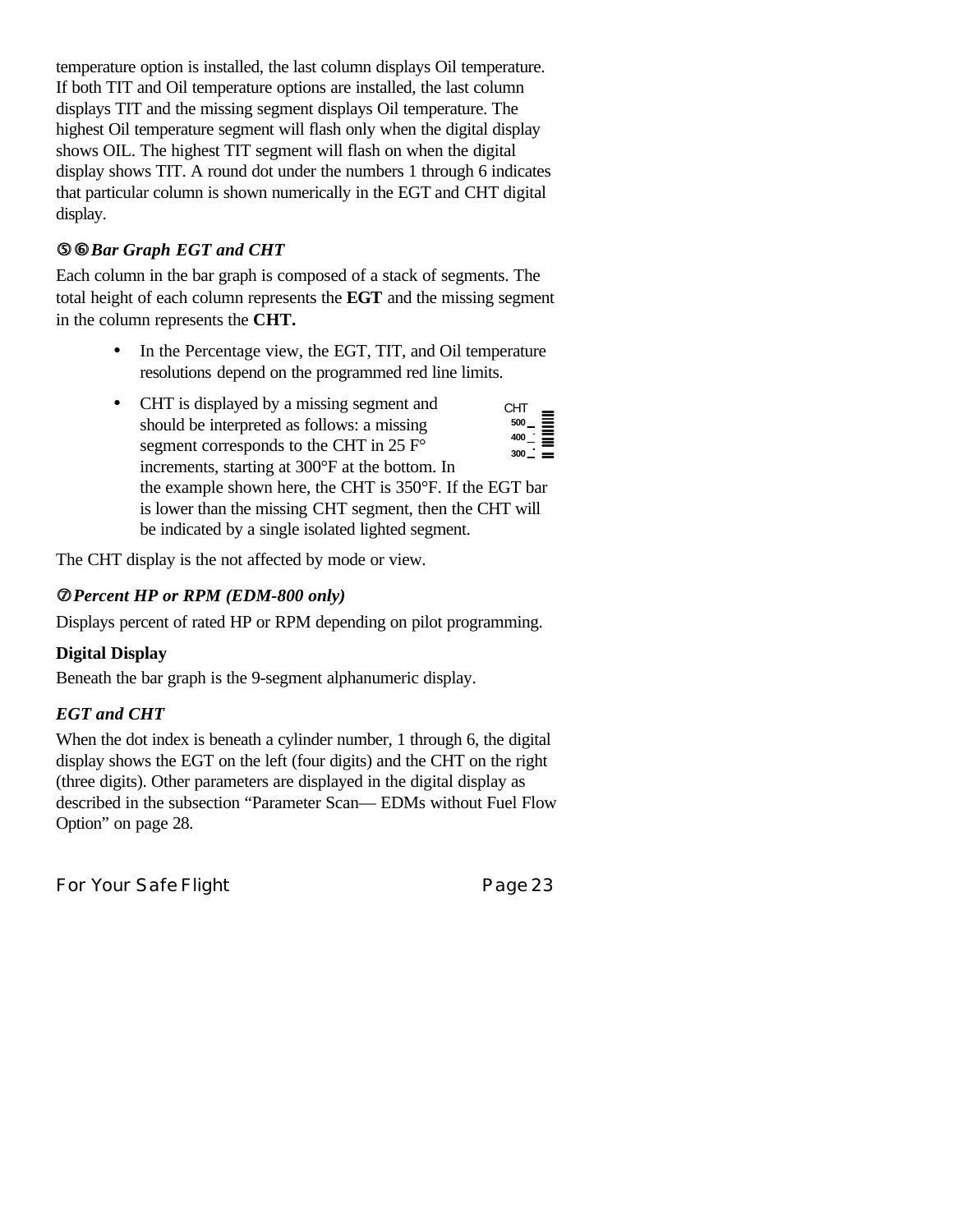temperature option is installed, the last column displays Oil temperature. If both TIT and Oil temperature options are installed, the last column displays TIT and the missing segment displays Oil temperature. The highest Oil temperature segment will flash only when the digital display shows OIL. The highest TIT segment will flash on when the digital display shows TIT. A round dot under the numbers 1 through 6 indicates that particular column is shown numerically in the EGT and CHT digital display.

### ➄➅ *Bar Graph EGT and CHT*

Each column in the bar graph is composed of a stack of segments. The total height of each column represents the **EGT** and the missing segment in the column represents the **CHT.**

- In the Percentage view, the EGT, TIT, and Oil temperature resolutions depend on the programmed red line limits.
- CHT is displayed by a missing segment and should be interpreted as follows: a missing segment corresponds to the CHT in 25 F° increments, starting at 300°F at the bottom. In the example shown here, the CHT is 350°F. If the EGT bar is lower than the missing CHT segment, then the CHT will be indicated by a single isolated lighted segment.

CHT
500
400
300

The CHT display is the not affected by mode or view.

### ➆ *Percent HP or RPM (EDM-800 only)*

Displays percent of rated HP or RPM depending on pilot programming.

### **Digital Display**

Beneath the bar graph is the 9-segment alphanumeric display.

### *EGT and CHT*

When the dot index is beneath a cylinder number, 1 through 6, the digital display shows the EGT on the left (four digits) and the CHT on the right (three digits). Other parameters are displayed in the digital display as described in the subsection “Parameter Scan— EDMs without Fuel Flow Option” on page 28.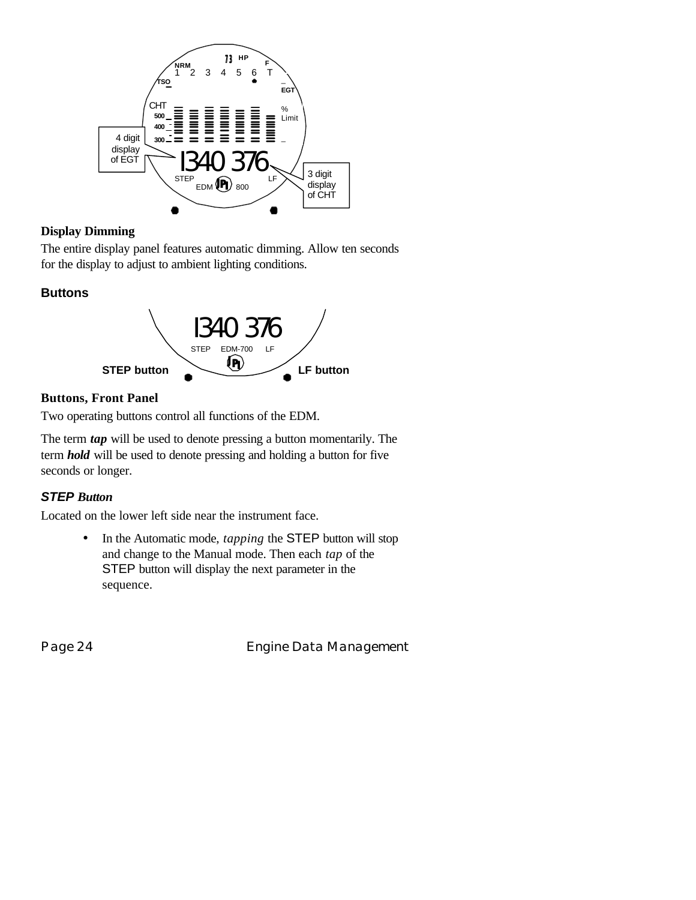### Display Dimming

The entire display panel features automatic dimming. Allow ten seconds for the display to adjust to ambient lighting conditions.

### Buttons

### Buttons, Front Panel

Two operating buttons control all functions of the EDM.

The term ***tap*** will be used to denote pressing a button momentarily. The term ***hold*** will be used to denote pressing and holding a button for five seconds or longer.

#### *STEP Button*

Located on the lower left side near the instrument face.

- In the Automatic mode, *tapping* the STEP button will stop and change to the Manual mode. Then each *tap* of the STEP button will display the next parameter in the sequence.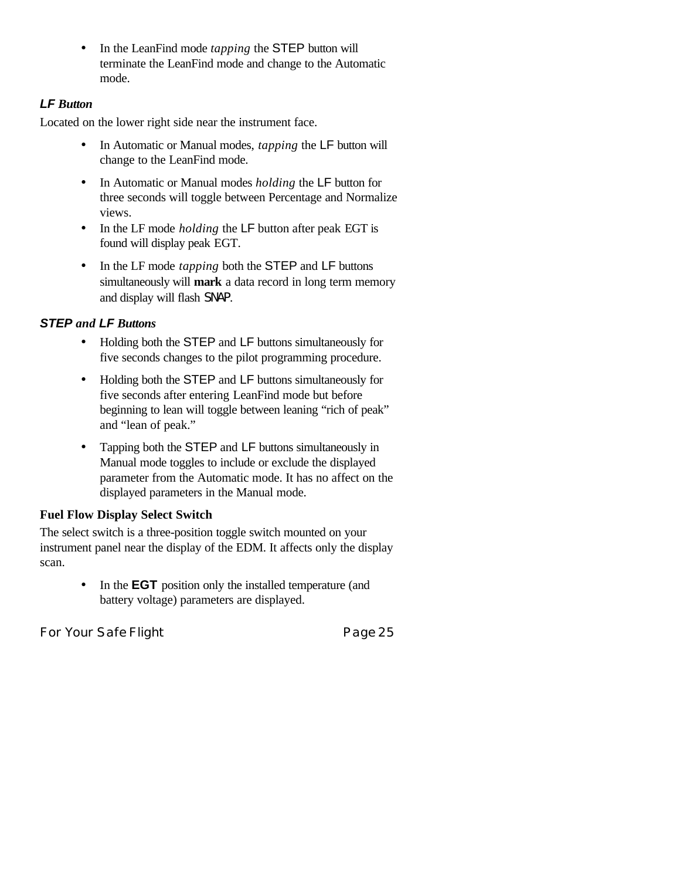- In the LeanFind mode *tapping* the STEP button will terminate the LeanFind mode and change to the Automatic mode.

### ***LF Button***

Located on the lower right side near the instrument face.

- In Automatic or Manual modes, *tapping* the LF button will change to the LeanFind mode.
- In Automatic or Manual modes *holding* the LF button for three seconds will toggle between Percentage and Normalize views.
- In the LF mode *holding* the LF button after peak EGT is found will display peak EGT.
- In the LF mode *tapping* both the STEP and LF buttons simultaneously will **mark** a data record in long term memory and display will flash SNAP.

### ***STEP and LF Buttons***

- Holding both the STEP and LF buttons simultaneously for five seconds changes to the pilot programming procedure.
- Holding both the STEP and LF buttons simultaneously for five seconds after entering LeanFind mode but before beginning to lean will toggle between leaning “rich of peak” and “lean of peak.”
- Tapping both the STEP and LF buttons simultaneously in Manual mode toggles to include or exclude the displayed parameter from the Automatic mode. It has no affect on the displayed parameters in the Manual mode.

### **Fuel Flow Display Select Switch**

The select switch is a three-position toggle switch mounted on your instrument panel near the display of the EDM. It affects only the display scan.

- In the **EGT** position only the installed temperature (and battery voltage) parameters are displayed.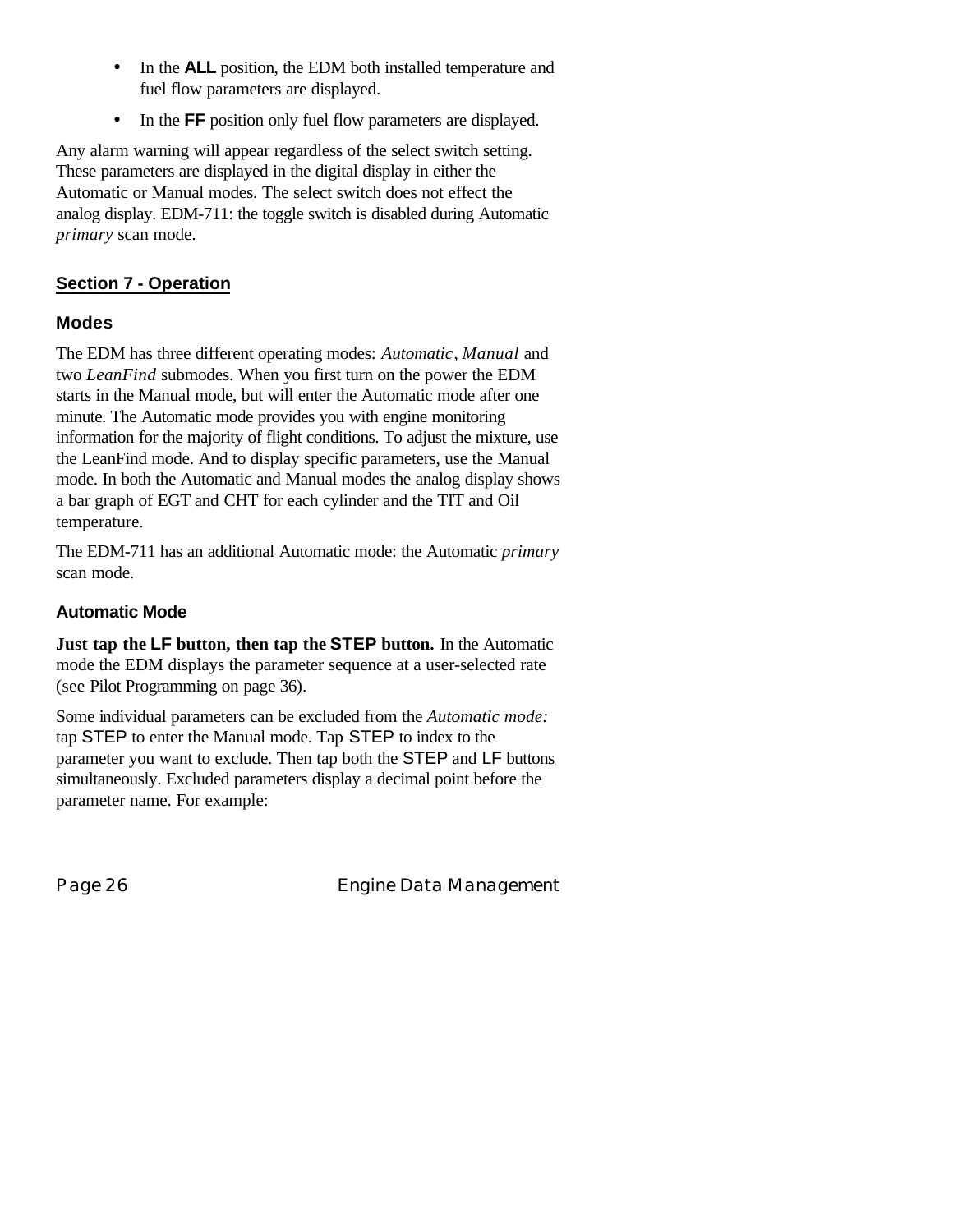- In the **ALL** position, the EDM both installed temperature and fuel flow parameters are displayed.
- In the **FF** position only fuel flow parameters are displayed.

Any alarm warning will appear regardless of the select switch setting. These parameters are displayed in the digital display in either the Automatic or Manual modes. The select switch does not effect the analog display. EDM-711: the toggle switch is disabled during Automatic *primary* scan mode.

## Section 7 - Operation

### Modes

The EDM has three different operating modes: *Automatic*, *Manual* and two *LeanFind* submodes. When you first turn on the power the EDM starts in the Manual mode, but will enter the Automatic mode after one minute. The Automatic mode provides you with engine monitoring information for the majority of flight conditions. To adjust the mixture, use the LeanFind mode. And to display specific parameters, use the Manual mode. In both the Automatic and Manual modes the analog display shows a bar graph of EGT and CHT for each cylinder and the TIT and Oil temperature.

The EDM-711 has an additional Automatic mode: the Automatic *primary* scan mode.

### Automatic Mode

**Just tap the LF button, then tap the STEP button.** In the Automatic mode the EDM displays the parameter sequence at a user-selected rate (see Pilot Programming on page 36).

Some individual parameters can be excluded from the *Automatic mode:* tap STEP to enter the Manual mode. Tap STEP to index to the parameter you want to exclude. Then tap both the STEP and LF buttons simultaneously. Excluded parameters display a decimal point before the parameter name. For example: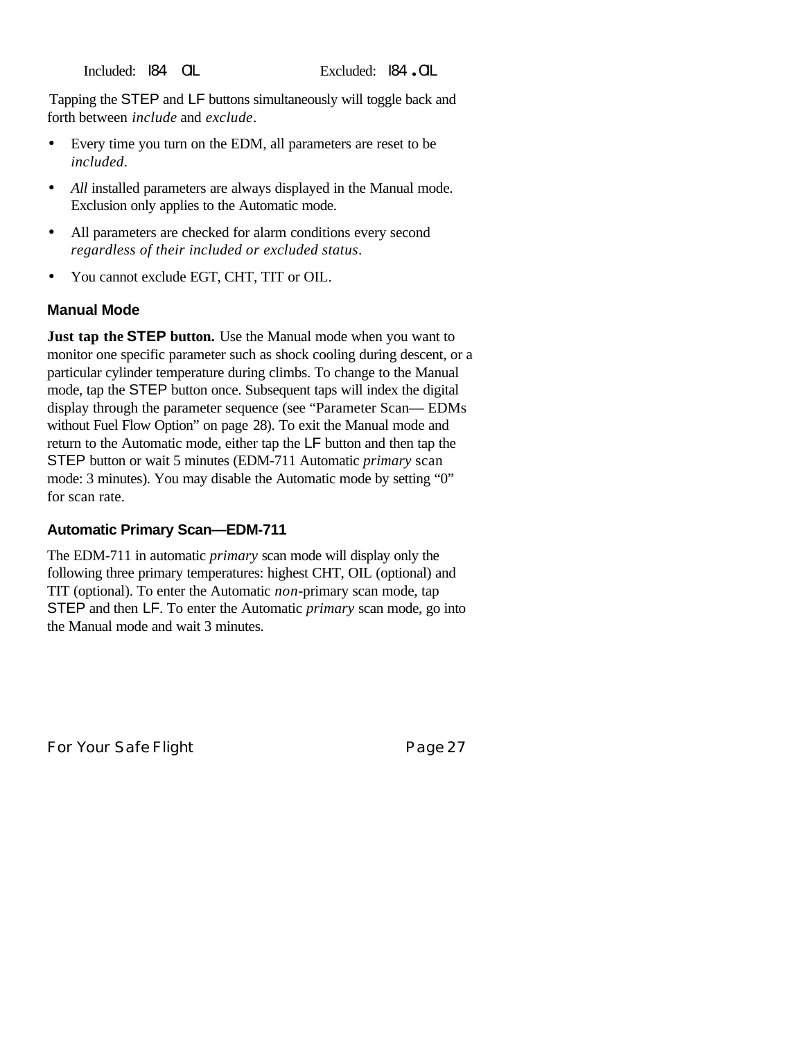Included: 184 OIL Excluded: 184.OIL

Tapping the STEP and LF buttons simultaneously will toggle back and forth between *include* and *exclude*.

- Every time you turn on the EDM, all parameters are reset to be *included*.
- *All* installed parameters are always displayed in the Manual mode. Exclusion only applies to the Automatic mode.
- All parameters are checked for alarm conditions every second *regardless of their included or excluded status*.
- You cannot exclude EGT, CHT, TIT or OIL.

### Manual Mode

**Just tap the STEP button.** Use the Manual mode when you want to monitor one specific parameter such as shock cooling during descent, or a particular cylinder temperature during climbs. To change to the Manual mode, tap the STEP button once. Subsequent taps will index the digital display through the parameter sequence (see "Parameter Scan— EDMs without Fuel Flow Option" on page 28). To exit the Manual mode and return to the Automatic mode, either tap the LF button and then tap the STEP button or wait 5 minutes (EDM-711 Automatic *primary* scan mode: 3 minutes). You may disable the Automatic mode by setting "0" for scan rate.

### Automatic Primary Scan—EDM-711

The EDM-711 in automatic *primary* scan mode will display only the following three primary temperatures: highest CHT, OIL (optional) and TIT (optional). To enter the Automatic *non*-primary scan mode, tap STEP and then LF. To enter the Automatic *primary* scan mode, go into the Manual mode and wait 3 minutes.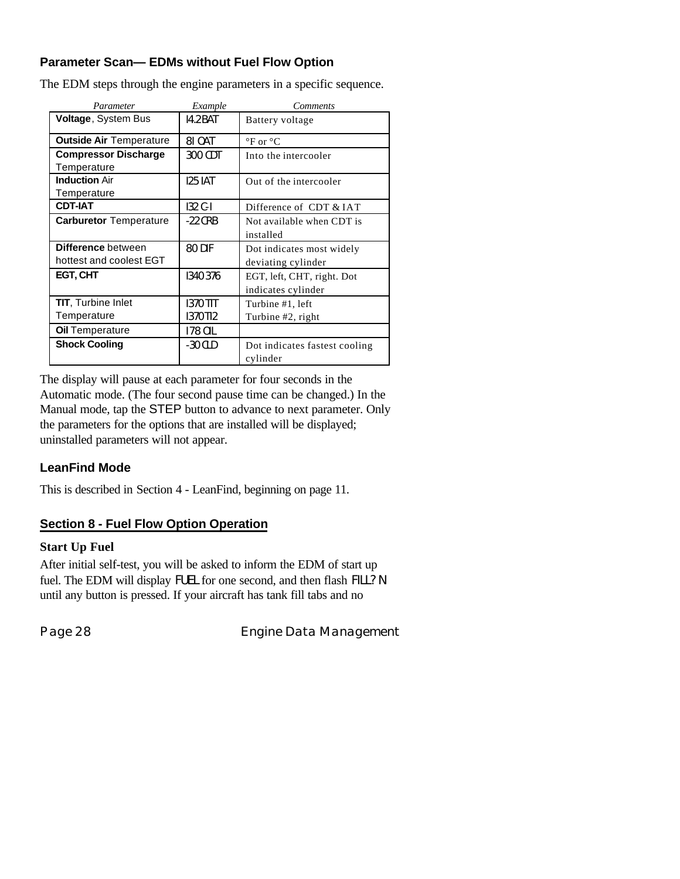### Parameter Scan— EDMs without Fuel Flow Option

The EDM steps through the engine parameters in a specific sequence.

| *Parameter* | *Example* | *Comments* |
|---|---|---|
| **Voltage**, System Bus | 14.2 BAT | Battery voltage |
| **Outside Air** Temperature | 81 OAT | °F or °C |
| **Compressor Discharge** Temperature | 300 CDT | Into the intercooler |
| **Induction** Air Temperature | 125 IAT | Out of the intercooler |
| **CDT-IAT** | 132 C-I | Difference of CDT & IAT |
| **Carburetor** Temperature | -22 CRB | Not available when CDT is installed |
| **Difference** between hottest and coolest EGT | 80 DIF | Dot indicates most widely deviating cylinder |
| **EGT, CHT** | 1340 376 | EGT, left, CHT, right. Dot indicates cylinder |
| **TIT**, Turbine Inlet Temperature | 1370 TIT<br>1370 TI2 | Turbine #1, left<br>Turbine #2, right |
| **Oil** Temperature | 178 OIL | |
| **Shock Cooling** | -30 CLD | Dot indicates fastest cooling cylinder |

The display will pause at each parameter for four seconds in the Automatic mode. (The four second pause time can be changed.) In the Manual mode, tap the STEP button to advance to next parameter. Only the parameters for the options that are installed will be displayed; uninstalled parameters will not appear.

### LeanFind Mode

This is described in Section 4 - LeanFind, beginning on page 11.

## Section 8 - Fuel Flow Option Operation

**Start Up Fuel**

After initial self-test, you will be asked to inform the EDM of start up fuel. The EDM will display FUEL for one second, and then flash FILL? N until any button is pressed. If your aircraft has tank fill tabs and no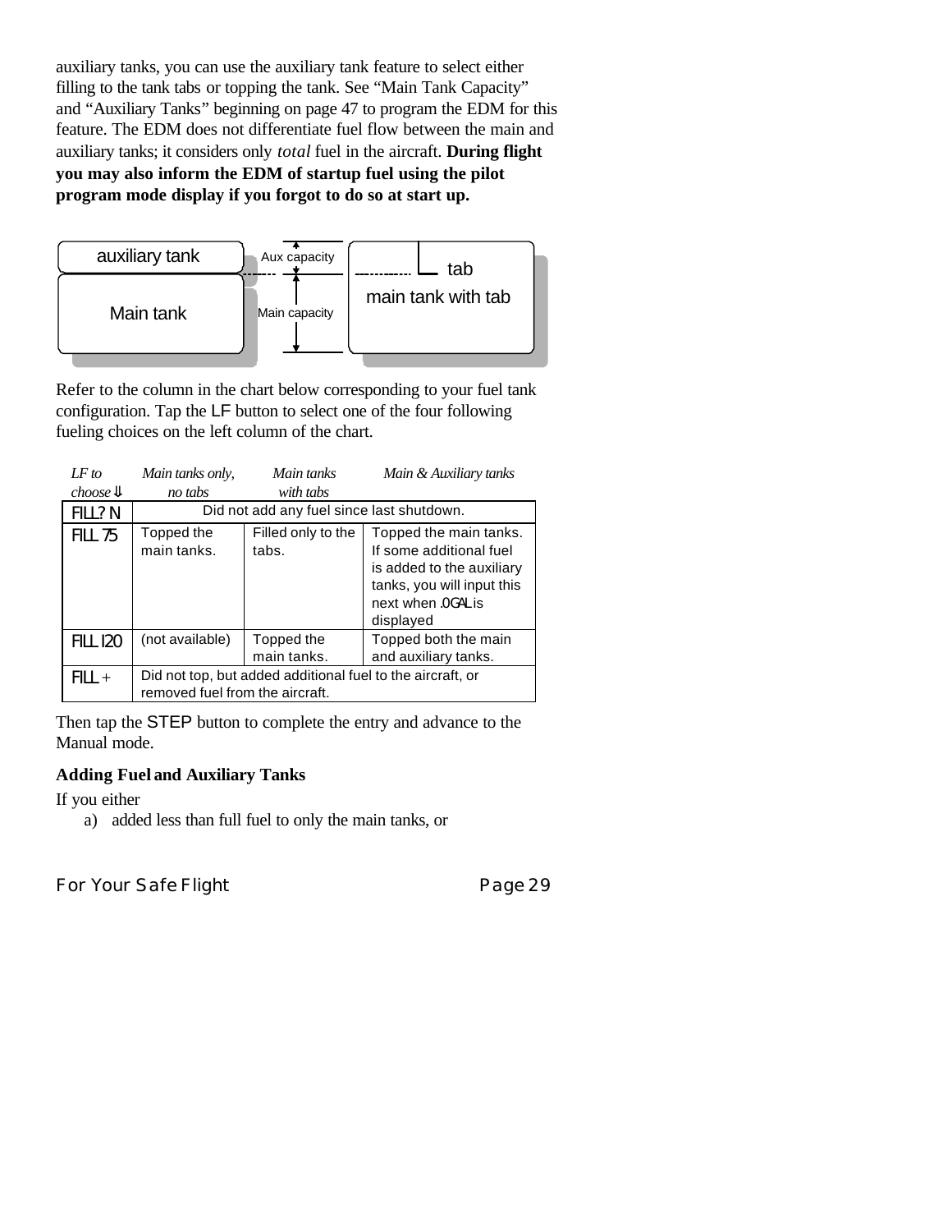auxiliary tanks, you can use the auxiliary tank feature to select either filling to the tank tabs or topping the tank. See "Main Tank Capacity" and "Auxiliary Tanks" beginning on page 47 to program the EDM for this feature. The EDM does not differentiate fuel flow between the main and auxiliary tanks; it considers only *total* fuel in the aircraft. **During flight you may also inform the EDM of startup fuel using the pilot program mode display if you forgot to do so at start up.**

auxiliary tank | Aux capacity | tab

Main tank | Main capacity | main tank with tab

Refer to the column in the chart below corresponding to your fuel tank configuration. Tap the LF button to select one of the four following fueling choices on the left column of the chart.

| *LF to choose ⇓* | *Main tanks only, no tabs* | *Main tanks with tabs* | *Main & Auxiliary tanks* |
|---|---|---|---|
| FILL? N | Did not add any fuel since last shutdown. | | |
| FILL 75 | Topped the main tanks. | Filled only to the tabs. | Topped the main tanks. If some additional fuel is added to the auxiliary tanks, you will input this next when .0GAL is displayed |
| FILL 120 | (not available) | Topped the main tanks. | Topped both the main and auxiliary tanks. |
| FILL + | Did not top, but added additional fuel to the aircraft, or removed fuel from the aircraft. | | |

Then tap the STEP button to complete the entry and advance to the Manual mode.

### Adding Fuel and Auxiliary Tanks

If you either

a) added less than full fuel to only the main tanks, or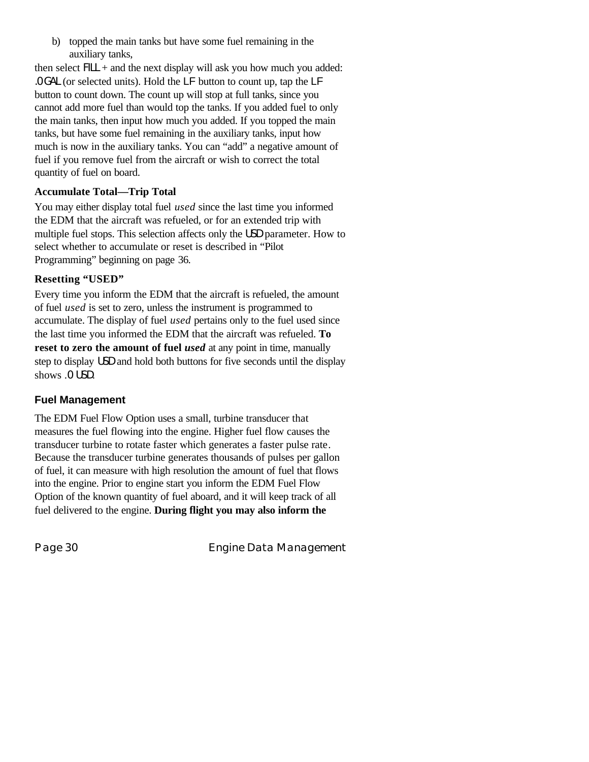b) topped the main tanks but have some fuel remaining in the auxiliary tanks,

then select FILL + and the next display will ask you how much you added: .0 GAL (or selected units). Hold the LF button to count up, tap the LF button to count down. The count up will stop at full tanks, since you cannot add more fuel than would top the tanks. If you added fuel to only the main tanks, then input how much you added. If you topped the main tanks, but have some fuel remaining in the auxiliary tanks, input how much is now in the auxiliary tanks. You can "add" a negative amount of fuel if you remove fuel from the aircraft or wish to correct the total quantity of fuel on board.

**Accumulate Total—Trip Total**

You may either display total fuel *used* since the last time you informed the EDM that the aircraft was refueled, or for an extended trip with multiple fuel stops. This selection affects only the USD parameter. How to select whether to accumulate or reset is described in "Pilot Programming" beginning on page 36.

**Resetting "USED"**

Every time you inform the EDM that the aircraft is refueled, the amount of fuel *used* is set to zero, unless the instrument is programmed to accumulate. The display of fuel *used* pertains only to the fuel used since the last time you informed the EDM that the aircraft was refueled. **To reset to zero the amount of fuel *used*** at any point in time, manually step to display USD and hold both buttons for five seconds until the display shows .0 USD.

### Fuel Management

The EDM Fuel Flow Option uses a small, turbine transducer that measures the fuel flowing into the engine. Higher fuel flow causes the transducer turbine to rotate faster which generates a faster pulse rate. Because the transducer turbine generates thousands of pulses per gallon of fuel, it can measure with high resolution the amount of fuel that flows into the engine. Prior to engine start you inform the EDM Fuel Flow Option of the known quantity of fuel aboard, and it will keep track of all fuel delivered to the engine. **During flight you may also inform the**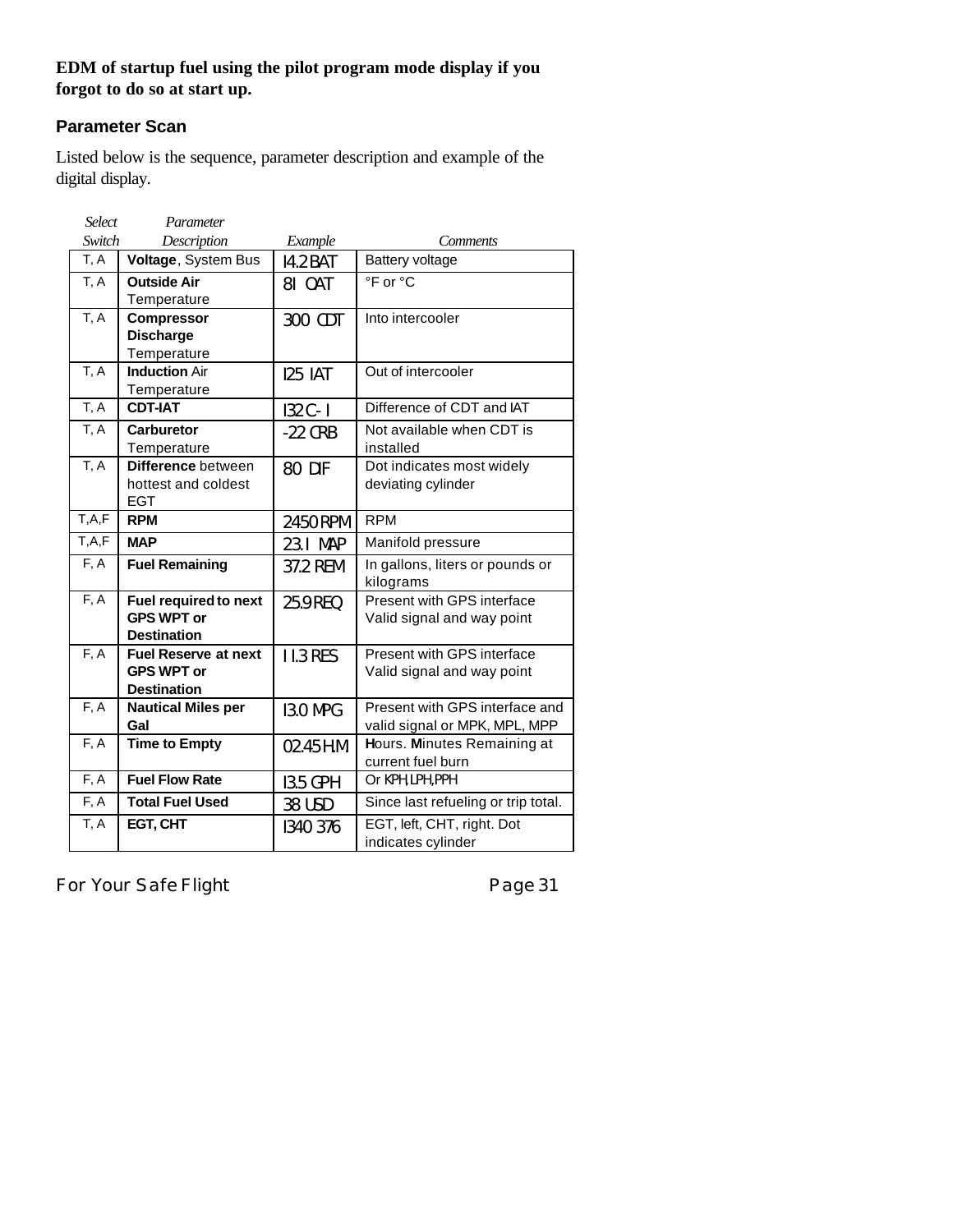**EDM of startup fuel using the pilot program mode display if you forgot to do so at start up.**

## Parameter Scan

Listed below is the sequence, parameter description and example of the digital display.

| *Select Switch* | *Parameter Description* | *Example* | *Comments* |
|---|---|---|---|
| T, A | **Voltage**, System Bus | 14.2 BAT | Battery voltage |
| T, A | **Outside Air** Temperature | 81 OAT | °F or °C |
| T, A | **Compressor Discharge** Temperature | 300 CDT | Into intercooler |
| T, A | **Induction** Air Temperature | 125 IAT | Out of intercooler |
| T, A | **CDT-IAT** | 132 C- I | Difference of CDT and IAT |
| T, A | **Carburetor** Temperature | -22 CRB | Not available when CDT is installed |
| T, A | **Difference** between hottest and coldest EGT | 80 DIF | Dot indicates most widely deviating cylinder |
| T,A,F | **RPM** | 2450 RPM | RPM |
| T,A,F | **MAP** | 23.1 MAP | Manifold pressure |
| F, A | **Fuel Remaining** | 37.2 REM | In gallons, liters or pounds or kilograms |
| F, A | **Fuel required to next GPS WPT or Destination** | 25.9 REQ | Present with GPS interface Valid signal and way point |
| F, A | **Fuel Reserve at next GPS WPT or Destination** | 11.3 RES | Present with GPS interface Valid signal and way point |
| F, A | **Nautical Miles per Gal** | 13.0 MPG | Present with GPS interface and valid signal or MPK, MPL, MPP |
| F, A | **Time to Empty** | 02.45 H.M | **H**ours. **M**inutes Remaining at current fuel burn |
| F, A | **Fuel Flow Rate** | 13.5 GPH | Or KPH, LPH, PPH |
| F, A | **Total Fuel Used** | 38 USD | Since last refueling or trip total. |
| T, A | **EGT, CHT** | 1340 376 | EGT, left, CHT, right. Dot indicates cylinder |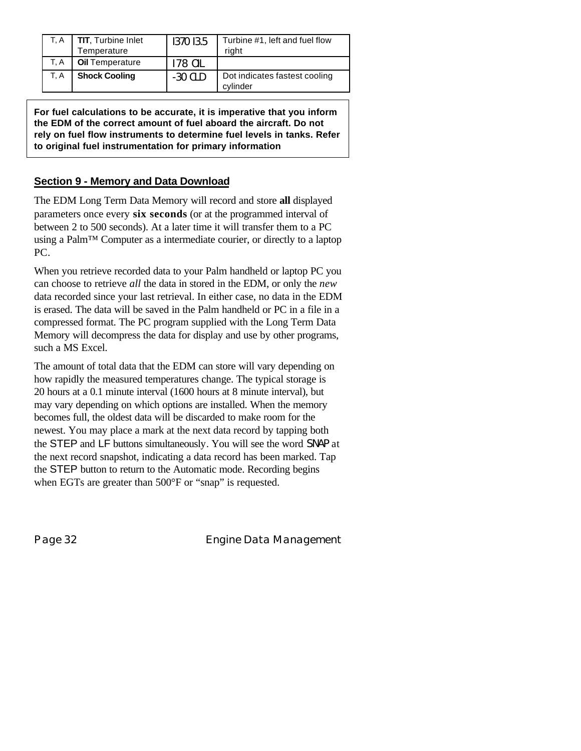| T, A | **TIT**, Turbine Inlet Temperature | 1370 13.5 | Turbine #1, left and fuel flow right |
|---|---|---|---|
| T, A | **Oil** Temperature | 178 OIL | |
| T, A | **Shock Cooling** | -30 CLD | Dot indicates fastest cooling cylinder |

**For fuel calculations to be accurate, it is imperative that you inform the EDM of the correct amount of fuel aboard the aircraft. Do not rely on fuel flow instruments to determine fuel levels in tanks. Refer to original fuel instrumentation for primary information**

## Section 9 - Memory and Data Download

The EDM Long Term Data Memory will record and store **all** displayed parameters once every **six seconds** (or at the programmed interval of between 2 to 500 seconds). At a later time it will transfer them to a PC using a Palm™ Computer as a intermediate courier, or directly to a laptop PC.

When you retrieve recorded data to your Palm handheld or laptop PC you can choose to retrieve *all* the data in stored in the EDM, or only the *new* data recorded since your last retrieval. In either case, no data in the EDM is erased. The data will be saved in the Palm handheld or PC in a file in a compressed format. The PC program supplied with the Long Term Data Memory will decompress the data for display and use by other programs, such a MS Excel.

The amount of total data that the EDM can store will vary depending on how rapidly the measured temperatures change. The typical storage is 20 hours at a 0.1 minute interval (1600 hours at 8 minute interval), but may vary depending on which options are installed. When the memory becomes full, the oldest data will be discarded to make room for the newest. You may place a mark at the next data record by tapping both the STEP and LF buttons simultaneously. You will see the word SNAP at the next record snapshot, indicating a data record has been marked. Tap the STEP button to return to the Automatic mode. Recording begins when EGTs are greater than 500°F or "snap" is requested.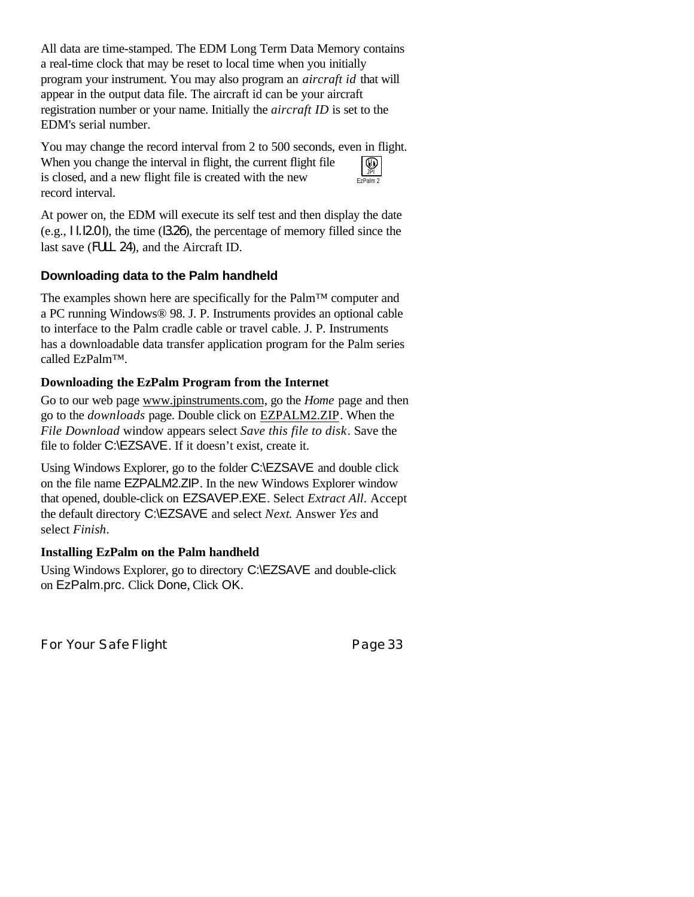All data are time-stamped. The EDM Long Term Data Memory contains a real-time clock that may be reset to local time when you initially program your instrument. You may also program an *aircraft id* that will appear in the output data file. The aircraft id can be your aircraft registration number or your name. Initially the *aircraft ID* is set to the EDM's serial number.

You may change the record interval from 2 to 500 seconds, even in flight. When you change the interval in flight, the current flight file is closed, and a new flight file is created with the new record interval.

At power on, the EDM will execute its self test and then display the date (e.g., 11.12.01), the time (13.26), the percentage of memory filled since the last save (FULL 24), and the Aircraft ID.

### Downloading data to the Palm handheld

The examples shown here are specifically for the Palm™ computer and a PC running Windows® 98. J. P. Instruments provides an optional cable to interface to the Palm cradle cable or travel cable. J. P. Instruments has a downloadable data transfer application program for the Palm series called EzPalm™.

#### Downloading the EzPalm Program from the Internet

Go to our web page www.jpinstruments.com, go the *Home* page and then go to the *downloads* page. Double click on EZPALM2.ZIP. When the *File Download* window appears select *Save this file to disk*. Save the file to folder C:\EZSAVE. If it doesn't exist, create it.

Using Windows Explorer, go to the folder C:\EZSAVE and double click on the file name EZPALM2.ZIP. In the new Windows Explorer window that opened, double-click on EZSAVEP.EXE. Select *Extract All*. Accept the default directory C:\EZSAVE and select *Next.* Answer *Yes* and select *Finish*.

#### Installing EzPalm on the Palm handheld

Using Windows Explorer, go to directory C:\EZSAVE and double-click on EzPalm.prc. Click Done, Click OK.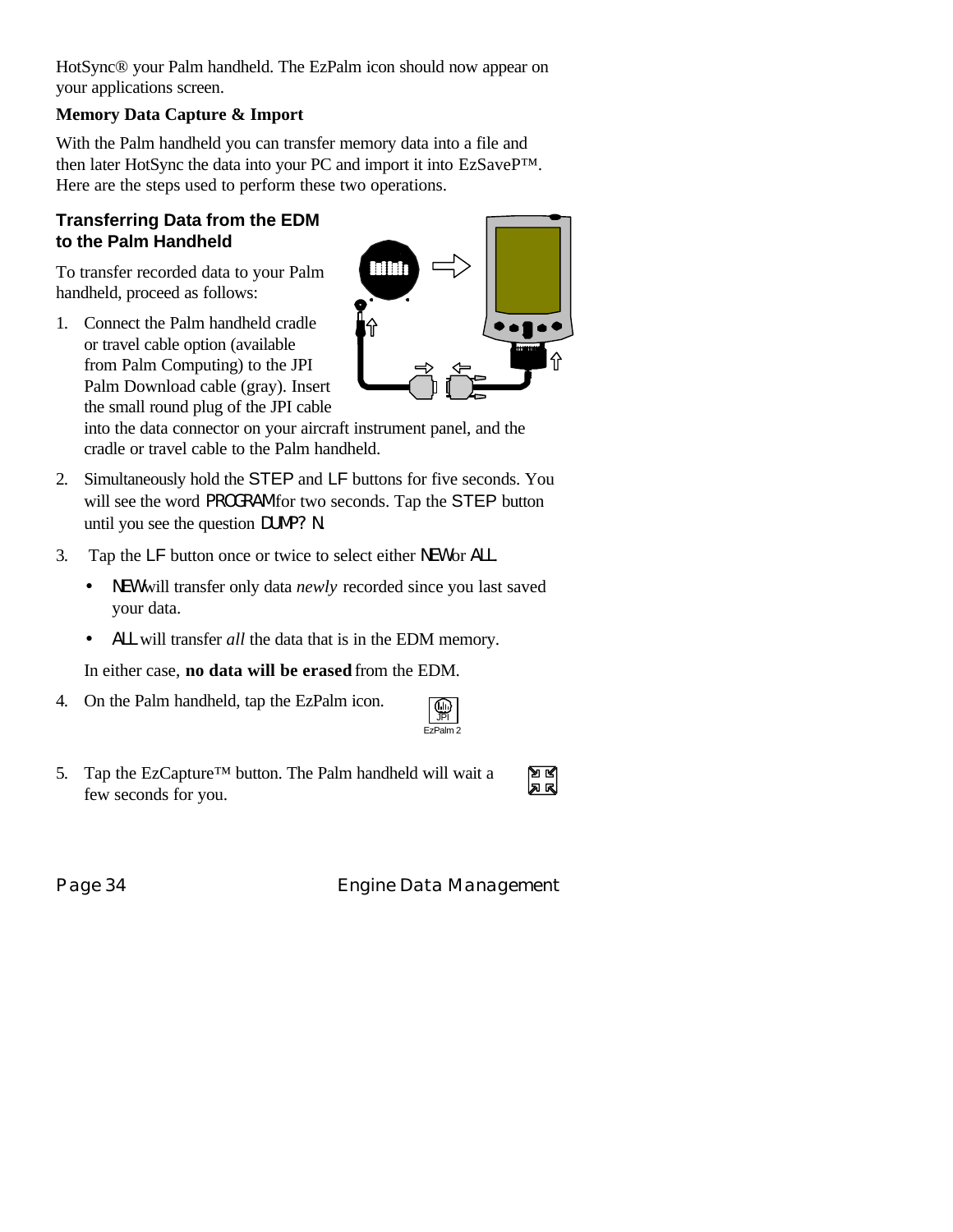HotSync® your Palm handheld. The EzPalm icon should now appear on your applications screen.

**Memory Data Capture & Import**

With the Palm handheld you can transfer memory data into a file and then later HotSync the data into your PC and import it into EzSaveP™. Here are the steps used to perform these two operations.

### Transferring Data from the EDM to the Palm Handheld

To transfer recorded data to your Palm handheld, proceed as follows:

1. Connect the Palm handheld cradle or travel cable option (available from Palm Computing) to the JPI Palm Download cable (gray). Insert the small round plug of the JPI cable into the data connector on your aircraft instrument panel, and the cradle or travel cable to the Palm handheld.
2. Simultaneously hold the STEP and LF buttons for five seconds. You will see the word PROGRAM for two seconds. Tap the STEP button until you see the question DUMP? N.
3. Tap the LF button once or twice to select either NEW or ALL.
   - NEW will transfer only data *newly* recorded since you last saved your data.
   - ALL will transfer *all* the data that is in the EDM memory.

   In either case, **no data will be erased** from the EDM.
4. On the Palm handheld, tap the EzPalm icon.
5. Tap the EzCapture™ button. The Palm handheld will wait a few seconds for you.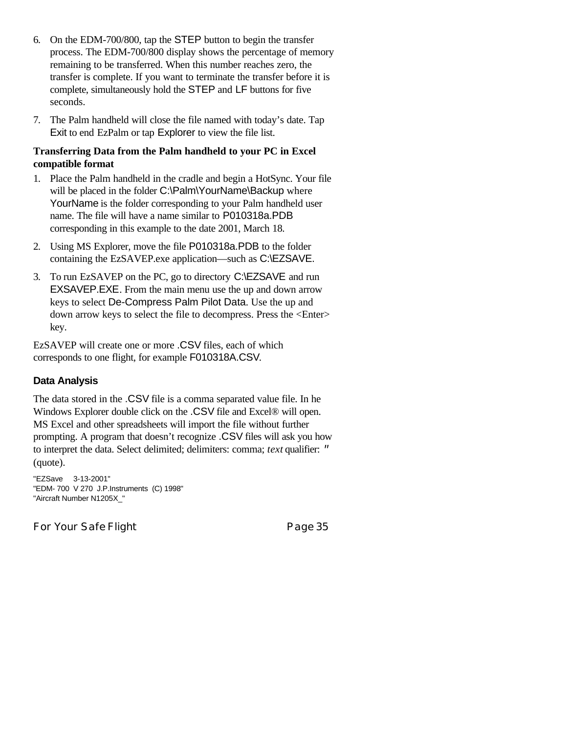6. On the EDM-700/800, tap the STEP button to begin the transfer process. The EDM-700/800 display shows the percentage of memory remaining to be transferred. When this number reaches zero, the transfer is complete. If you want to terminate the transfer before it is complete, simultaneously hold the STEP and LF buttons for five seconds.

7. The Palm handheld will close the file named with today's date. Tap Exit to end EzPalm or tap Explorer to view the file list.

**Transferring Data from the Palm handheld to your PC in Excel compatible format**

1. Place the Palm handheld in the cradle and begin a HotSync. Your file will be placed in the folder C:\Palm\YourName\Backup where YourName is the folder corresponding to your Palm handheld user name. The file will have a name similar to P010318a.PDB corresponding in this example to the date 2001, March 18.

2. Using MS Explorer, move the file P010318a.PDB to the folder containing the EzSAVEP.exe application—such as C:\EZSAVE.

3. To run EzSAVEP on the PC, go to directory C:\EZSAVE and run EXSAVEP.EXE. From the main menu use the up and down arrow keys to select De-Compress Palm Pilot Data. Use the up and down arrow keys to select the file to decompress. Press the <Enter> key.

EzSAVEP will create one or more .CSV files, each of which corresponds to one flight, for example F010318A.CSV.

### Data Analysis

The data stored in the .CSV file is a comma separated value file. In he Windows Explorer double click on the .CSV file and Excel® will open. MS Excel and other spreadsheets will import the file without further prompting. A program that doesn't recognize .CSV files will ask you how to interpret the data. Select delimited; delimiters: comma; *text* qualifier: " (quote).

```
"EZSave     3-13-2001"
"EDM- 700  V 270  J.P.Instruments  (C) 1998"
"Aircraft Number N1205X_"
```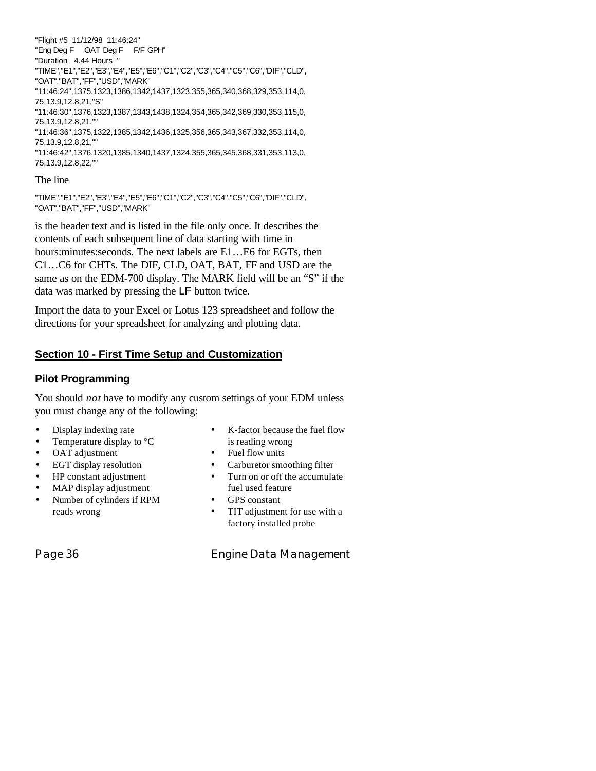```
"Flight #5  11/12/98  11:46:24"
"Eng Deg F    OAT Deg F    F/F GPH"
"Duration   4.44 Hours  "
"TIME","E1","E2","E3","E4","E5","E6","C1","C2","C3","C4","C5","C6","DIF","CLD",
"OAT","BAT","FF","USD","MARK"
"11:46:24",1375,1323,1386,1342,1437,1323,355,365,340,368,329,353,114,0,
75,13.9,12.8,21,"S"
"11:46:30",1376,1323,1387,1343,1438,1324,354,365,342,369,330,353,115,0,
75,13.9,12.8,21,""
"11:46:36",1375,1322,1385,1342,1436,1325,356,365,343,367,332,353,114,0,
75,13.9,12.8,21,""
"11:46:42",1376,1320,1385,1340,1437,1324,355,365,345,368,331,353,113,0,
75,13.9,12.8,22,""
```

The line

```
"TIME","E1","E2","E3","E4","E5","E6","C1","C2","C3","C4","C5","C6","DIF","CLD",
"OAT","BAT","FF","USD","MARK"
```

is the header text and is listed in the file only once. It describes the contents of each subsequent line of data starting with time in hours:minutes:seconds. The next labels are E1…E6 for EGTs, then C1…C6 for CHTs. The DIF, CLD, OAT, BAT, FF and USD are the same as on the EDM-700 display. The MARK field will be an "S" if the data was marked by pressing the LF button twice.

Import the data to your Excel or Lotus 123 spreadsheet and follow the directions for your spreadsheet for analyzing and plotting data.

## Section 10 - First Time Setup and Customization

### Pilot Programming

You should *not* have to modify any custom settings of your EDM unless you must change any of the following:

- Display indexing rate
- Temperature display to °C
- OAT adjustment
- EGT display resolution
- HP constant adjustment
- MAP display adjustment
- Number of cylinders if RPM reads wrong
- K-factor because the fuel flow is reading wrong
- Fuel flow units
- Carburetor smoothing filter
- Turn on or off the accumulate fuel used feature
- GPS constant
- TIT adjustment for use with a factory installed probe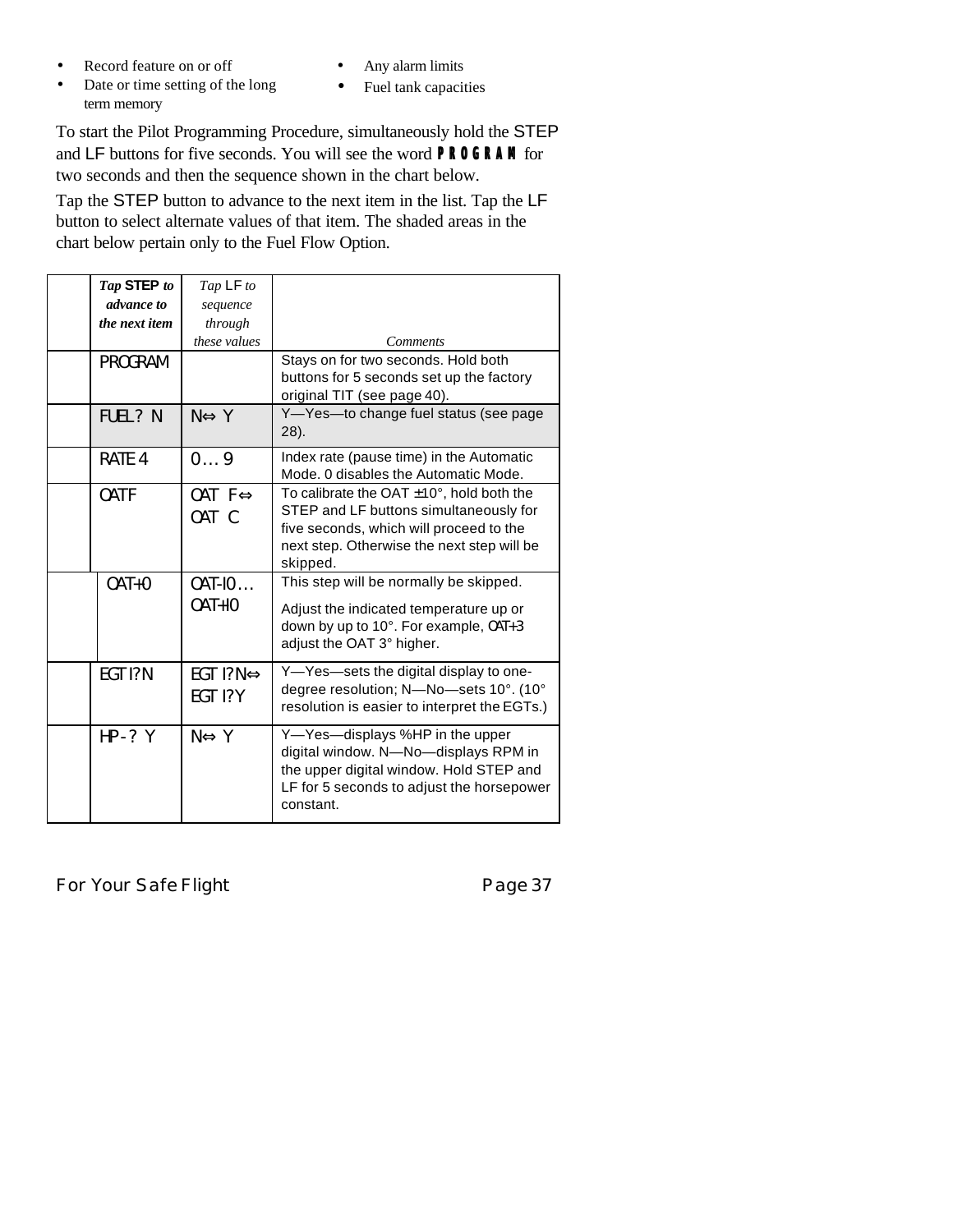- Record feature on or off
- Date or time setting of the long term memory
- Any alarm limits
- Fuel tank capacities

To start the Pilot Programming Procedure, simultaneously hold the STEP and LF buttons for five seconds. You will see the word **PROGRAM** for two seconds and then the sequence shown in the chart below.

Tap the STEP button to advance to the next item in the list. Tap the LF button to select alternate values of that item. The shaded areas in the chart below pertain only to the Fuel Flow Option.

| | *Tap* **STEP** *to advance to the next item* | *Tap* LF *to sequence through these values* | *Comments* |
|---|---|---|---|
| | PROGRAM | | Stays on for two seconds. Hold both buttons for 5 seconds set up the factory original TIT (see page 40). |
| | FUEL? N | N⇔ Y | Y—Yes—to change fuel status (see page 28). |
| | RATE 4 | 0… 9 | Index rate (pause time) in the Automatic Mode. 0 disables the Automatic Mode. |
| | OATF | OAT F⇔ OAT C | To calibrate the OAT ±10°, hold both the STEP and LF buttons simultaneously for five seconds, which will proceed to the next step. Otherwise the next step will be skipped. |
| | OAT+0 | OAT-10… OAT+10 | This step will be normally be skipped. Adjust the indicated temperature up or down by up to 10°. For example, OAT+3 adjust the OAT 3° higher. |
| | EGT I?N | EGT I?N⇔ EGT I?Y | Y—Yes—sets the digital display to one-degree resolution; N—No—sets 10°. (10° resolution is easier to interpret the EGTs.) |
| | HP-? Y | N⇔ Y | Y—Yes—displays %HP in the upper digital window. N—No—displays RPM in the upper digital window. Hold STEP and LF for 5 seconds to adjust the horsepower constant. |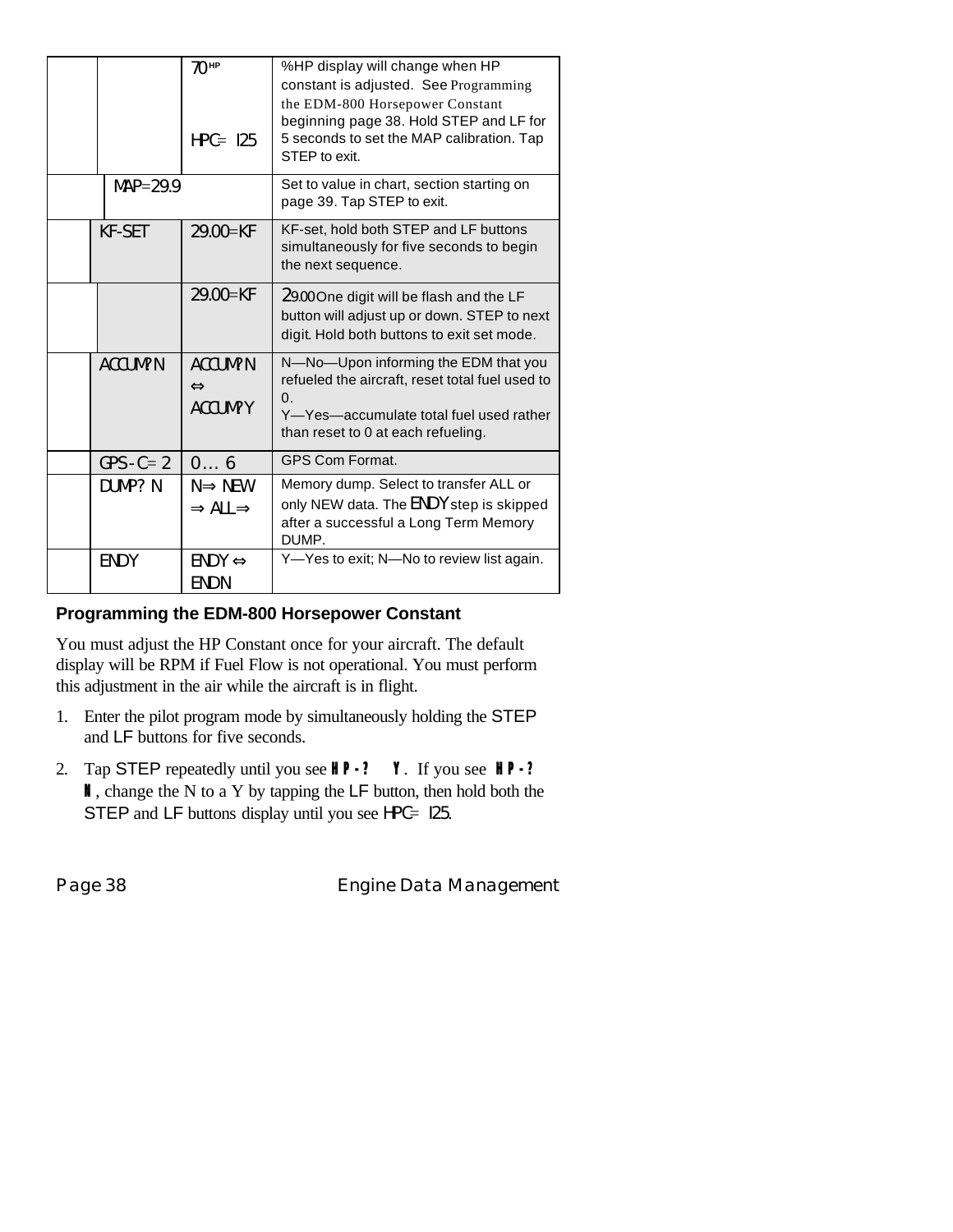| | | | |
|---|---|---|---|
| | | 70 HP<br><br>HPC= 125 | %HP display will change when HP constant is adjusted. See Programming the EDM-800 Horsepower Constant beginning page 38. Hold STEP and LF for 5 seconds to set the MAP calibration. Tap STEP to exit. |
| | MAP=29.9 | | Set to value in chart, section starting on page 39. Tap STEP to exit. |
| | KF-SET | 29.00=KF | KF-set, hold both STEP and LF buttons simultaneously for five seconds to begin the next sequence. |
| | | 29.00=KF | 29.00 One digit will be flash and the LF button will adjust up or down. STEP to next digit. Hold both buttons to exit set mode. |
| | ACCUM? N | ACCUM? N ⇔ ACCUM? Y | N—No—Upon informing the EDM that you refueled the aircraft, reset total fuel used to 0.<br>Y—Yes—accumulate total fuel used rather than reset to 0 at each refueling. |
| | GPS-C= 2 | 0… 6 | GPS Com Format. |
| | DUMP? N | N⇒ NEW ⇒ ALL⇒ | Memory dump. Select to transfer ALL or only NEW data. The ENDY step is skipped after a successful a Long Term Memory DUMP. |
| | ENDY | ENDY ⇔ ENDN | Y—Yes to exit; N—No to review list again. |

### Programming the EDM-800 Horsepower Constant

You must adjust the HP Constant once for your aircraft. The default display will be RPM if Fuel Flow is not operational. You must perform this adjustment in the air while the aircraft is in flight.

1. Enter the pilot program mode by simultaneously holding the STEP and LF buttons for five seconds.
2. Tap STEP repeatedly until you see HP-? Y. If you see HP-? N, change the N to a Y by tapping the LF button, then hold both the STEP and LF buttons display until you see HPC= 125.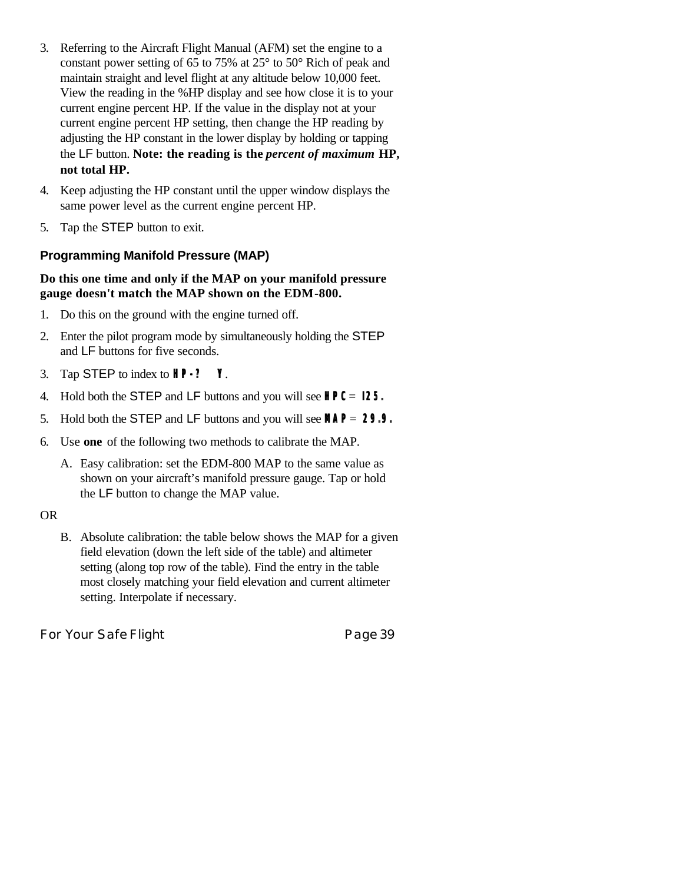3. Referring to the Aircraft Flight Manual (AFM) set the engine to a constant power setting of 65 to 75% at 25° to 50° Rich of peak and maintain straight and level flight at any altitude below 10,000 feet. View the reading in the %HP display and see how close it is to your current engine percent HP. If the value in the display not at your current engine percent HP setting, then change the HP reading by adjusting the HP constant in the lower display by holding or tapping the LF button. **Note: the reading is the *percent of maximum* HP, not total HP.**
4. Keep adjusting the HP constant until the upper window displays the same power level as the current engine percent HP.
5. Tap the STEP button to exit.

### Programming Manifold Pressure (MAP)

**Do this one time and only if the MAP on your manifold pressure gauge doesn't match the MAP shown on the EDM-800.**

1. Do this on the ground with the engine turned off.
2. Enter the pilot program mode by simultaneously holding the STEP and LF buttons for five seconds.
3. Tap STEP to index to **HP-? Y**.
4. Hold both the STEP and LF buttons and you will see **HPC= 125.**
5. Hold both the STEP and LF buttons and you will see **MAP= 29.9.**
6. Use **one** of the following two methods to calibrate the MAP.

   A. Easy calibration: set the EDM-800 MAP to the same value as shown on your aircraft's manifold pressure gauge. Tap or hold the LF button to change the MAP value.

OR

   B. Absolute calibration: the table below shows the MAP for a given field elevation (down the left side of the table) and altimeter setting (along top row of the table). Find the entry in the table most closely matching your field elevation and current altimeter setting. Interpolate if necessary.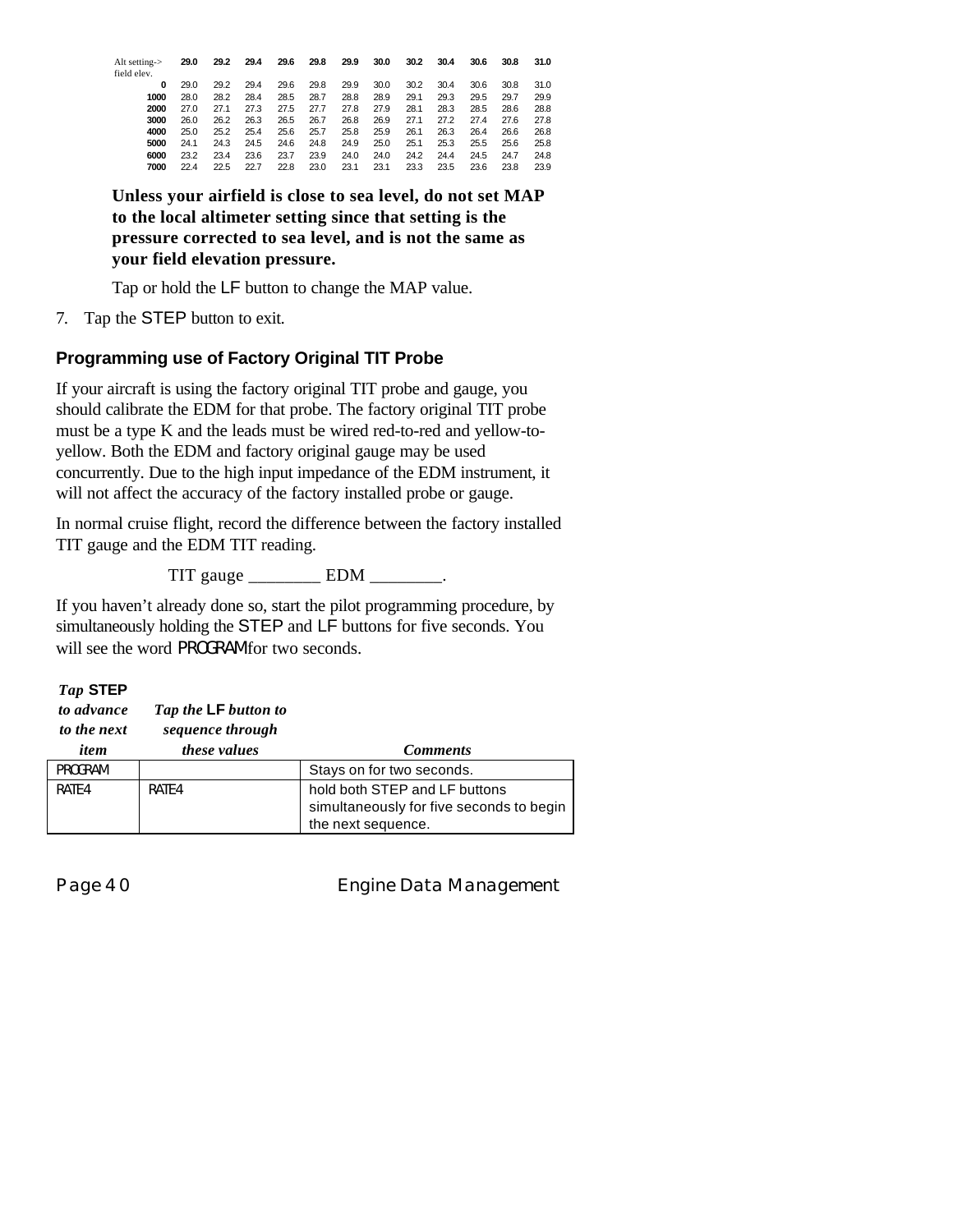| Alt setting-> field elev. | 29.0 | 29.2 | 29.4 | 29.6 | 29.8 | 29.9 | 30.0 | 30.2 | 30.4 | 30.6 | 30.8 | 31.0 |
|---|---|---|---|---|---|---|---|---|---|---|---|---|
| 0 | 29.0 | 29.2 | 29.4 | 29.6 | 29.8 | 29.9 | 30.0 | 30.2 | 30.4 | 30.6 | 30.8 | 31.0 |
| 1000 | 28.0 | 28.2 | 28.4 | 28.5 | 28.7 | 28.8 | 28.9 | 29.1 | 29.3 | 29.5 | 29.7 | 29.9 |
| 2000 | 27.0 | 27.1 | 27.3 | 27.5 | 27.7 | 27.8 | 27.9 | 28.1 | 28.3 | 28.5 | 28.6 | 28.8 |
| 3000 | 26.0 | 26.2 | 26.3 | 26.5 | 26.7 | 26.8 | 26.9 | 27.1 | 27.2 | 27.4 | 27.6 | 27.8 |
| 4000 | 25.0 | 25.2 | 25.4 | 25.6 | 25.7 | 25.8 | 25.9 | 26.1 | 26.3 | 26.4 | 26.6 | 26.8 |
| 5000 | 24.1 | 24.3 | 24.5 | 24.6 | 24.8 | 24.9 | 25.0 | 25.1 | 25.3 | 25.5 | 25.6 | 25.8 |
| 6000 | 23.2 | 23.4 | 23.6 | 23.7 | 23.9 | 24.0 | 24.0 | 24.2 | 24.4 | 24.5 | 24.7 | 24.8 |
| 7000 | 22.4 | 22.5 | 22.7 | 22.8 | 23.0 | 23.1 | 23.1 | 23.3 | 23.5 | 23.6 | 23.8 | 23.9 |

**Unless your airfield is close to sea level, do not set MAP to the local altimeter setting since that setting is the pressure corrected to sea level, and is not the same as your field elevation pressure.**

Tap or hold the LF button to change the MAP value.

7. Tap the STEP button to exit.

### Programming use of Factory Original TIT Probe

If your aircraft is using the factory original TIT probe and gauge, you should calibrate the EDM for that probe. The factory original TIT probe must be a type K and the leads must be wired red-to-red and yellow-to-yellow. Both the EDM and factory original gauge may be used concurrently. Due to the high input impedance of the EDM instrument, it will not affect the accuracy of the factory installed probe or gauge.

In normal cruise flight, record the difference between the factory installed TIT gauge and the EDM TIT reading.

TIT gauge ________ EDM ________.

If you haven't already done so, start the pilot programming procedure, by simultaneously holding the STEP and LF buttons for five seconds. You will see the word PROGRAM for two seconds.

| *Tap* **STEP** *to advance to the next item* | *Tap the* **LF** *button to sequence through these values* | ***Comments*** |
|---|---|---|
| PROGRAM | | Stays on for two seconds. |
| RATE4 | RATE4 | hold both STEP and LF buttons simultaneously for five seconds to begin the next sequence. |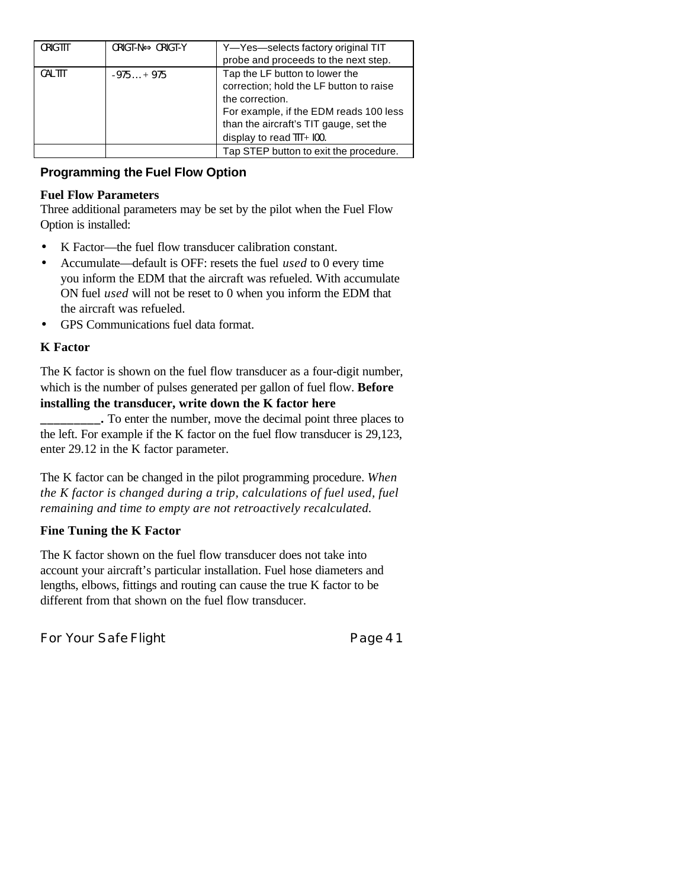| ORIGTIT | ORIGT-N⇔ ORIGT-Y | Y—Yes—selects factory original TIT probe and proceeds to the next step. |
|---|---|---|
| CAL TIT | - 975 … + 975 | Tap the LF button to lower the correction; hold the LF button to raise the correction.<br>For example, if the EDM reads 100 less than the aircraft's TIT gauge, set the display to read TIT+ 100. |
| | | Tap STEP button to exit the procedure. |

## Programming the Fuel Flow Option

### Fuel Flow Parameters

Three additional parameters may be set by the pilot when the Fuel Flow Option is installed:

- K Factor—the fuel flow transducer calibration constant.
- Accumulate—default is OFF: resets the fuel *used* to 0 every time you inform the EDM that the aircraft was refueled. With accumulate ON fuel *used* will not be reset to 0 when you inform the EDM that the aircraft was refueled.
- GPS Communications fuel data format.

### K Factor

The K factor is shown on the fuel flow transducer as a four-digit number, which is the number of pulses generated per gallon of fuel flow. **Before installing the transducer, write down the K factor here _________.** To enter the number, move the decimal point three places to the left. For example if the K factor on the fuel flow transducer is 29,123, enter 29.12 in the K factor parameter.

The K factor can be changed in the pilot programming procedure. *When the K factor is changed during a trip, calculations of fuel used, fuel remaining and time to empty are not retroactively recalculated.*

### Fine Tuning the K Factor

The K factor shown on the fuel flow transducer does not take into account your aircraft's particular installation. Fuel hose diameters and lengths, elbows, fittings and routing can cause the true K factor to be different from that shown on the fuel flow transducer.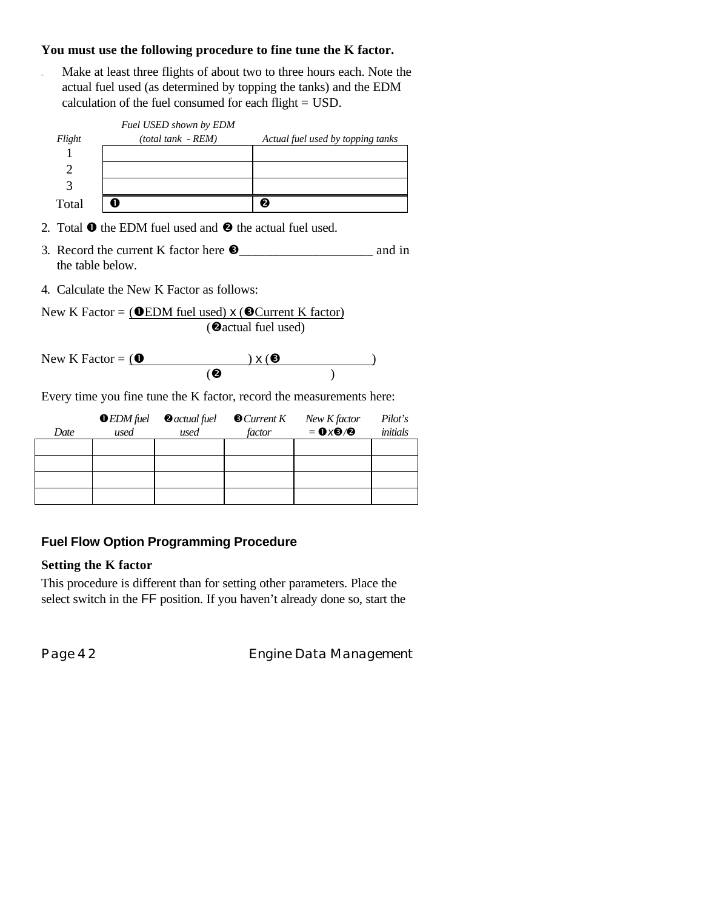**You must use the following procedure to fine tune the K factor.**

1. Make at least three flights of about two to three hours each. Note the actual fuel used (as determined by topping the tanks) and the EDM calculation of the fuel consumed for each flight = USD.

| *Flight* | *Fuel USED shown by EDM (total tank - REM)* | *Actual fuel used by topping tanks* |
|---|---|---|
| 1 | | |
| 2 | | |
| 3 | | |
| Total | ➊ | ➋ |

2. Total ➊ the EDM fuel used and ➋ the actual fuel used.
3. Record the current K factor here ➌____________________ and in the table below.
4. Calculate the New K Factor as follows:

New K Factor = (➊EDM fuel used) x (➌Current K factor) / (➋actual fuel used)

New K Factor = (➊ &nbsp;&nbsp;&nbsp;&nbsp;&nbsp;&nbsp;&nbsp;&nbsp; ) x (➌ &nbsp;&nbsp;&nbsp;&nbsp;&nbsp;&nbsp;&nbsp;&nbsp; ) / (➋ &nbsp;&nbsp;&nbsp;&nbsp;&nbsp;&nbsp;&nbsp;&nbsp; )

Every time you fine tune the K factor, record the measurements here:

| *Date* | ➊*EDM fuel used* | ➋*actual fuel used* | ➌*Current K factor* | *New K factor = ➊x➌/➋* | *Pilot's initials* |
|---|---|---|---|---|---|
| | | | | | |
| | | | | | |
| | | | | | |
| | | | | | |

## Fuel Flow Option Programming Procedure

### Setting the K factor

This procedure is different than for setting other parameters. Place the select switch in the FF position. If you haven't already done so, start the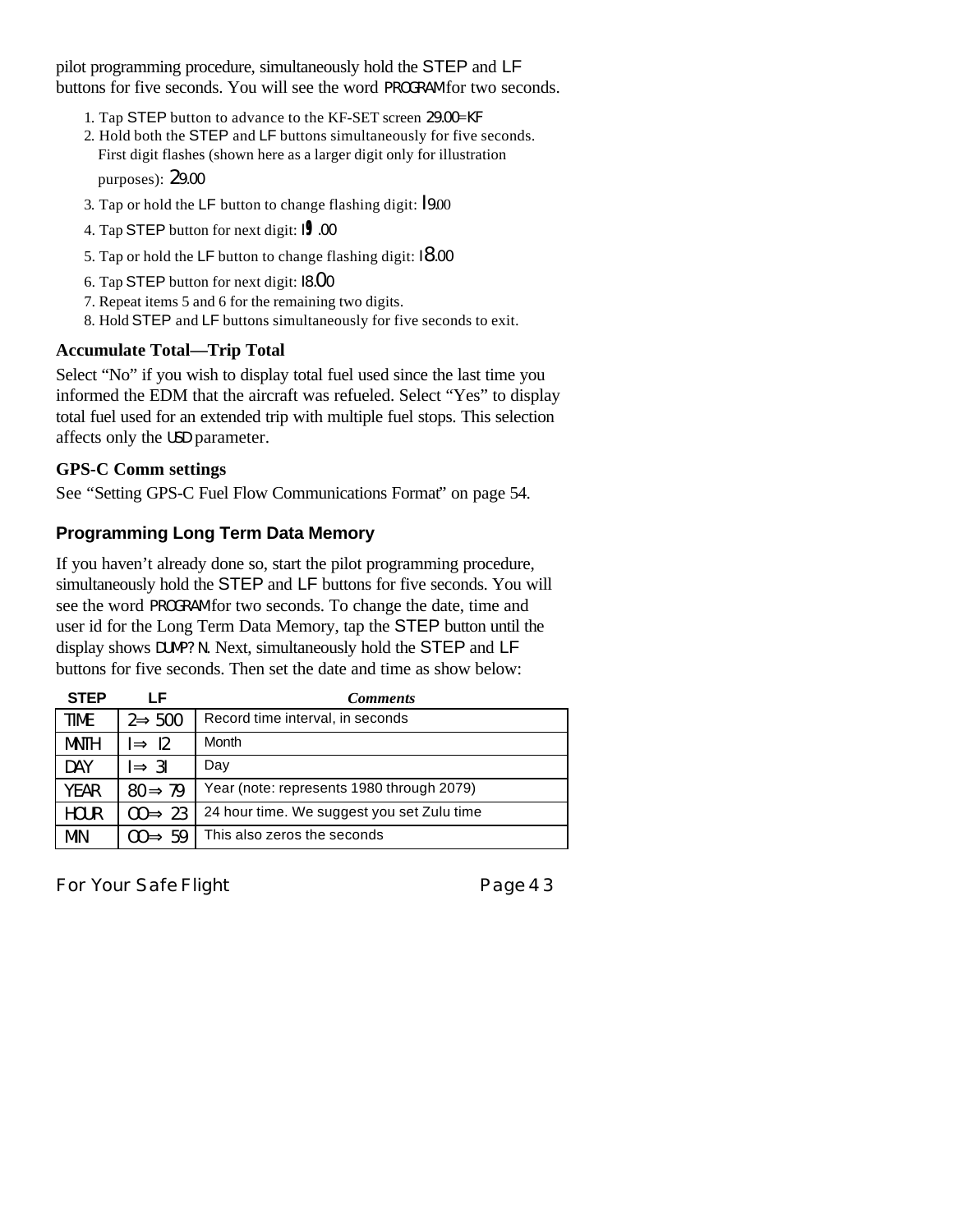pilot programming procedure, simultaneously hold the STEP and LF buttons for five seconds. You will see the word PROGRAM for two seconds.

1. Tap STEP button to advance to the KF-SET screen 29.00=KF
2. Hold both the STEP and LF buttons simultaneously for five seconds. First digit flashes (shown here as a larger digit only for illustration purposes): 29.00
3. Tap or hold the LF button to change flashing digit: 19.00
4. Tap STEP button for next digit: 19.00
5. Tap or hold the LF button to change flashing digit: 18.00
6. Tap STEP button for next digit: 18.00
7. Repeat items 5 and 6 for the remaining two digits.
8. Hold STEP and LF buttons simultaneously for five seconds to exit.

**Accumulate Total—Trip Total**

Select “No” if you wish to display total fuel used since the last time you informed the EDM that the aircraft was refueled. Select “Yes” to display total fuel used for an extended trip with multiple fuel stops. This selection affects only the USD parameter.

**GPS-C Comm settings**

See “Setting GPS-C Fuel Flow Communications Format” on page 54.

## Programming Long Term Data Memory

If you haven’t already done so, start the pilot programming procedure, simultaneously hold the STEP and LF buttons for five seconds. You will see the word PROGRAM for two seconds. To change the date, time and user id for the Long Term Data Memory, tap the STEP button until the display shows DUMP? N. Next, simultaneously hold the STEP and LF buttons for five seconds. Then set the date and time as show below:

| STEP | LF | *Comments* |
|---|---|---|
| TIME | 2⇒ 500 | Record time interval, in seconds |
| MNTH | 1⇒ 12 | Month |
| DAY | 1⇒ 31 | Day |
| YEAR | 80 ⇒ 79 | Year (note: represents 1980 through 2079) |
| HOUR | 00⇒ 23 | 24 hour time. We suggest you set Zulu time |
| MIN | 00⇒ 59 | This also zeros the seconds |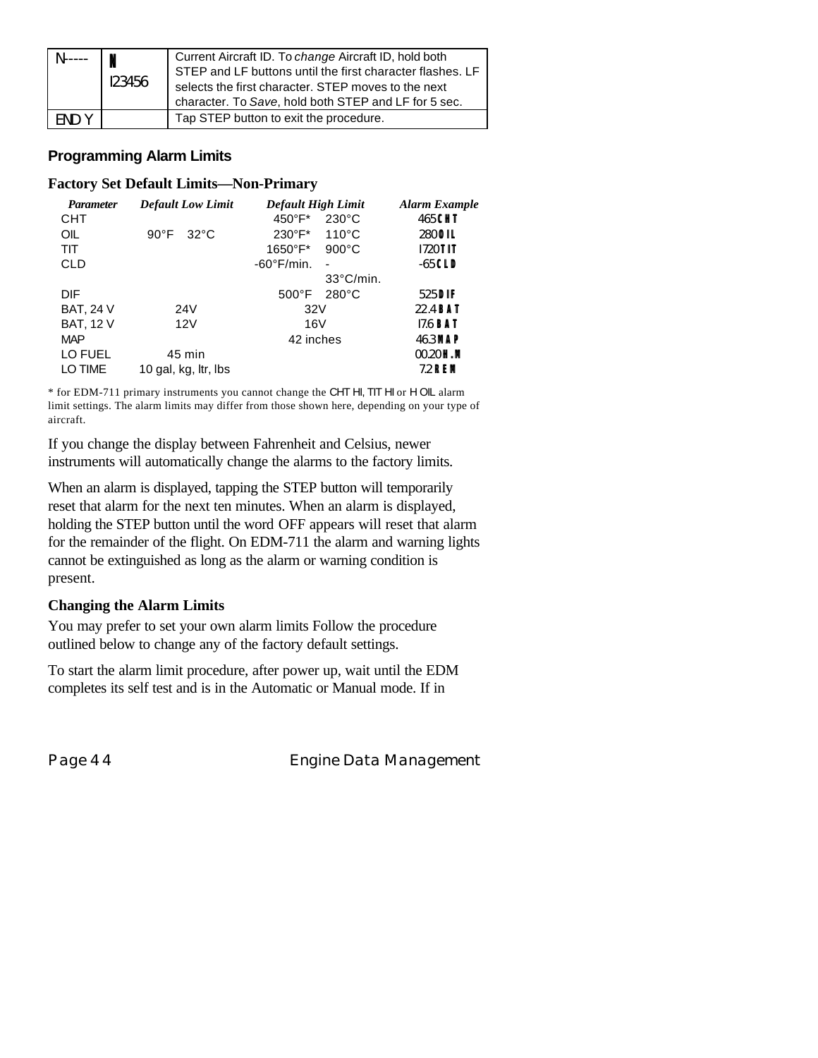| N----- | N 123456 | Current Aircraft ID. To *change* Aircraft ID, hold both STEP and LF buttons until the first character flashes. LF selects the first character. STEP moves to the next character. To *Save*, hold both STEP and LF for 5 sec. |
|---|---|---|
| END Y | | Tap STEP button to exit the procedure. |

## Programming Alarm Limits

### Factory Set Default Limits—Non-Primary

| *Parameter* | *Default Low Limit* | | *Default High Limit* | | *Alarm Example* |
|---|---|---|---|---|---|
| CHT | | | 450°F* | 230°C | 465 CHT |
| OIL | 90°F | 32°C | 230°F* | 110°C | 280 OIL |
| TIT | | | 1650°F* | 900°C | 1720 TIT |
| CLD | | | -60°F/min. | -33°C/min. | -65 CLD |
| DIF | | | 500°F | 280°C | 525 DIF |
| BAT, 24 V | 24V | | 32V | | 22.4 BAT |
| BAT, 12 V | 12V | | 16V | | 17.6 BAT |
| MAP | | | 42 inches | | 46.3 MAP |
| LO FUEL | 45 min | | | | 00.20 H.M |
| LO TIME | 10 gal, kg, ltr, lbs | | | | 7.2 REM |

\* for EDM-711 primary instruments you cannot change the CHT HI, TIT HI or H OIL alarm limit settings. The alarm limits may differ from those shown here, depending on your type of aircraft.

If you change the display between Fahrenheit and Celsius, newer instruments will automatically change the alarms to the factory limits.

When an alarm is displayed, tapping the STEP button will temporarily reset that alarm for the next ten minutes. When an alarm is displayed, holding the STEP button until the word OFF appears will reset that alarm for the remainder of the flight. On EDM-711 the alarm and warning lights cannot be extinguished as long as the alarm or warning condition is present.

### Changing the Alarm Limits

You may prefer to set your own alarm limits Follow the procedure outlined below to change any of the factory default settings.

To start the alarm limit procedure, after power up, wait until the EDM completes its self test and is in the Automatic or Manual mode. If in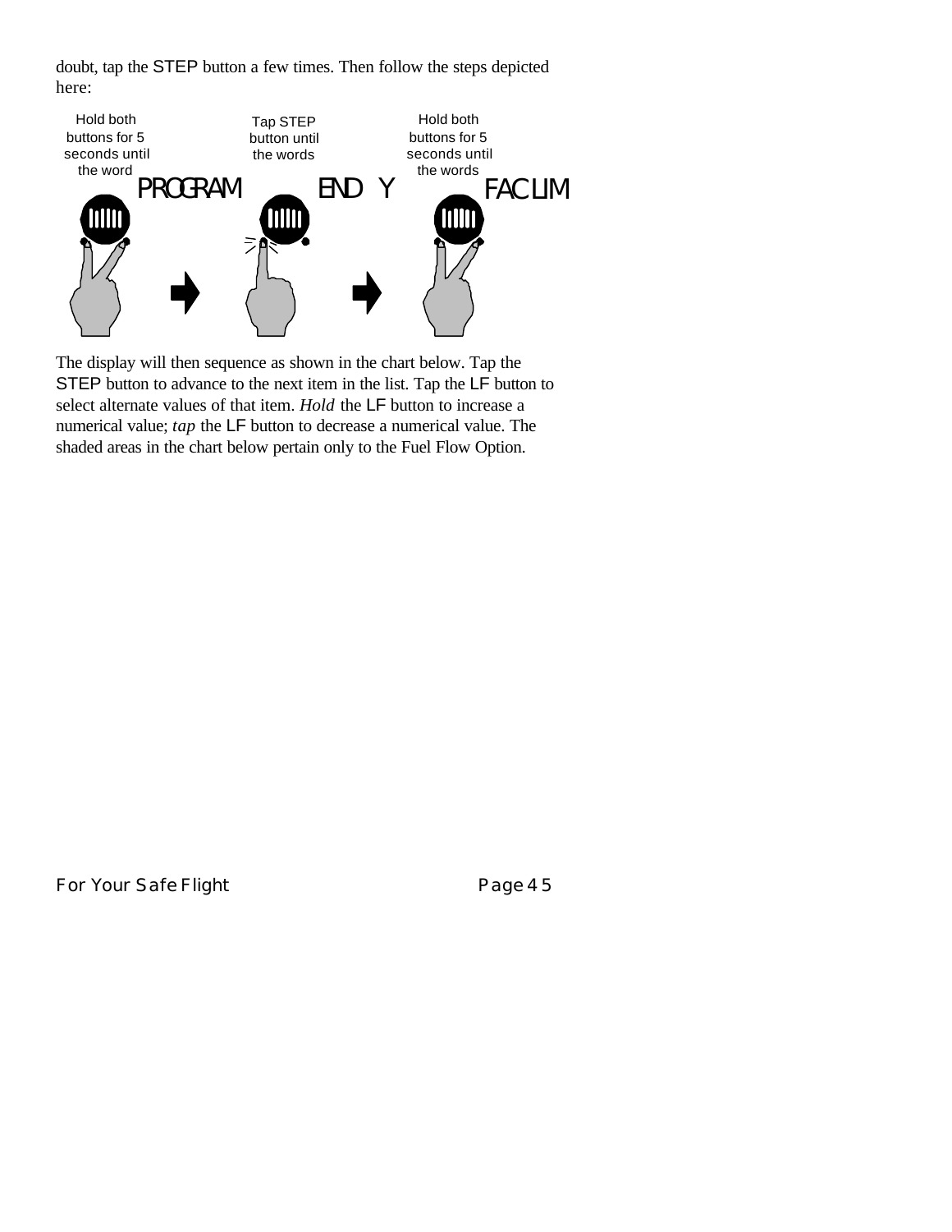doubt, tap the STEP button a few times. Then follow the steps depicted here:

Hold both buttons for 5 seconds until the word PROGRAM

Tap STEP button until the words END Y

Hold both buttons for 5 seconds until the words FAC LIM

The display will then sequence as shown in the chart below. Tap the STEP button to advance to the next item in the list. Tap the LF button to select alternate values of that item. *Hold* the LF button to increase a numerical value; *tap* the LF button to decrease a numerical value. The shaded areas in the chart below pertain only to the Fuel Flow Option.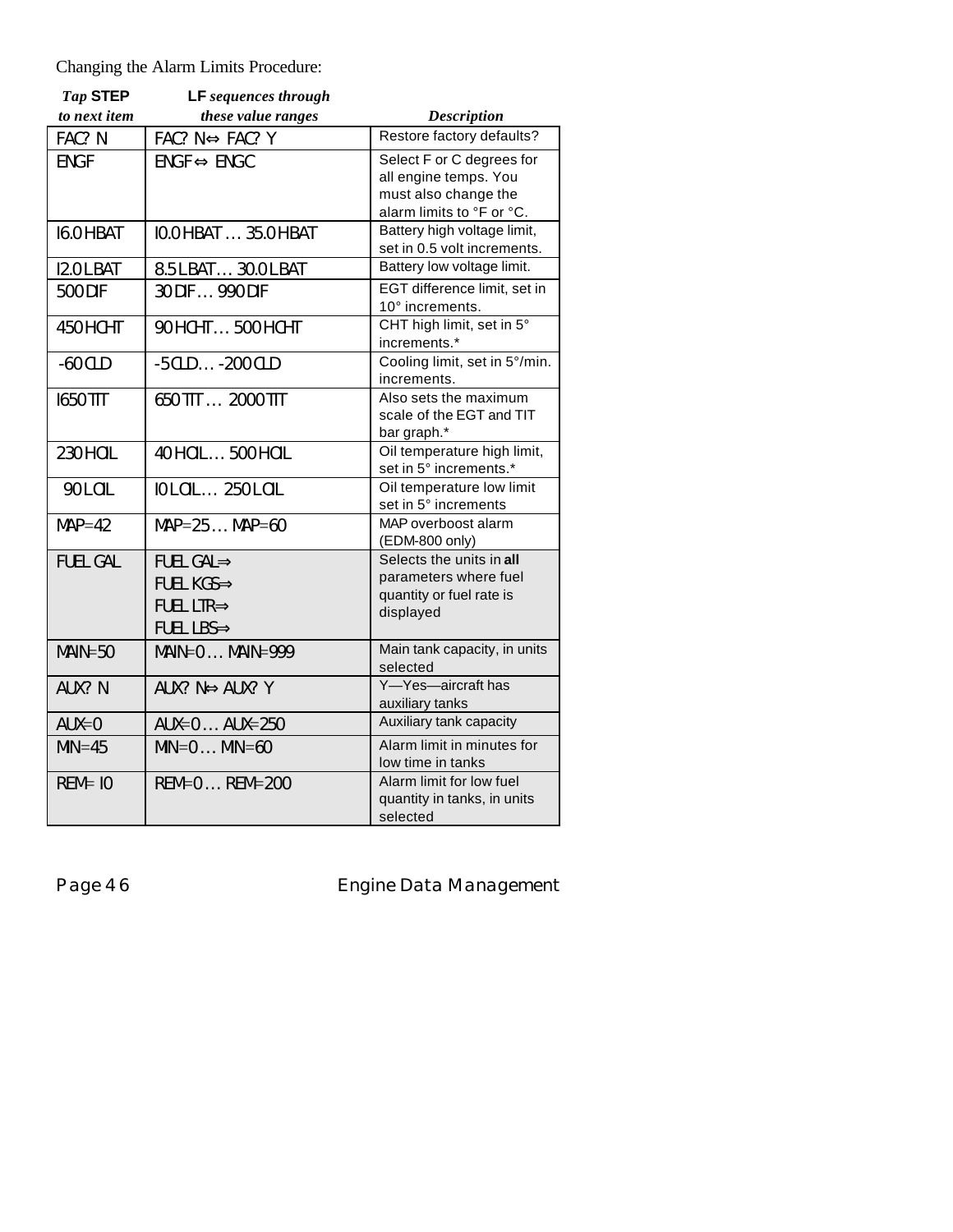Changing the Alarm Limits Procedure:

| *Tap* **STEP** *to next item* | **LF** *sequences through these value ranges* | *Description* |
|---|---|---|
| FAC? N | FAC? N⇔ FAC? Y | Restore factory defaults? |
| ENGF | ENGF ⇔ ENGC | Select F or C degrees for all engine temps. You must also change the alarm limits to °F or °C. |
| 16.0 HBAT | 10.0 HBAT … 35.0 HBAT | Battery high voltage limit, set in 0.5 volt increments. |
| 12.0 LBAT | 8.5 LBAT… 30.0 LBAT | Battery low voltage limit. |
| 500 DIF | 30 DIF … 990 DIF | EGT difference limit, set in 10° increments. |
| 450 HCHT | 90 HCHT… 500 HCHT | CHT high limit, set in 5° increments.* |
| -60 CLD | -5 CLD… -200 CLD | Cooling limit, set in 5°/min. increments. |
| 1650 TIT | 650 TIT … 2000 TIT | Also sets the maximum scale of the EGT and TIT bar graph.* |
| 230 HOIL | 40 HOIL… 500 HOIL | Oil temperature high limit, set in 5° increments.* |
| 90 LOIL | 10 LOIL… 250 LOIL | Oil temperature low limit set in 5° increments |
| MAP=42 | MAP=25 … MAP=60 | MAP overboost alarm (EDM-800 only) |
| FUEL GAL | FUEL GAL⇒ FUEL KGS⇒ FUEL LTR⇒ FUEL LBS⇒ | Selects the units in **all** parameters where fuel quantity or fuel rate is displayed |
| MAIN=50 | MAIN=0 … MAIN=999 | Main tank capacity, in units selected |
| AUX? N | AUX? N⇔ AUX? Y | Y—Yes—aircraft has auxiliary tanks |
| AUX=0 | AUX=0 … AUX=250 | Auxiliary tank capacity |
| MIN=45 | MIN=0 … MIN=60 | Alarm limit in minutes for low time in tanks |
| REM= 10 | REM=0 … REM=200 | Alarm limit for low fuel quantity in tanks, in units selected |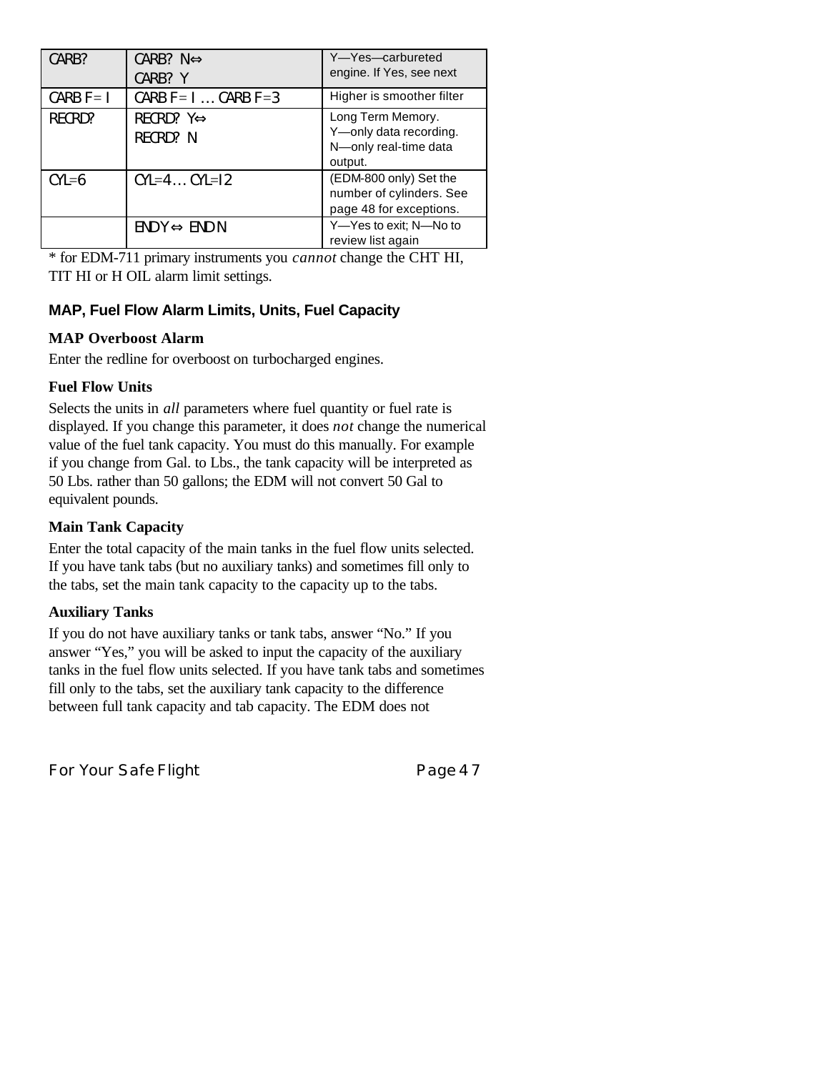| CARB? | CARB? N⇔<br>CARB? Y | Y—Yes—carbureted engine. If Yes, see next |
|---|---|---|
| CARB F= 1 | CARB F= 1 … CARB F=3 | Higher is smoother filter |
| RECRD? | RECRD? Y⇔<br>RECRD? N | Long Term Memory.<br>Y—only data recording.<br>N—only real-time data output. |
| CYL=6 | CYL=4… CYL=12 | (EDM-800 only) Set the number of cylinders. See page 48 for exceptions. |
| | ENDY ⇔ END N | Y—Yes to exit; N—No to review list again |

* for EDM-711 primary instruments you *cannot* change the CHT HI, TIT HI or H OIL alarm limit settings.

### MAP, Fuel Flow Alarm Limits, Units, Fuel Capacity

**MAP Overboost Alarm**

Enter the redline for overboost on turbocharged engines.

**Fuel Flow Units**

Selects the units in *all* parameters where fuel quantity or fuel rate is displayed. If you change this parameter, it does *not* change the numerical value of the fuel tank capacity. You must do this manually. For example if you change from Gal. to Lbs., the tank capacity will be interpreted as 50 Lbs. rather than 50 gallons; the EDM will not convert 50 Gal to equivalent pounds.

**Main Tank Capacity**

Enter the total capacity of the main tanks in the fuel flow units selected. If you have tank tabs (but no auxiliary tanks) and sometimes fill only to the tabs, set the main tank capacity to the capacity up to the tabs.

**Auxiliary Tanks**

If you do not have auxiliary tanks or tank tabs, answer “No.” If you answer “Yes,” you will be asked to input the capacity of the auxiliary tanks in the fuel flow units selected. If you have tank tabs and sometimes fill only to the tabs, set the auxiliary tank capacity to the difference between full tank capacity and tab capacity. The EDM does not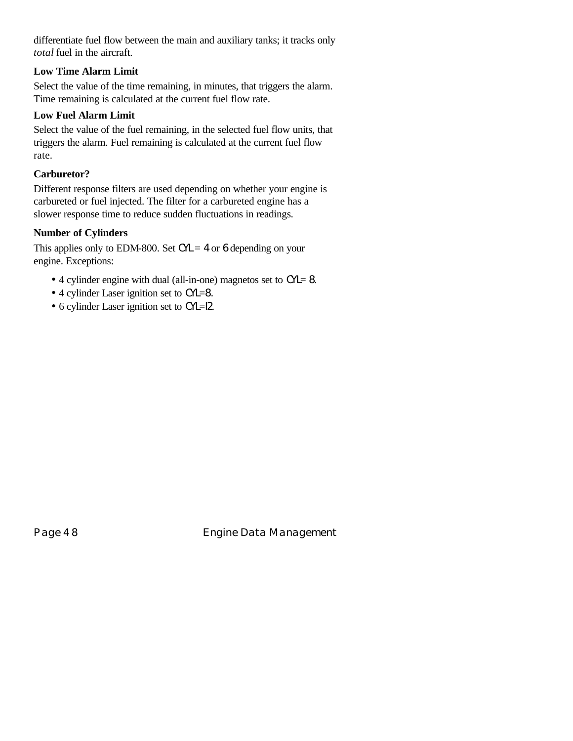differentiate fuel flow between the main and auxiliary tanks; it tracks only *total* fuel in the aircraft.

**Low Time Alarm Limit**

Select the value of the time remaining, in minutes, that triggers the alarm. Time remaining is calculated at the current fuel flow rate.

**Low Fuel Alarm Limit**

Select the value of the fuel remaining, in the selected fuel flow units, that triggers the alarm. Fuel remaining is calculated at the current fuel flow rate.

**Carburetor?**

Different response filters are used depending on whether your engine is carbureted or fuel injected. The filter for a carbureted engine has a slower response time to reduce sudden fluctuations in readings.

**Number of Cylinders**

This applies only to EDM-800. Set CYL = 4 or 6 depending on your engine. Exceptions:

- 4 cylinder engine with dual (all-in-one) magnetos set to CYL= 8.
- 4 cylinder Laser ignition set to CYL=8.
- 6 cylinder Laser ignition set to CYL=12.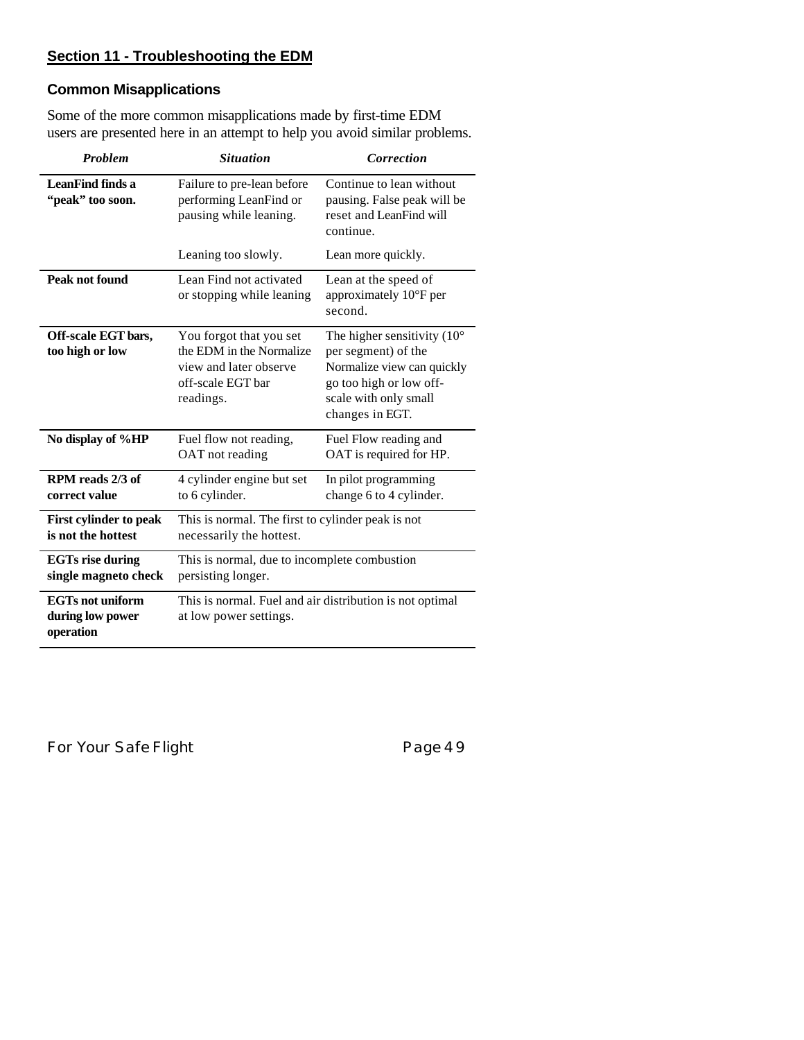## Section 11 - Troubleshooting the EDM

### Common Misapplications

Some of the more common misapplications made by first-time EDM users are presented here in an attempt to help you avoid similar problems.

| *Problem* | *Situation* | *Correction* |
|---|---|---|
| **LeanFind finds a "peak" too soon.** | Failure to pre-lean before performing LeanFind or pausing while leaning. | Continue to lean without pausing. False peak will be reset and LeanFind will continue. |
| | Leaning too slowly. | Lean more quickly. |
| **Peak not found** | Lean Find not activated or stopping while leaning | Lean at the speed of approximately 10°F per second. |
| **Off-scale EGT bars, too high or low** | You forgot that you set the EDM in the Normalize view and later observe off-scale EGT bar readings. | The higher sensitivity (10° per segment) of the Normalize view can quickly go too high or low off-scale with only small changes in EGT. |
| **No display of %HP** | Fuel flow not reading, OAT not reading | Fuel Flow reading and OAT is required for HP. |
| **RPM reads 2/3 of correct value** | 4 cylinder engine but set to 6 cylinder. | In pilot programming change 6 to 4 cylinder. |
| **First cylinder to peak is not the hottest** | This is normal. The first to cylinder peak is not necessarily the hottest. | |
| **EGTs rise during single magneto check** | This is normal, due to incomplete combustion persisting longer. | |
| **EGTs not uniform during low power operation** | This is normal. Fuel and air distribution is not optimal at low power settings. | |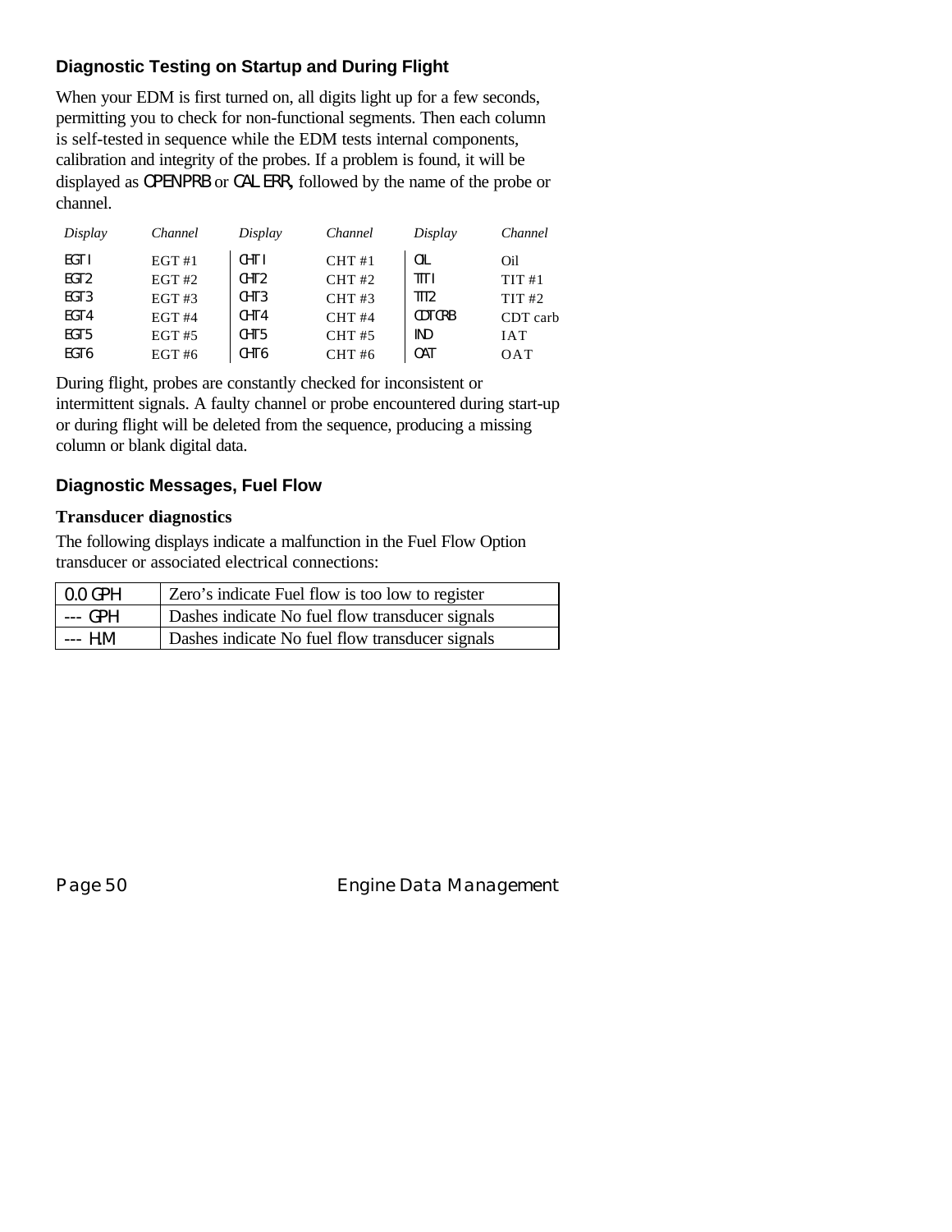## Diagnostic Testing on Startup and During Flight

When your EDM is first turned on, all digits light up for a few seconds, permitting you to check for non-functional segments. Then each column is self-tested in sequence while the EDM tests internal components, calibration and integrity of the probes. If a problem is found, it will be displayed as OPENPRB or CAL ERR, followed by the name of the probe or channel.

| *Display* | *Channel* | *Display* | *Channel* | *Display* | *Channel* |
|---|---|---|---|---|---|
| EGT I | EGT #1 | CHT I | CHT #1 | OIL | Oil |
| EGT2 | EGT #2 | CHT2 | CHT #2 | TIT I | TIT #1 |
| EGT3 | EGT #3 | CHT3 | CHT #3 | TIT2 | TIT #2 |
| EGT4 | EGT #4 | CHT4 | CHT #4 | CDTCRB | CDT carb |
| EGT5 | EGT #5 | CHT5 | CHT #5 | IND | IAT |
| EGT6 | EGT #6 | CHT6 | CHT #6 | OAT | OAT |

During flight, probes are constantly checked for inconsistent or intermittent signals. A faulty channel or probe encountered during start-up or during flight will be deleted from the sequence, producing a missing column or blank digital data.

## Diagnostic Messages, Fuel Flow

### Transducer diagnostics

The following displays indicate a malfunction in the Fuel Flow Option transducer or associated electrical connections:

| | |
|---|---|
| 0.0 GPH | Zero's indicate Fuel flow is too low to register |
| --- GPH | Dashes indicate No fuel flow transducer signals |
| --- H.M | Dashes indicate No fuel flow transducer signals |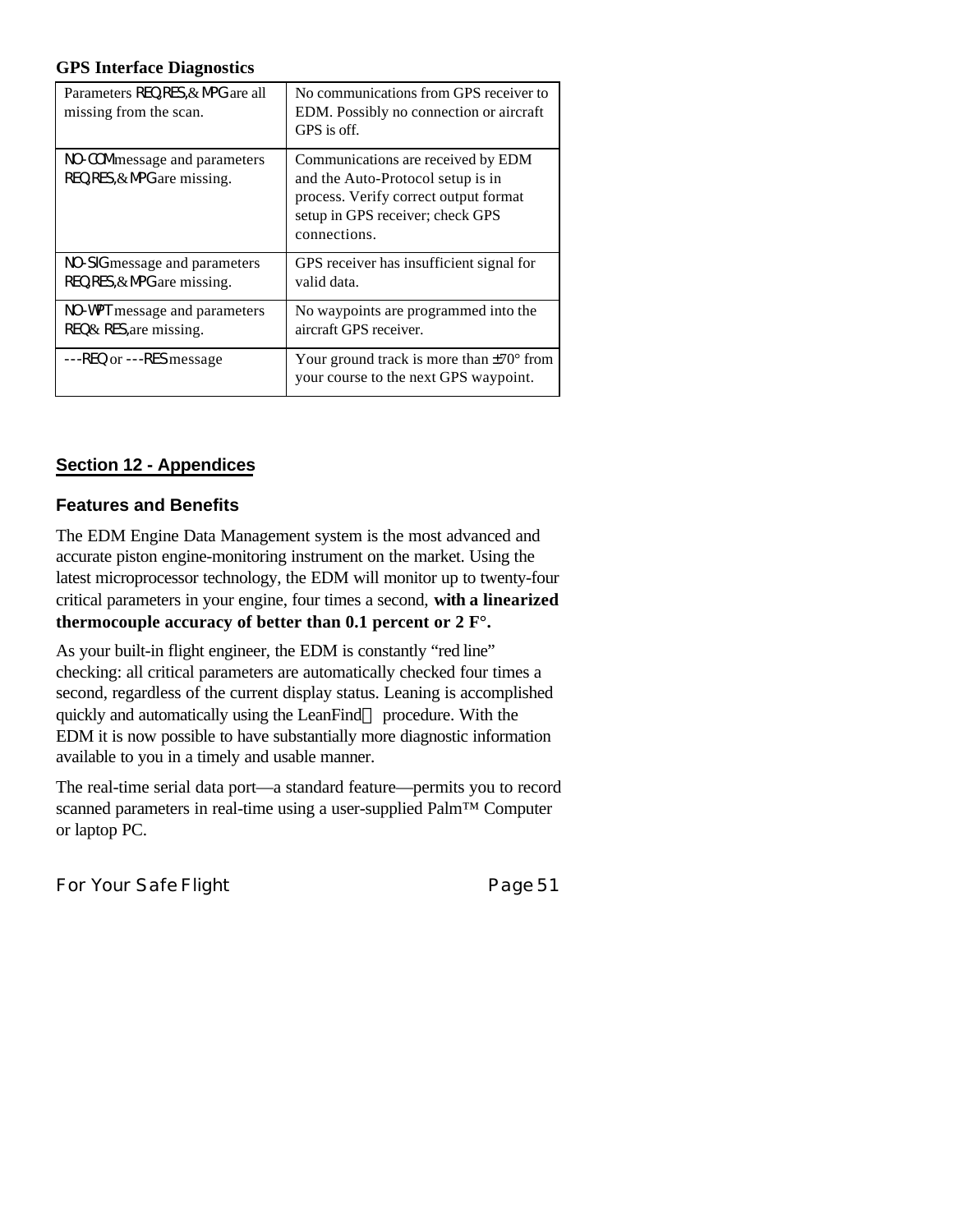**GPS Interface Diagnostics**

| | |
|---|---|
| Parameters REQ, RES, & MPG are all missing from the scan. | No communications from GPS receiver to EDM. Possibly no connection or aircraft GPS is off. |
| NO-COM message and parameters REQ, RES, & MPG are missing. | Communications are received by EDM and the Auto-Protocol setup is in process. Verify correct output format setup in GPS receiver; check GPS connections. |
| NO-SIG message and parameters REQ, RES, & MPG are missing. | GPS receiver has insufficient signal for valid data. |
| NO-WPT message and parameters REQ & RES, are missing. | No waypoints are programmed into the aircraft GPS receiver. |
| ---REQ or ---RES message | Your ground track is more than ±70° from your course to the next GPS waypoint. |

## Section 12 - Appendices

### Features and Benefits

The EDM Engine Data Management system is the most advanced and accurate piston engine-monitoring instrument on the market. Using the latest microprocessor technology, the EDM will monitor up to twenty-four critical parameters in your engine, four times a second, **with a linearized thermocouple accuracy of better than 0.1 percent or 2 F°.**

As your built-in flight engineer, the EDM is constantly "red line" checking: all critical parameters are automatically checked four times a second, regardless of the current display status. Leaning is accomplished quickly and automatically using the LeanFind™ procedure. With the EDM it is now possible to have substantially more diagnostic information available to you in a timely and usable manner.

The real-time serial data port—a standard feature—permits you to record scanned parameters in real-time using a user-supplied Palm™ Computer or laptop PC.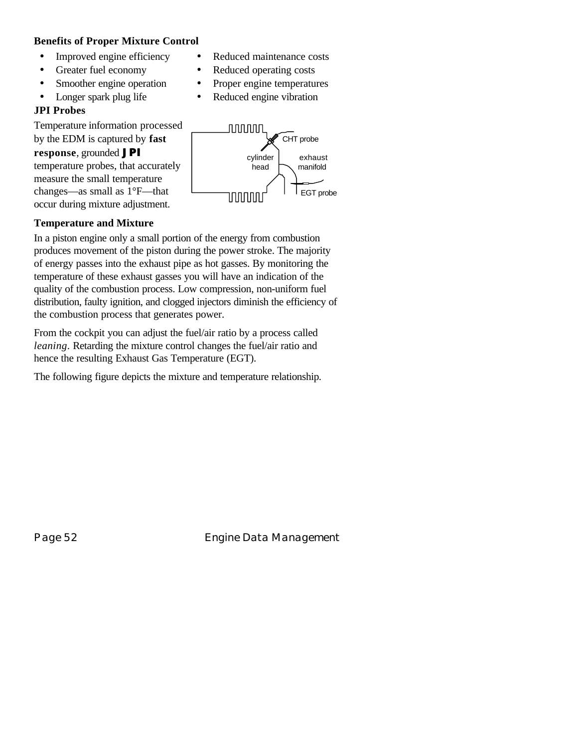### Benefits of Proper Mixture Control

- Improved engine efficiency
- Greater fuel economy
- Smoother engine operation
- Longer spark plug life
- Reduced maintenance costs
- Reduced operating costs
- Proper engine temperatures
- Reduced engine vibration

### JPI Probes

Temperature information processed by the EDM is captured by **fast response**, grounded **JPI** temperature probes, that accurately measure the small temperature changes—as small as 1°F—that occur during mixture adjustment.

CHT probe

cylinder head

exhaust manifold

EGT probe

### Temperature and Mixture

In a piston engine only a small portion of the energy from combustion produces movement of the piston during the power stroke. The majority of energy passes into the exhaust pipe as hot gasses. By monitoring the temperature of these exhaust gasses you will have an indication of the quality of the combustion process. Low compression, non-uniform fuel distribution, faulty ignition, and clogged injectors diminish the efficiency of the combustion process that generates power.

From the cockpit you can adjust the fuel/air ratio by a process called *leaning*. Retarding the mixture control changes the fuel/air ratio and hence the resulting Exhaust Gas Temperature (EGT).

The following figure depicts the mixture and temperature relationship.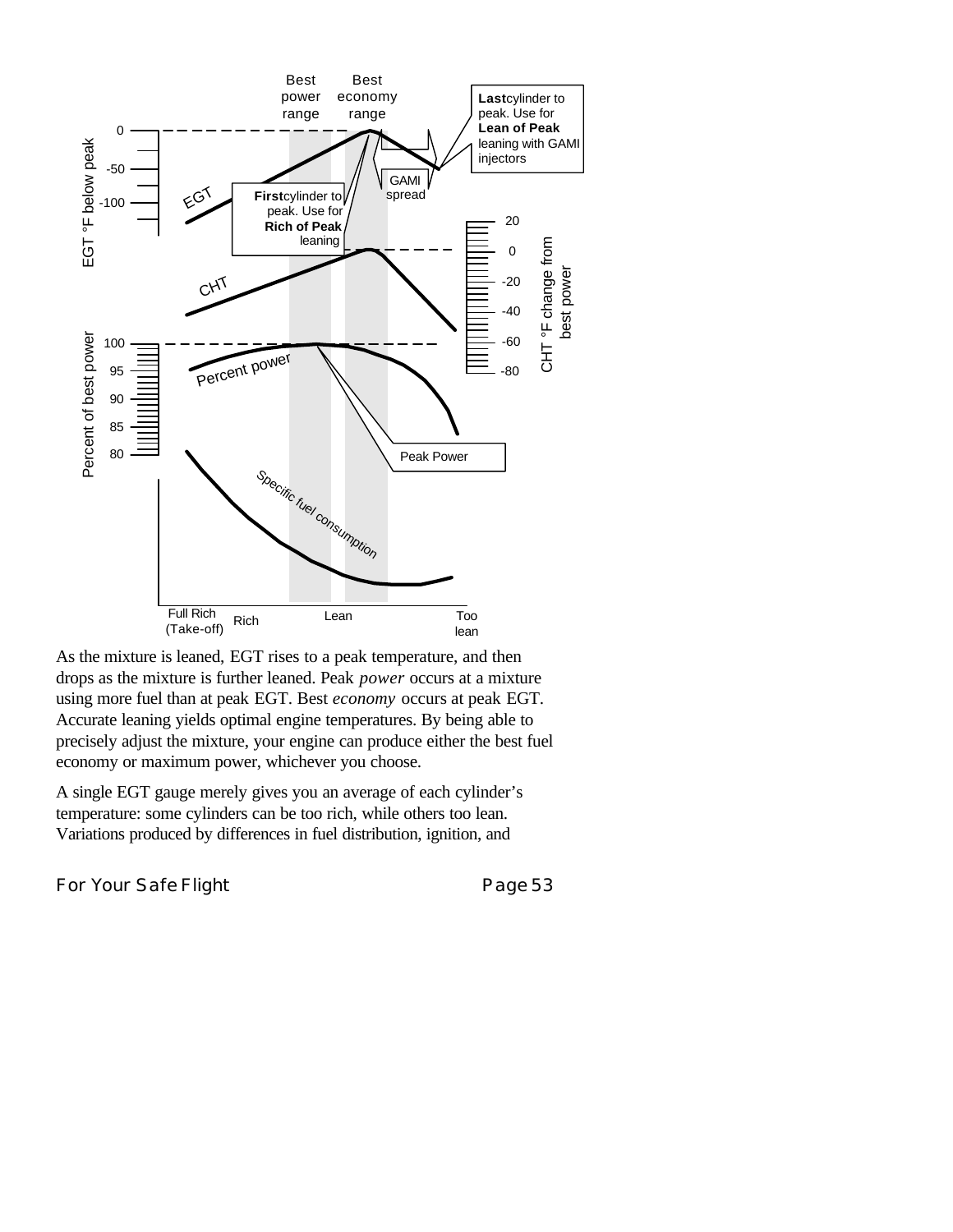As the mixture is leaned, EGT rises to a peak temperature, and then drops as the mixture is further leaned. Peak *power* occurs at a mixture using more fuel than at peak EGT. Best *economy* occurs at peak EGT. Accurate leaning yields optimal engine temperatures. By being able to precisely adjust the mixture, your engine can produce either the best fuel economy or maximum power, whichever you choose.

A single EGT gauge merely gives you an average of each cylinder's temperature: some cylinders can be too rich, while others too lean. Variations produced by differences in fuel distribution, ignition, and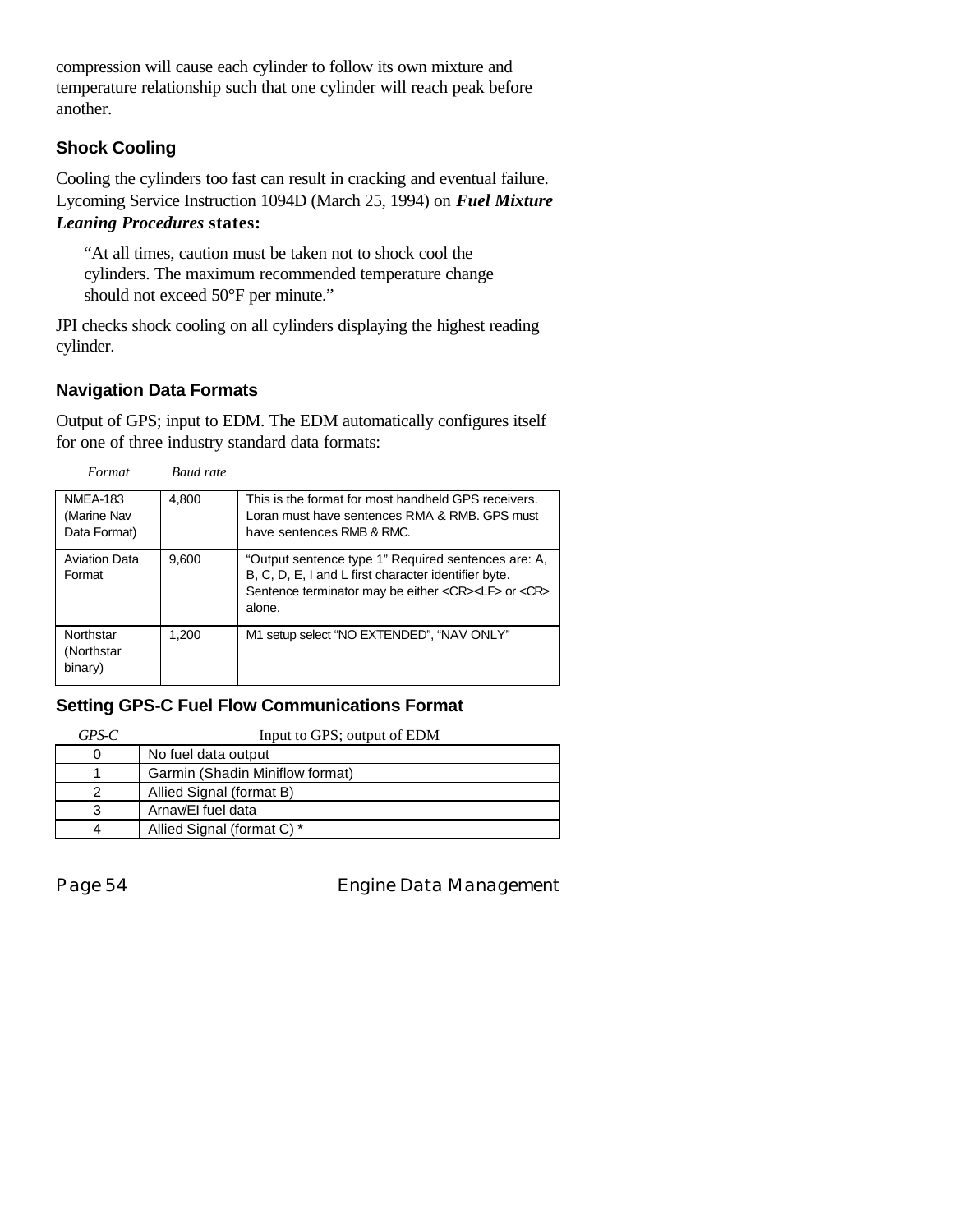compression will cause each cylinder to follow its own mixture and temperature relationship such that one cylinder will reach peak before another.

### Shock Cooling

Cooling the cylinders too fast can result in cracking and eventual failure. Lycoming Service Instruction 1094D (March 25, 1994) on ***Fuel Mixture Leaning Procedures*** **states:**

> "At all times, caution must be taken not to shock cool the cylinders. The maximum recommended temperature change should not exceed 50°F per minute."

JPI checks shock cooling on all cylinders displaying the highest reading cylinder.

### Navigation Data Formats

Output of GPS; input to EDM. The EDM automatically configures itself for one of three industry standard data formats:

| *Format* | *Baud rate* | |
|---|---|---|
| NMEA-183 (Marine Nav Data Format) | 4,800 | This is the format for most handheld GPS receivers. Loran must have sentences RMA & RMB. GPS must have sentences RMB & RMC. |
| Aviation Data Format | 9,600 | "Output sentence type 1" Required sentences are: A, B, C, D, E, I and L first character identifier byte. Sentence terminator may be either <CR><LF> or <CR> alone. |
| Northstar (Northstar binary) | 1,200 | M1 setup select "NO EXTENDED", "NAV ONLY" |

### Setting GPS-C Fuel Flow Communications Format

| *GPS-C* | Input to GPS; output of EDM |
|---|---|
| 0 | No fuel data output |
| 1 | Garmin (Shadin Miniflow format) |
| 2 | Allied Signal (format B) |
| 3 | Arnav/EI fuel data |
| 4 | Allied Signal (format C) * |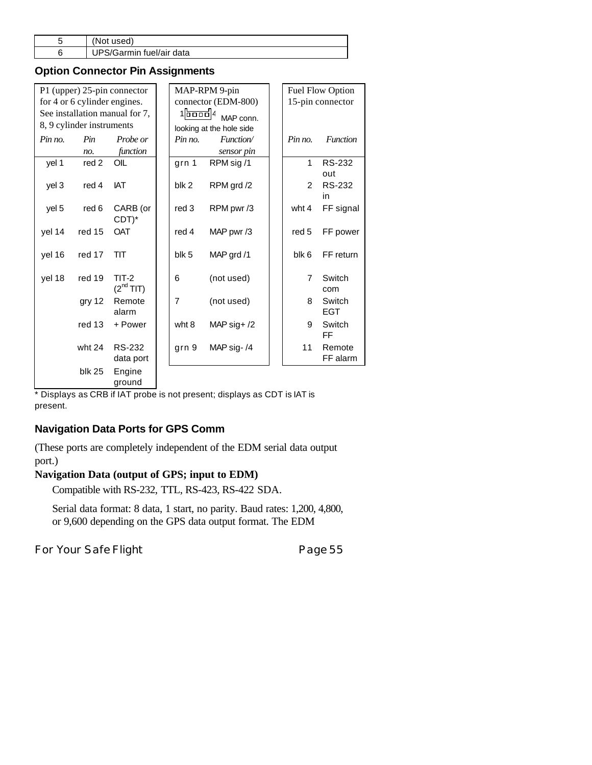| 5 | (Not used) |
|---|---|
| 6 | UPS/Garmin fuel/air data |

### Option Connector Pin Assignments

P1 (upper) 25-pin connector for 4 or 6 cylinder engines. See installation manual for 7, 8, 9 cylinder instruments

| *Pin no.* | *Pin no.* | *Probe or function* |
|---|---|---|
| yel 1 | red 2 | OIL |
| yel 3 | red 4 | IAT |
| yel 5 | red 6 | CARB (or CDT)* |
| yel 14 | red 15 | OAT |
| yel 16 | red 17 | TIT |
| yel 18 | red 19 | TIT-2 ($2^{nd}$ TIT) |
| | gry 12 | Remote alarm |
| | red 13 | + Power |
| | wht 24 | RS-232 data port |
| | blk 25 | Engine ground |

MAP-RPM 9-pin connector (EDM-800)

1 [][][][] 4 MAP conn. looking at the hole side

| *Pin no.* | *Function/ sensor pin* |
|---|---|
| grn 1 | RPM sig /1 |
| blk 2 | RPM grd /2 |
| red 3 | RPM pwr /3 |
| red 4 | MAP pwr /3 |
| blk 5 | MAP grd /1 |
| 6 | (not used) |
| 7 | (not used) |
| wht 8 | MAP sig+ /2 |
| grn 9 | MAP sig- /4 |

Fuel Flow Option 15-pin connector

| *Pin no.* | *Function* |
|---|---|
| 1 | RS-232 out |
| 2 | RS-232 in |
| wht 4 | FF signal |
| red 5 | FF power |
| blk 6 | FF return |
| 7 | Switch com |
| 8 | Switch EGT |
| 9 | Switch FF |
| 11 | Remote FF alarm |

* Displays as CRB if IAT probe is not present; displays as CDT is IAT is present.

### Navigation Data Ports for GPS Comm

(These ports are completely independent of the EDM serial data output port.)

**Navigation Data (output of GPS; input to EDM)**

Compatible with RS-232, TTL, RS-423, RS-422 SDA.

Serial data format: 8 data, 1 start, no parity. Baud rates: 1,200, 4,800, or 9,600 depending on the GPS data output format. The EDM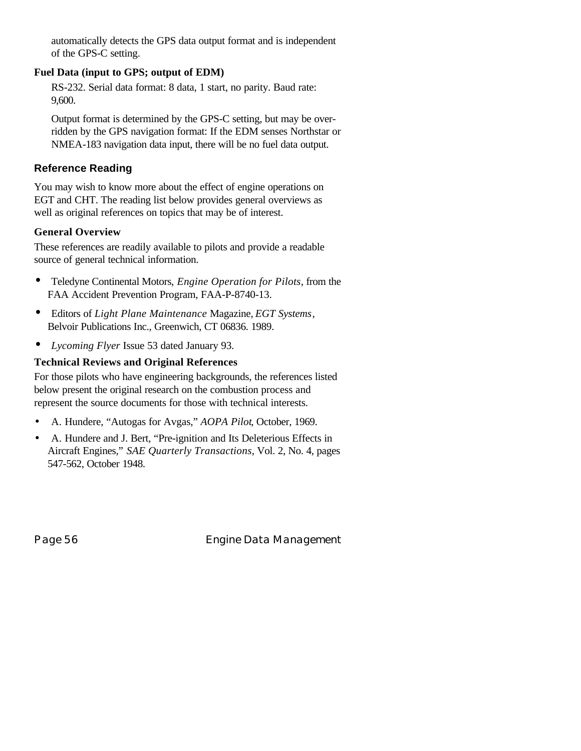automatically detects the GPS data output format and is independent of the GPS-C setting.

**Fuel Data (input to GPS; output of EDM)**

RS-232. Serial data format: 8 data, 1 start, no parity. Baud rate: 9,600.

Output format is determined by the GPS-C setting, but may be overridden by the GPS navigation format: If the EDM senses Northstar or NMEA-183 navigation data input, there will be no fuel data output.

## Reference Reading

You may wish to know more about the effect of engine operations on EGT and CHT. The reading list below provides general overviews as well as original references on topics that may be of interest.

### General Overview

These references are readily available to pilots and provide a readable source of general technical information.

- Teledyne Continental Motors, *Engine Operation for Pilots*, from the FAA Accident Prevention Program, FAA-P-8740-13.
- Editors of *Light Plane Maintenance* Magazine, *EGT Systems*, Belvoir Publications Inc., Greenwich, CT 06836. 1989.
- *Lycoming Flyer* Issue 53 dated January 93.

### Technical Reviews and Original References

For those pilots who have engineering backgrounds, the references listed below present the original research on the combustion process and represent the source documents for those with technical interests.

- A. Hundere, "Autogas for Avgas," *AOPA Pilot*, October, 1969.
- A. Hundere and J. Bert, "Pre-ignition and Its Deleterious Effects in Aircraft Engines," *SAE Quarterly Transactions*, Vol. 2, No. 4, pages 547-562, October 1948.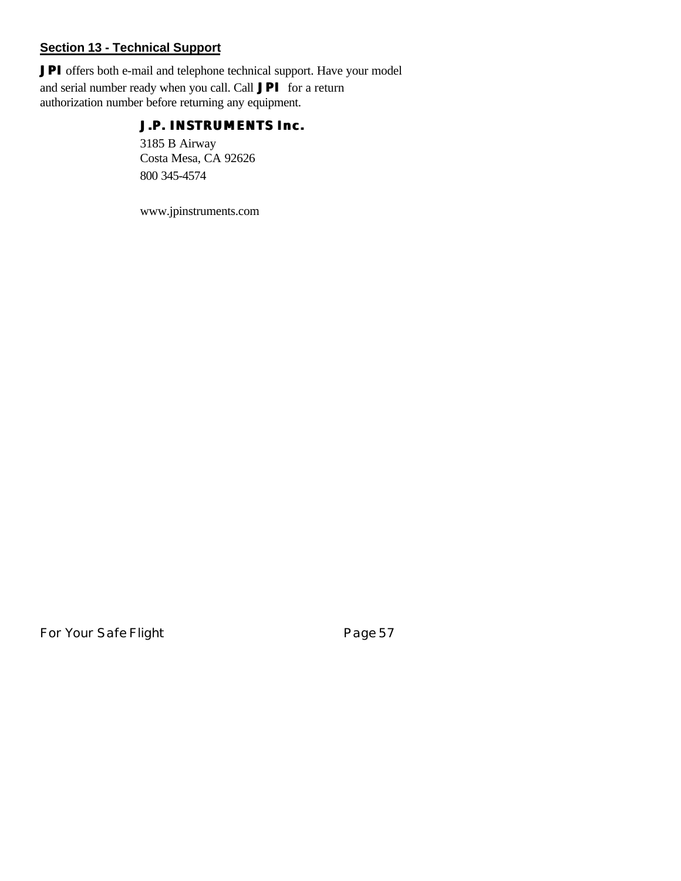## Section 13 - Technical Support

**JPI** offers both e-mail and telephone technical support. Have your model and serial number ready when you call. Call **JPI** for a return authorization number before returning any equipment.

**J.P. INSTRUMENTS Inc.**

3185 B Airway
Costa Mesa, CA 92626
800 345-4574

www.jpinstruments.com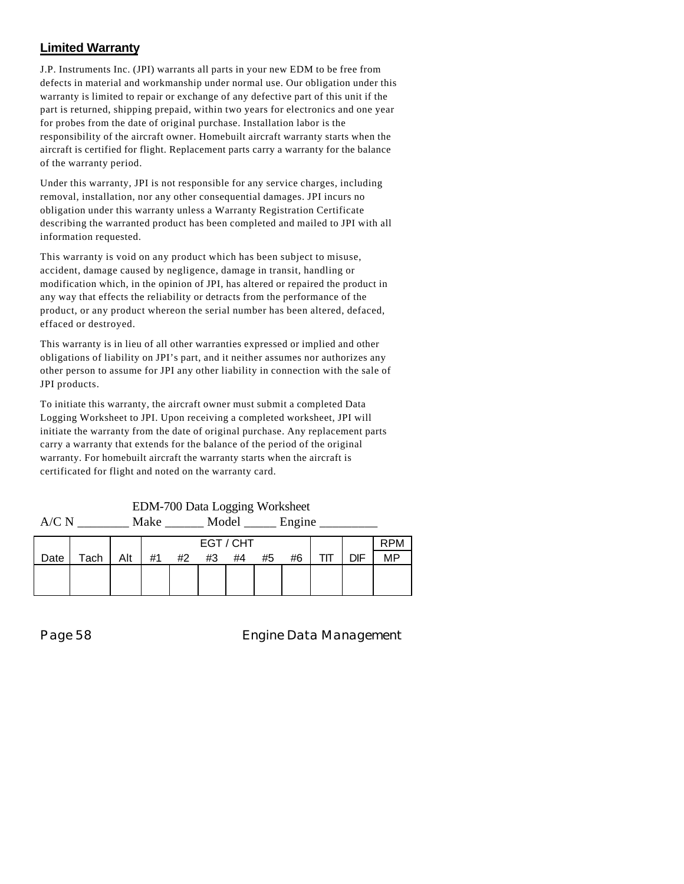## Limited Warranty

J.P. Instruments Inc. (JPI) warrants all parts in your new EDM to be free from defects in material and workmanship under normal use. Our obligation under this warranty is limited to repair or exchange of any defective part of this unit if the part is returned, shipping prepaid, within two years for electronics and one year for probes from the date of original purchase. Installation labor is the responsibility of the aircraft owner. Homebuilt aircraft warranty starts when the aircraft is certified for flight. Replacement parts carry a warranty for the balance of the warranty period.

Under this warranty, JPI is not responsible for any service charges, including removal, installation, nor any other consequential damages. JPI incurs no obligation under this warranty unless a Warranty Registration Certificate describing the warranted product has been completed and mailed to JPI with all information requested.

This warranty is void on any product which has been subject to misuse, accident, damage caused by negligence, damage in transit, handling or modification which, in the opinion of JPI, has altered or repaired the product in any way that effects the reliability or detracts from the performance of the product, or any product whereon the serial number has been altered, defaced, effaced or destroyed.

This warranty is in lieu of all other warranties expressed or implied and other obligations of liability on JPI's part, and it neither assumes nor authorizes any other person to assume for JPI any other liability in connection with the sale of JPI products.

To initiate this warranty, the aircraft owner must submit a completed Data Logging Worksheet to JPI. Upon receiving a completed worksheet, JPI will initiate the warranty from the date of original purchase. Any replacement parts carry a warranty that extends for the balance of the period of the original warranty. For homebuilt aircraft the warranty starts when the aircraft is certificated for flight and noted on the warranty card.

EDM-700 Data Logging Worksheet

A/C N ________ Make ______ Model _____ Engine _________

| | | | EGT / CHT | | | | | | | | RPM |
|---|---|---|---|---|---|---|---|---|---|---|---|
| Date | Tach | Alt | #1 | #2 | #3 | #4 | #5 | #6 | TIT | DIF | MP |
| | | | | | | | | | | | |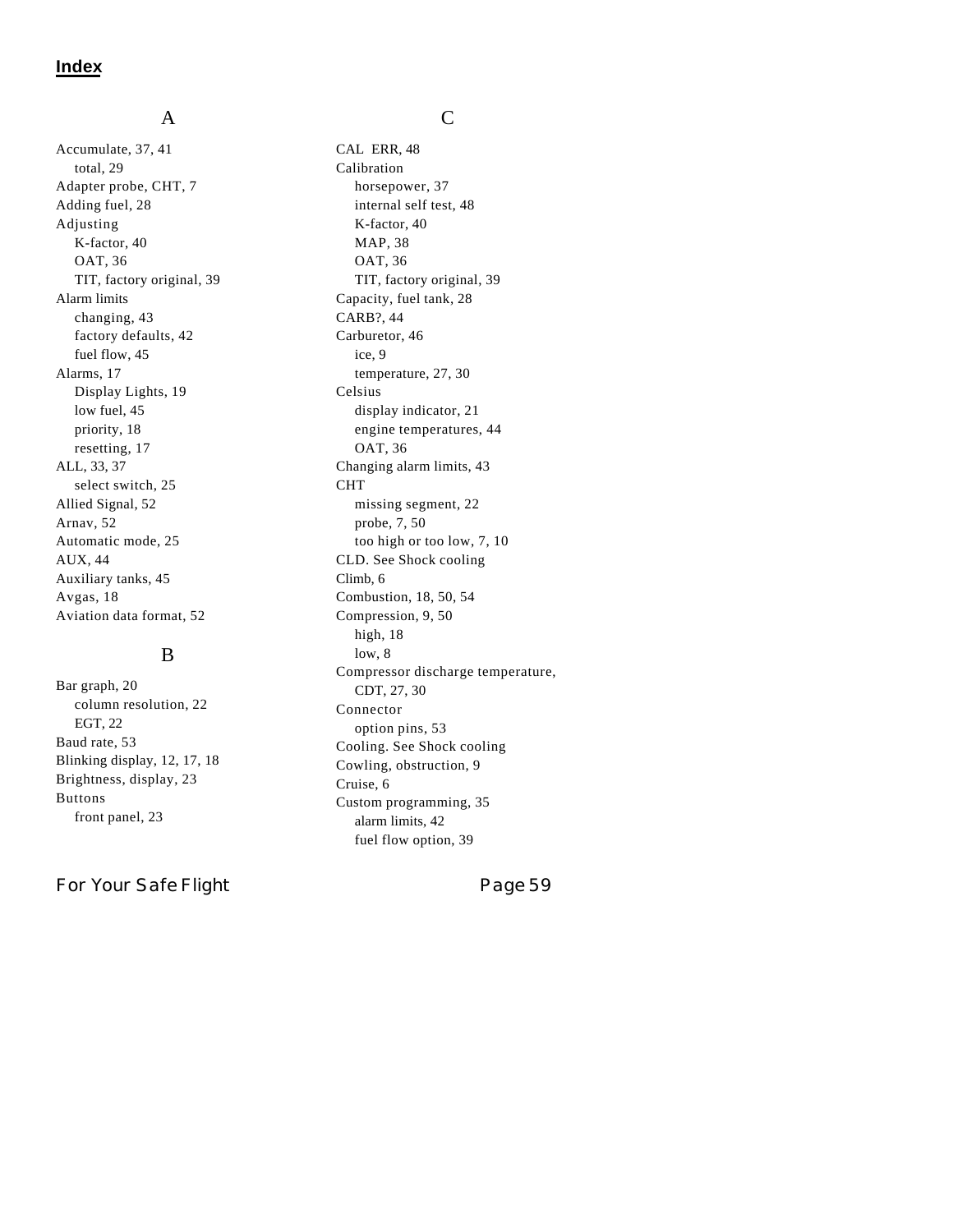# Index

## A

Accumulate, 37, 41
- total, 29

Adapter probe, CHT, 7
Adding fuel, 28
Adjusting
- K-factor, 40
- OAT, 36
- TIT, factory original, 39

Alarm limits
- changing, 43
- factory defaults, 42
- fuel flow, 45

Alarms, 17
- Display Lights, 19
- low fuel, 45
- priority, 18
- resetting, 17

ALL, 33, 37
- select switch, 25

Allied Signal, 52
Arnav, 52
Automatic mode, 25
AUX, 44
Auxiliary tanks, 45
Avgas, 18
Aviation data format, 52

## B

Bar graph, 20
- column resolution, 22
- EGT, 22

Baud rate, 53
Blinking display, 12, 17, 18
Brightness, display, 23
Buttons
- front panel, 23

## C

CAL ERR, 48
Calibration
- horsepower, 37
- internal self test, 48
- K-factor, 40
- MAP, 38
- OAT, 36
- TIT, factory original, 39

Capacity, fuel tank, 28
CARB?, 44
Carburetor, 46
- ice, 9
- temperature, 27, 30

Celsius
- display indicator, 21
- engine temperatures, 44
- OAT, 36

Changing alarm limits, 43
CHT
- missing segment, 22
- probe, 7, 50
- too high or too low, 7, 10

CLD. See Shock cooling
Climb, 6
Combustion, 18, 50, 54
Compression, 9, 50
- high, 18
- low, 8

Compressor discharge temperature, CDT, 27, 30
Connector
- option pins, 53

Cooling. See Shock cooling
Cowling, obstruction, 9
Cruise, 6
Custom programming, 35
- alarm limits, 42
- fuel flow option, 39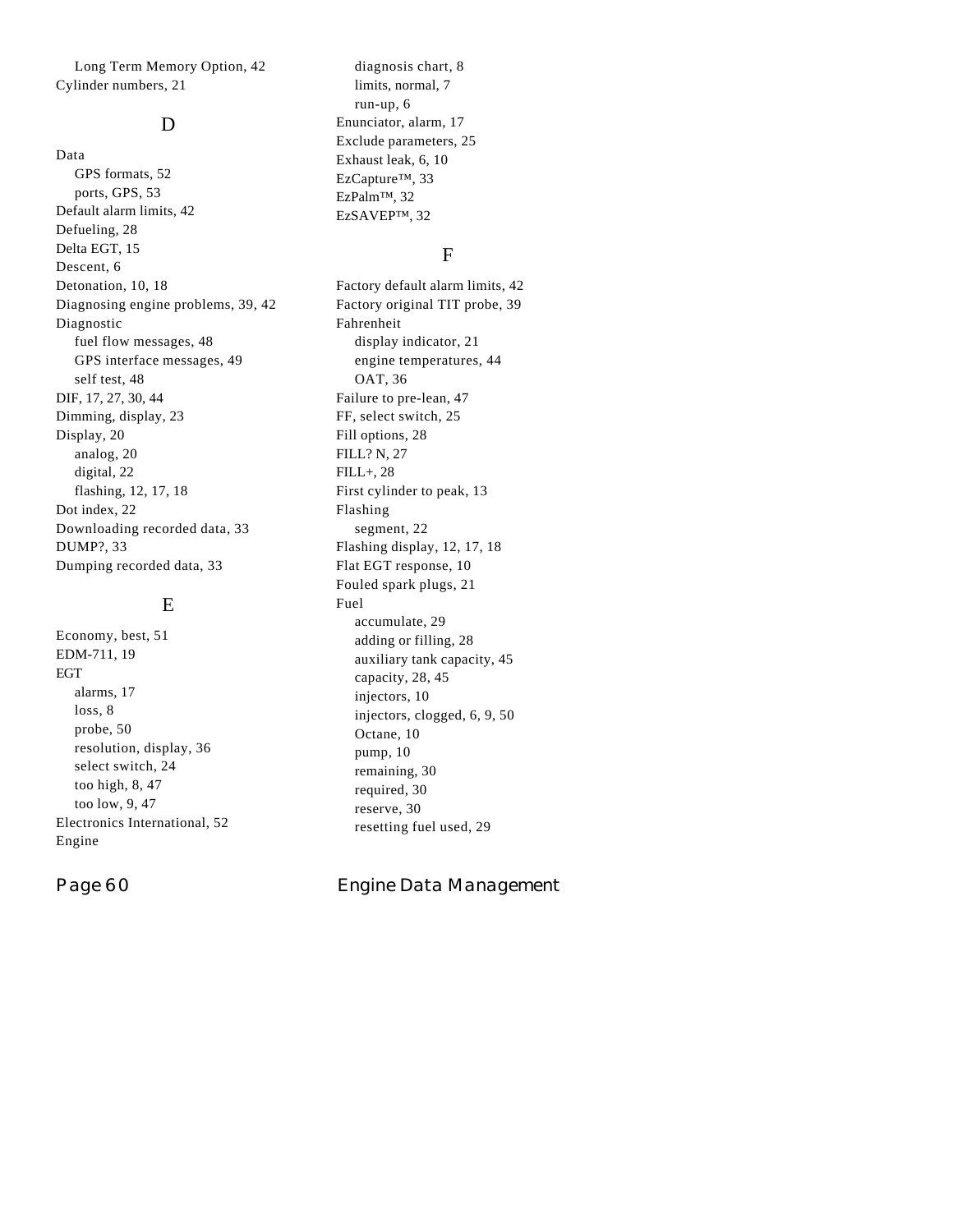- Long Term Memory Option, 42

Cylinder numbers, 21

## D

Data
- GPS formats, 52
- ports, GPS, 53

Default alarm limits, 42
Defueling, 28
Delta EGT, 15
Descent, 6
Detonation, 10, 18
Diagnosing engine problems, 39, 42
Diagnostic
- fuel flow messages, 48
- GPS interface messages, 49
- self test, 48

DIF, 17, 27, 30, 44
Dimming, display, 23
Display, 20
- analog, 20
- digital, 22
- flashing, 12, 17, 18

Dot index, 22
Downloading recorded data, 33
DUMP?, 33
Dumping recorded data, 33

## E

Economy, best, 51
EDM-711, 19
EGT
- alarms, 17
- loss, 8
- probe, 50
- resolution, display, 36
- select switch, 24
- too high, 8, 47
- too low, 9, 47

Electronics International, 52
Engine
- diagnosis chart, 8
- limits, normal, 7
- run-up, 6

Enunciator, alarm, 17
Exclude parameters, 25
Exhaust leak, 6, 10
EzCapture™, 33
EzPalm™, 32
EzSAVEP™, 32

## F

Factory default alarm limits, 42
Factory original TIT probe, 39
Fahrenheit
- display indicator, 21
- engine temperatures, 44
- OAT, 36

Failure to pre-lean, 47
FF, select switch, 25
Fill options, 28
FILL? N, 27
FILL+, 28
First cylinder to peak, 13
Flashing
- segment, 22

Flashing display, 12, 17, 18
Flat EGT response, 10
Fouled spark plugs, 21
Fuel
- accumulate, 29
- adding or filling, 28
- auxiliary tank capacity, 45
- capacity, 28, 45
- injectors, 10
- injectors, clogged, 6, 9, 50
- Octane, 10
- pump, 10
- remaining, 30
- required, 30
- reserve, 30
- resetting fuel used, 29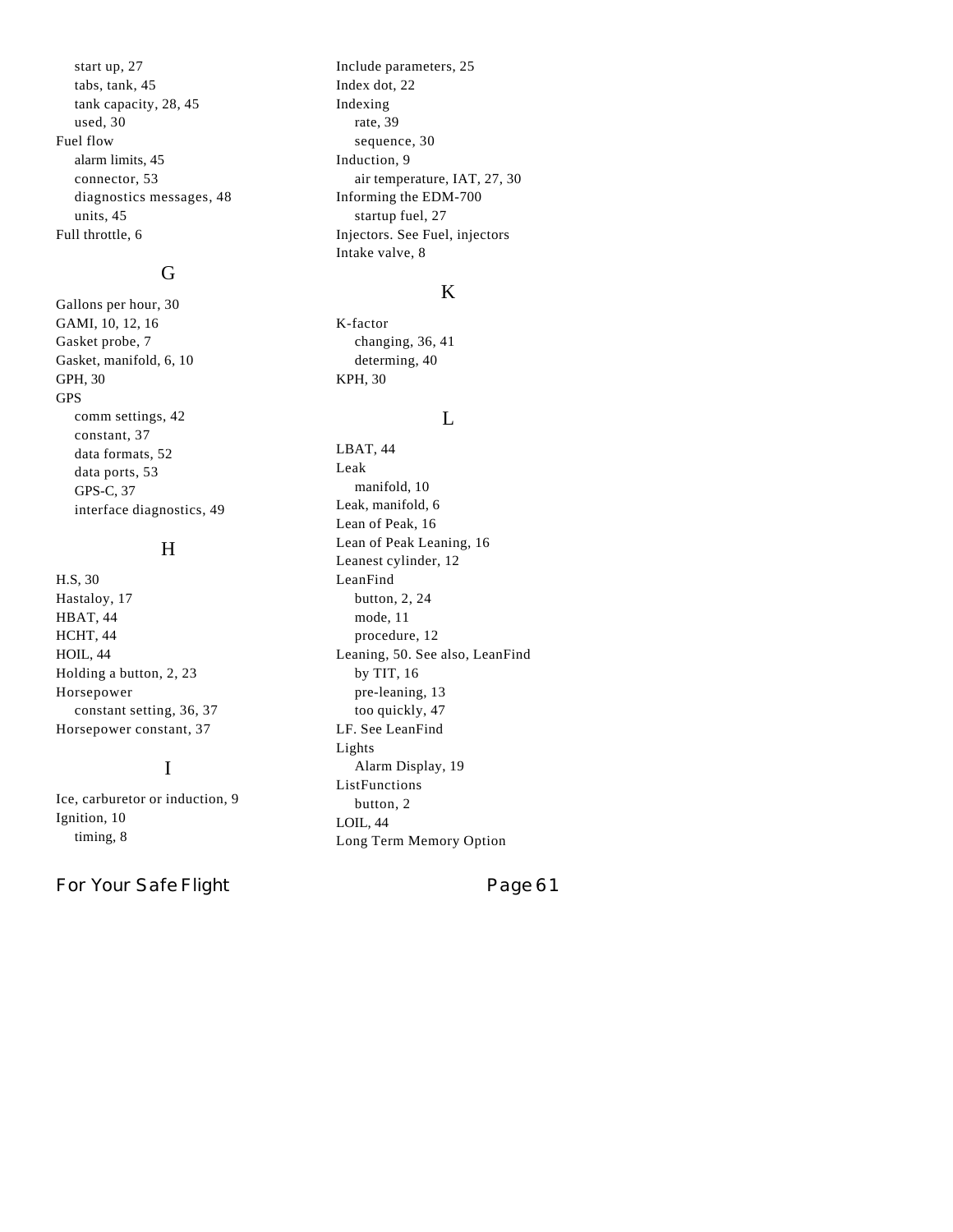start up, 27
tabs, tank, 45
tank capacity, 28, 45
used, 30

Fuel flow
alarm limits, 45
connector, 53
diagnostics messages, 48
units, 45

Full throttle, 6

## G

Gallons per hour, 30
GAMI, 10, 12, 16
Gasket probe, 7
Gasket, manifold, 6, 10
GPH, 30
GPS
comm settings, 42
constant, 37
data formats, 52
data ports, 53
GPS-C, 37
interface diagnostics, 49

## H

H.S, 30
Hastaloy, 17
HBAT, 44
HCHT, 44
HOIL, 44
Holding a button, 2, 23
Horsepower
constant setting, 36, 37
Horsepower constant, 37

## I

Ice, carburetor or induction, 9
Ignition, 10
timing, 8
Include parameters, 25
Index dot, 22
Indexing
rate, 39
sequence, 30
Induction, 9
air temperature, IAT, 27, 30
Informing the EDM-700
startup fuel, 27
Injectors. See Fuel, injectors
Intake valve, 8

## K

K-factor
changing, 36, 41
determing, 40
KPH, 30

## L

LBAT, 44
Leak
manifold, 10
Leak, manifold, 6
Lean of Peak, 16
Lean of Peak Leaning, 16
Leanest cylinder, 12
LeanFind
button, 2, 24
mode, 11
procedure, 12
Leaning, 50. See also, LeanFind
by TIT, 16
pre-leaning, 13
too quickly, 47
LF. See LeanFind
Lights
Alarm Display, 19
ListFunctions
button, 2
LOIL, 44
Long Term Memory Option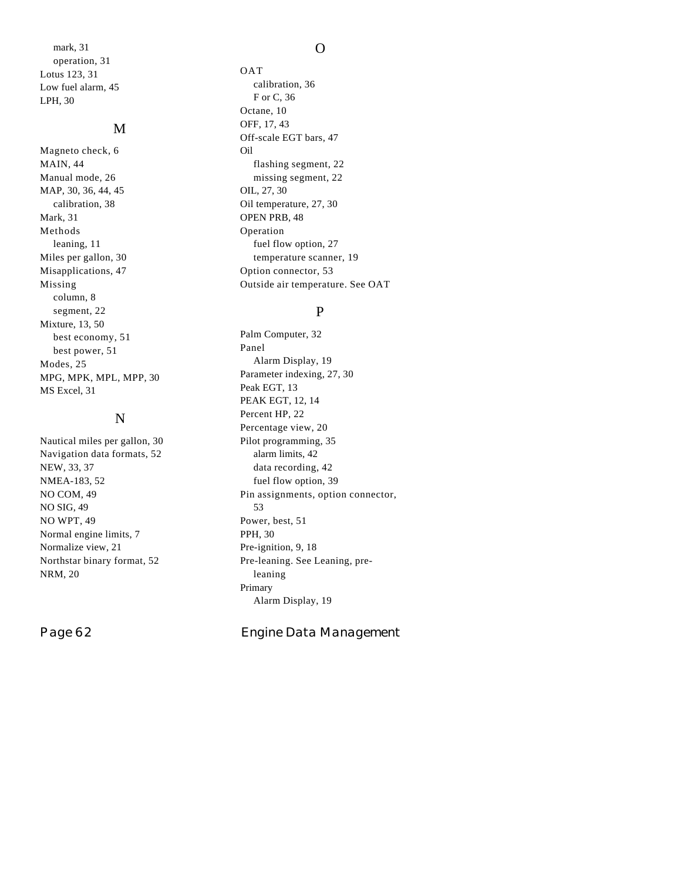mark, 31
operation, 31
Lotus 123, 31
Low fuel alarm, 45
LPH, 30

## M

Magneto check, 6
MAIN, 44
Manual mode, 26
MAP, 30, 36, 44, 45
calibration, 38
Mark, 31
Methods
leaning, 11
Miles per gallon, 30
Misapplications, 47
Missing
column, 8
segment, 22
Mixture, 13, 50
best economy, 51
best power, 51
Modes, 25
MPG, MPK, MPL, MPP, 30
MS Excel, 31

## N

Nautical miles per gallon, 30
Navigation data formats, 52
NEW, 33, 37
NMEA-183, 52
NO COM, 49
NO SIG, 49
NO WPT, 49
Normal engine limits, 7
Normalize view, 21
Northstar binary format, 52
NRM, 20

## O

OAT
calibration, 36
F or C, 36
Octane, 10
OFF, 17, 43
Off-scale EGT bars, 47
Oil
flashing segment, 22
missing segment, 22
OIL, 27, 30
Oil temperature, 27, 30
OPEN PRB, 48
Operation
fuel flow option, 27
temperature scanner, 19
Option connector, 53
Outside air temperature. See OAT

## P

Palm Computer, 32
Panel
Alarm Display, 19
Parameter indexing, 27, 30
Peak EGT, 13
PEAK EGT, 12, 14
Percent HP, 22
Percentage view, 20
Pilot programming, 35
alarm limits, 42
data recording, 42
fuel flow option, 39
Pin assignments, option connector, 53
Power, best, 51
PPH, 30
Pre-ignition, 9, 18
Pre-leaning. See Leaning, pre-leaning
Primary
Alarm Display, 19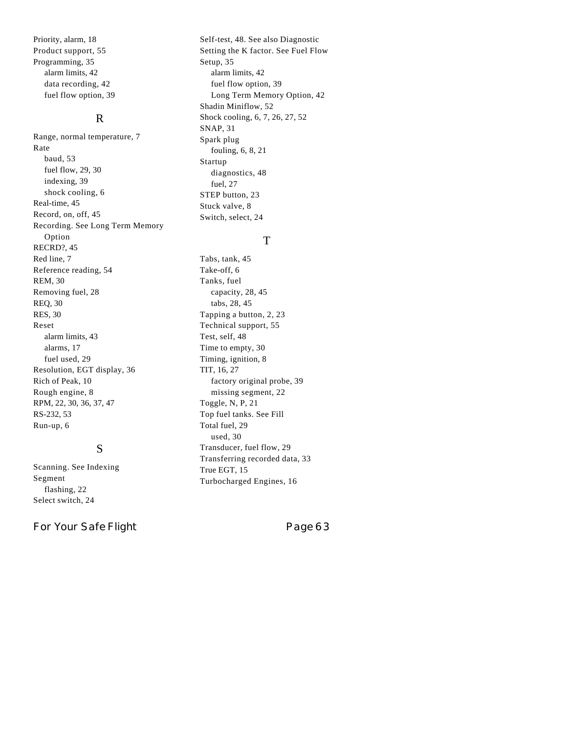Priority, alarm, 18
Product support, 55
Programming, 35
  alarm limits, 42
  data recording, 42
  fuel flow option, 39

## R

Range, normal temperature, 7
Rate
  baud, 53
  fuel flow, 29, 30
  indexing, 39
  shock cooling, 6
Real-time, 45
Record, on, off, 45
Recording. See Long Term Memory Option
RECRD?, 45
Red line, 7
Reference reading, 54
REM, 30
Removing fuel, 28
REQ, 30
RES, 30
Reset
  alarm limits, 43
  alarms, 17
  fuel used, 29
Resolution, EGT display, 36
Rich of Peak, 10
Rough engine, 8
RPM, 22, 30, 36, 37, 47
RS-232, 53
Run-up, 6

## S

Scanning. See Indexing
Segment
  flashing, 22
Select switch, 24
Self-test, 48. See also Diagnostic
Setting the K factor. See Fuel Flow
Setup, 35
  alarm limits, 42
  fuel flow option, 39
  Long Term Memory Option, 42
Shadin Miniflow, 52
Shock cooling, 6, 7, 26, 27, 52
SNAP, 31
Spark plug
  fouling, 6, 8, 21
Startup
  diagnostics, 48
  fuel, 27
STEP button, 23
Stuck valve, 8
Switch, select, 24

## T

Tabs, tank, 45
Take-off, 6
Tanks, fuel
  capacity, 28, 45
  tabs, 28, 45
Tapping a button, 2, 23
Technical support, 55
Test, self, 48
Time to empty, 30
Timing, ignition, 8
TIT, 16, 27
  factory original probe, 39
  missing segment, 22
Toggle, N, P, 21
Top fuel tanks. See Fill
Total fuel, 29
  used, 30
Transducer, fuel flow, 29
Transferring recorded data, 33
True EGT, 15
Turbocharged Engines, 16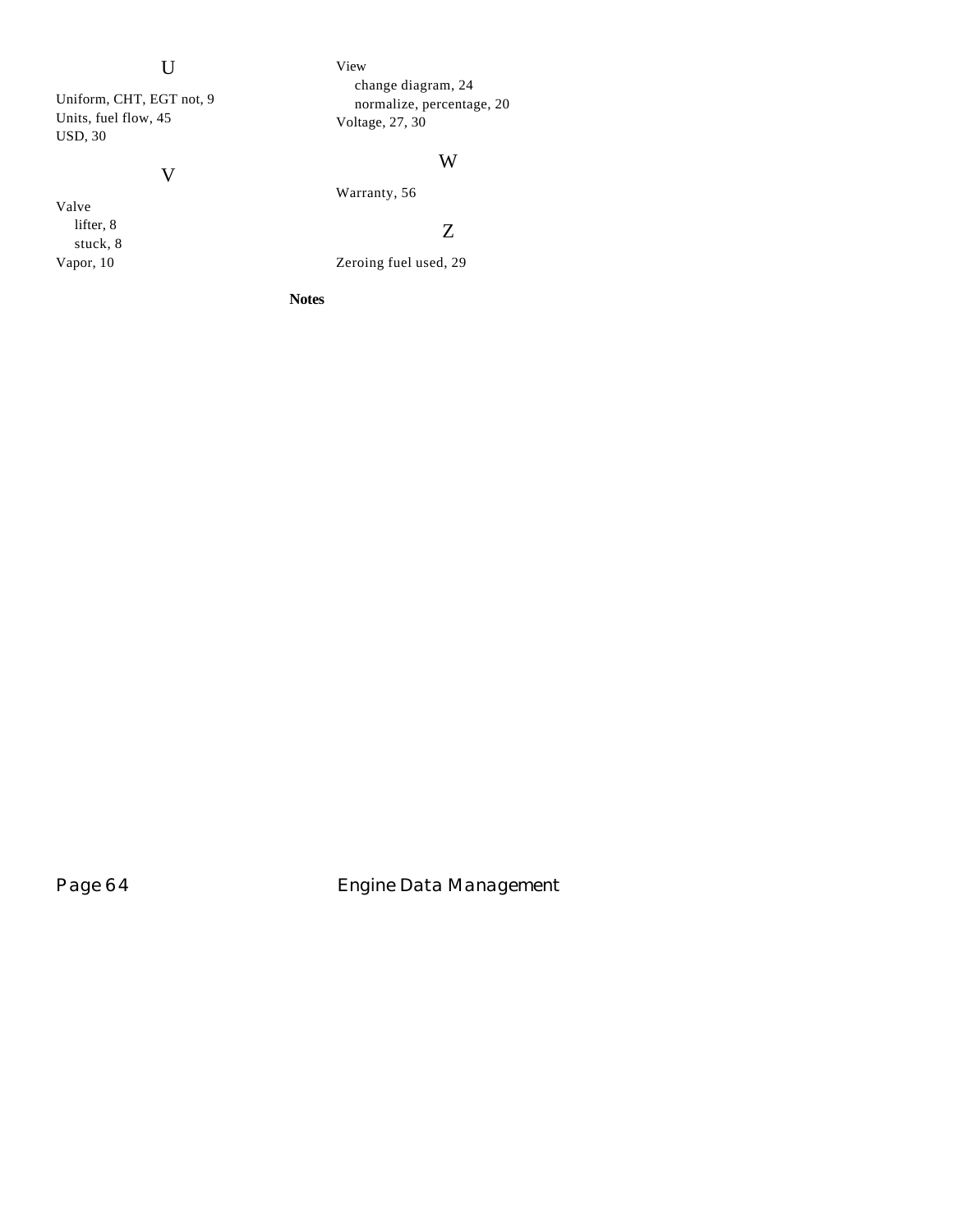### U

Uniform, CHT, EGT not, 9
Units, fuel flow, 45
USD, 30

### V

Valve
  lifter, 8
  stuck, 8
Vapor, 10
View
  change diagram, 24
  normalize, percentage, 20
Voltage, 27, 30

### W

Warranty, 56

### Z

Zeroing fuel used, 29

**Notes**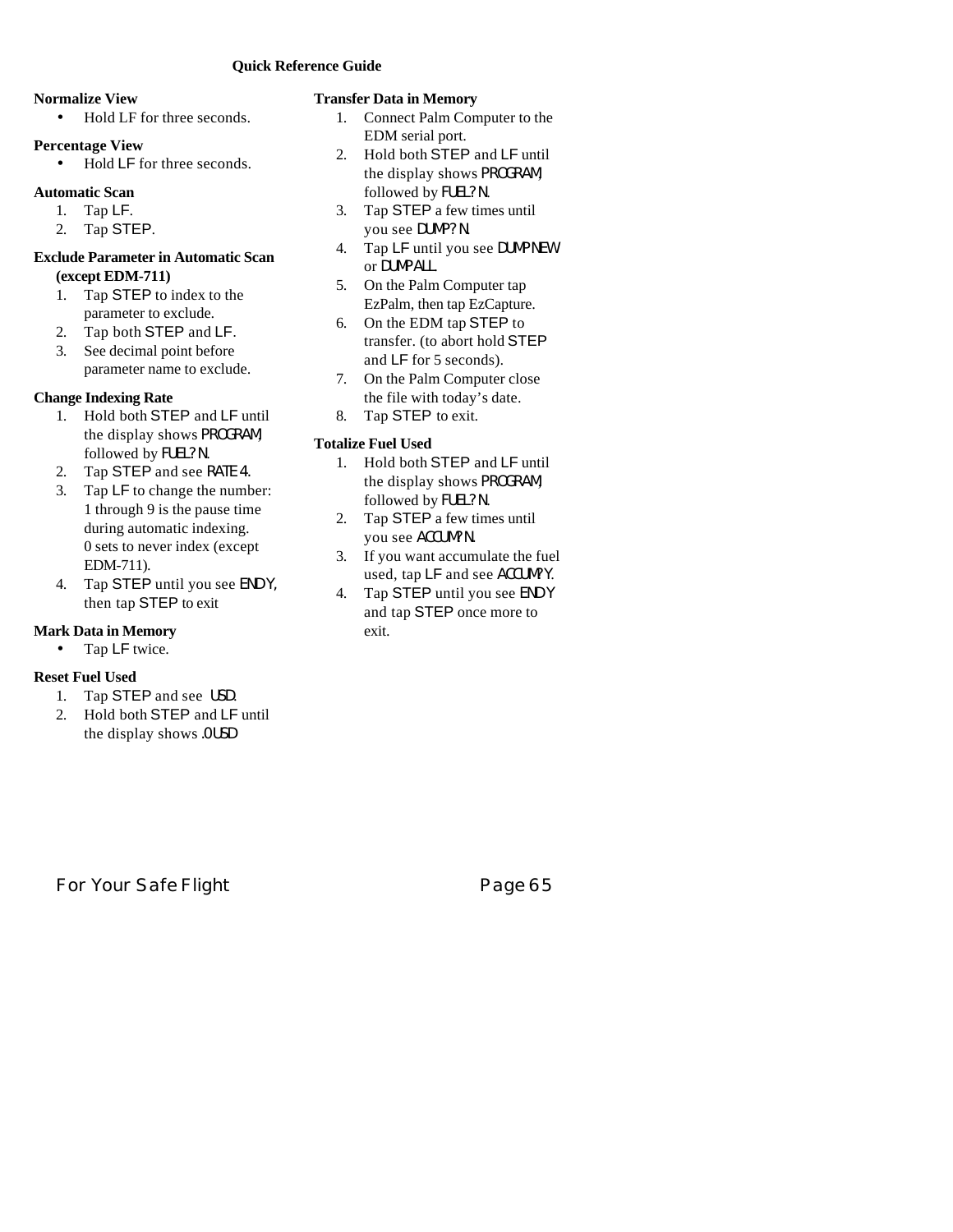# Quick Reference Guide

**Normalize View**

- Hold LF for three seconds.

**Percentage View**

- Hold LF for three seconds.

**Automatic Scan**

1. Tap LF.
2. Tap STEP.

**Exclude Parameter in Automatic Scan (except EDM-711)**

1. Tap STEP to index to the parameter to exclude.
2. Tap both STEP and LF.
3. See decimal point before parameter name to exclude.

**Change Indexing Rate**

1. Hold both STEP and LF until the display shows PROGRAM, followed by FUEL? N.
2. Tap STEP and see RATE 4.
3. Tap LF to change the number: 1 through 9 is the pause time during automatic indexing. 0 sets to never index (except EDM-711).
4. Tap STEP until you see END Y, then tap STEP to exit

**Mark Data in Memory**

- Tap LF twice.

**Reset Fuel Used**

1. Tap STEP and see USD.
2. Hold both STEP and LF until the display shows .0 USD

**Transfer Data in Memory**

1. Connect Palm Computer to the EDM serial port.
2. Hold both STEP and LF until the display shows PROGRAM, followed by FUEL? N.
3. Tap STEP a few times until you see DUMP? N.
4. Tap LF until you see DUMP NEW or DUMP ALL.
5. On the Palm Computer tap EzPalm, then tap EzCapture.
6. On the EDM tap STEP to transfer. (to abort hold STEP and LF for 5 seconds).
7. On the Palm Computer close the file with today's date.
8. Tap STEP to exit.

**Totalize Fuel Used**

1. Hold both STEP and LF until the display shows PROGRAM, followed by FUEL? N.
2. Tap STEP a few times until you see ACCUM? N.
3. If you want accumulate the fuel used, tap LF and see ACCUM? Y.
4. Tap STEP until you see END Y and tap STEP once more to exit.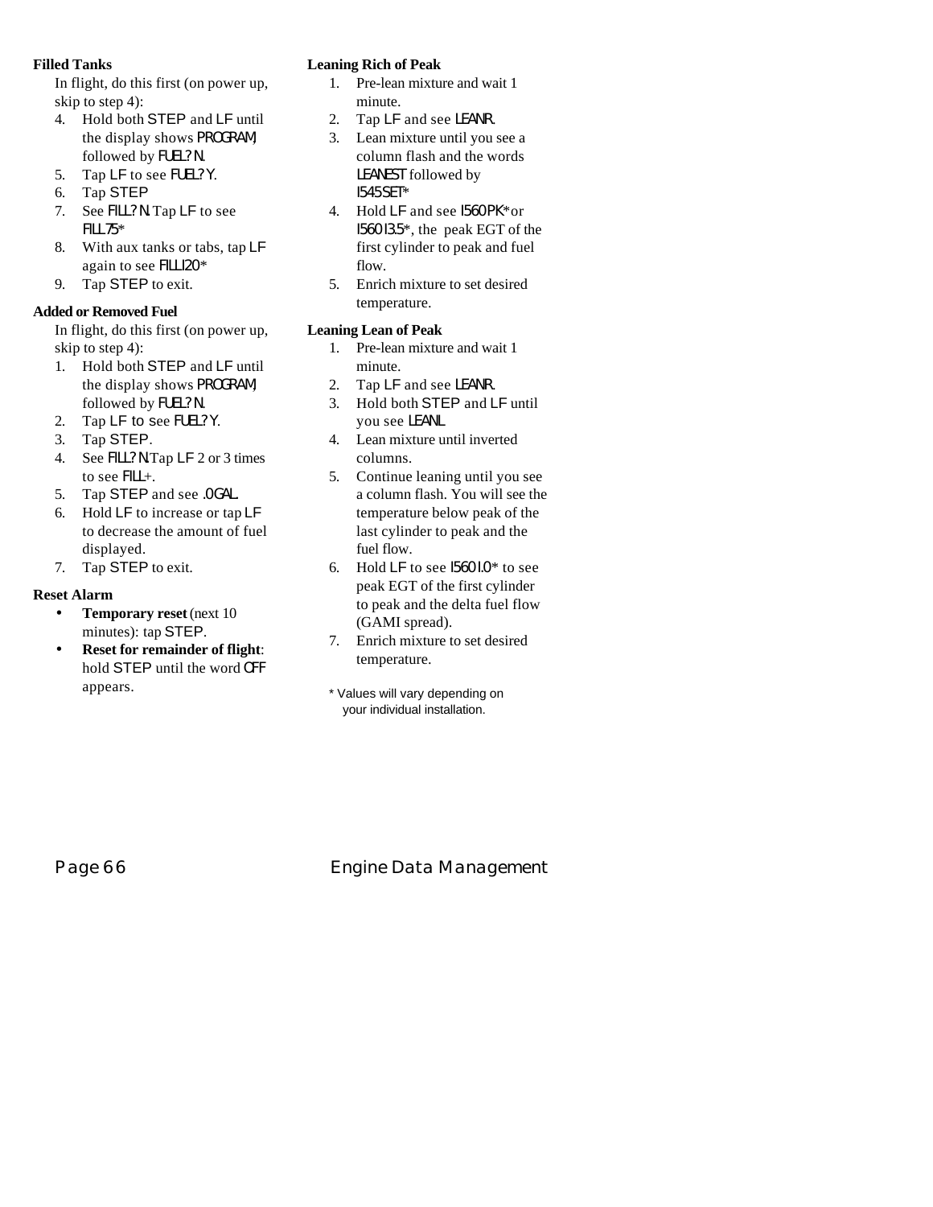**Filled Tanks**

In flight, do this first (on power up, skip to step 4):

4. Hold both STEP and LF until the display shows PROGRAM, followed by FUEL? N.
5. Tap LF to see FUEL? Y.
6. Tap STEP
7. See FILL? N. Tap LF to see FILL 75*
8. With aux tanks or tabs, tap LF again to see FILL120*
9. Tap STEP to exit.

**Added or Removed Fuel**

In flight, do this first (on power up, skip to step 4):

1. Hold both STEP and LF until the display shows PROGRAM, followed by FUEL? N.
2. Tap LF to see FUEL? Y.
3. Tap STEP.
4. See FILL? N. Tap LF 2 or 3 times to see FILL+.
5. Tap STEP and see .0 GAL.
6. Hold LF to increase or tap LF to decrease the amount of fuel displayed.
7. Tap STEP to exit.

**Reset Alarm**

- **Temporary reset** (next 10 minutes): tap STEP.
- **Reset for remainder of flight**: hold STEP until the word OFF appears.

**Leaning Rich of Peak**

1. Pre-lean mixture and wait 1 minute.
2. Tap LF and see LEANR.
3. Lean mixture until you see a column flash and the words LEANEST followed by 1545 SET*
4. Hold LF and see 1560 PK* or 1560 13.5*, the peak EGT of the first cylinder to peak and fuel flow.
5. Enrich mixture to set desired temperature.

**Leaning Lean of Peak**

1. Pre-lean mixture and wait 1 minute.
2. Tap LF and see LEANR.
3. Hold both STEP and LF until you see LEANL
4. Lean mixture until inverted columns.
5. Continue leaning until you see a column flash. You will see the temperature below peak of the last cylinder to peak and the fuel flow.
6. Hold LF to see 1560 1.0* to see peak EGT of the first cylinder to peak and the delta fuel flow (GAMI spread).
7. Enrich mixture to set desired temperature.

\* Values will vary depending on your individual installation.